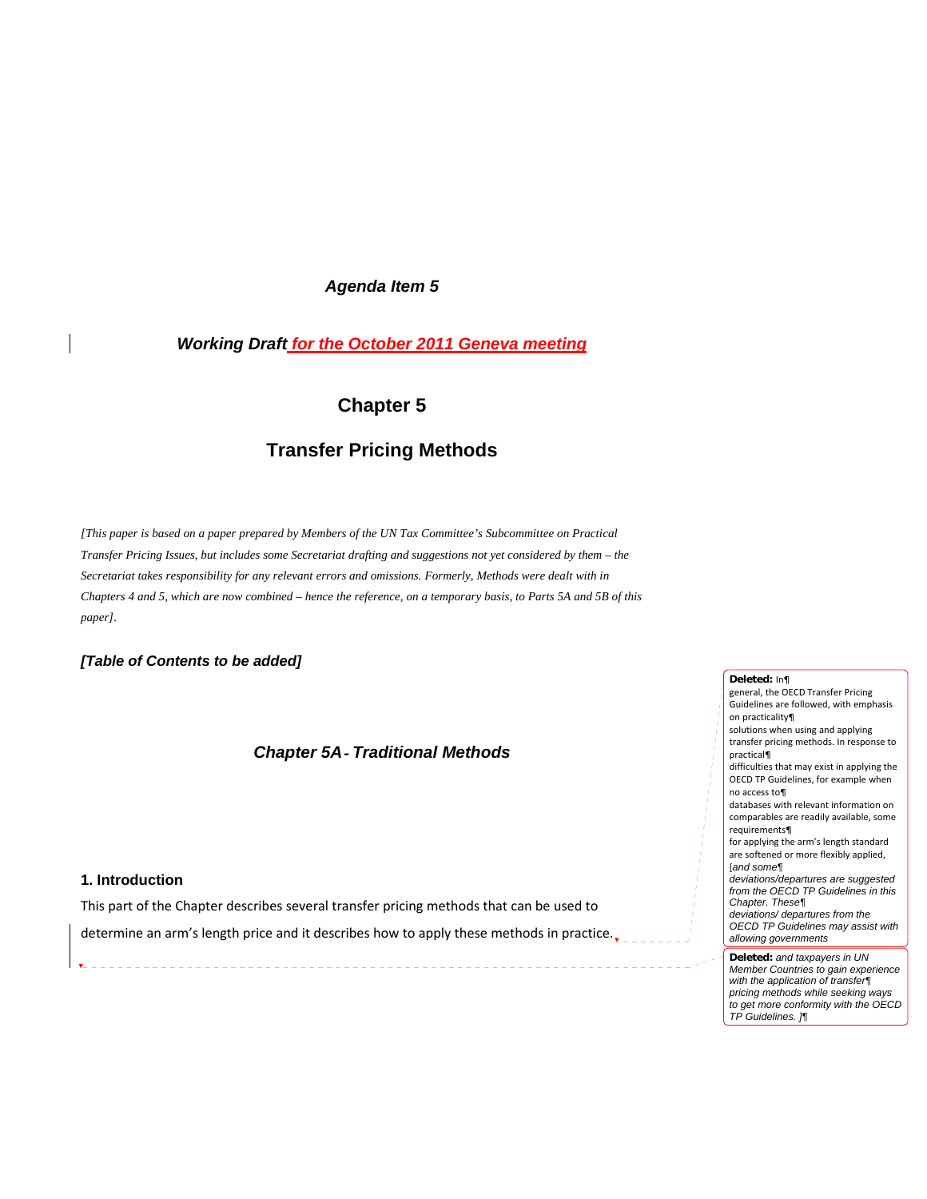*Agenda Item 5*

***Working Draft for the October 2011 Geneva meeting***

# Chapter 5

# Transfer Pricing Methods

*[This paper is based on a paper prepared by Members of the UN Tax Committee's Subcommittee on Practical Transfer Pricing Issues, but includes some Secretariat drafting and suggestions not yet considered by them – the Secretariat takes responsibility for any relevant errors and omissions. Formerly, Methods were dealt with in Chapters 4 and 5, which are now combined – hence the reference, on a temporary basis, to Parts 5A and 5B of this paper]*.

***[Table of Contents to be added]***

## *Chapter 5A - Traditional Methods*

### 1. Introduction

This part of the Chapter describes several transfer pricing methods that can be used to determine an arm's length price and it describes how to apply these methods in practice.

**Deleted:** In
general, the OECD Transfer Pricing Guidelines are followed, with emphasis on practicality
solutions when using and applying transfer pricing methods. In response to practical
difficulties that may exist in applying the OECD TP Guidelines, for example when no access to
databases with relevant information on comparables are readily available, some requirements
for applying the arm's length standard are softened or more flexibly applied, [*and some
deviations/departures are suggested from the OECD TP Guidelines in this Chapter. These
deviations/ departures from the OECD TP Guidelines may assist with allowing governments*

**Deleted:** *and taxpayers in UN Member Countries to gain experience with the application of transfer
pricing methods while seeking ways to get more conformity with the OECD TP Guidelines. ]*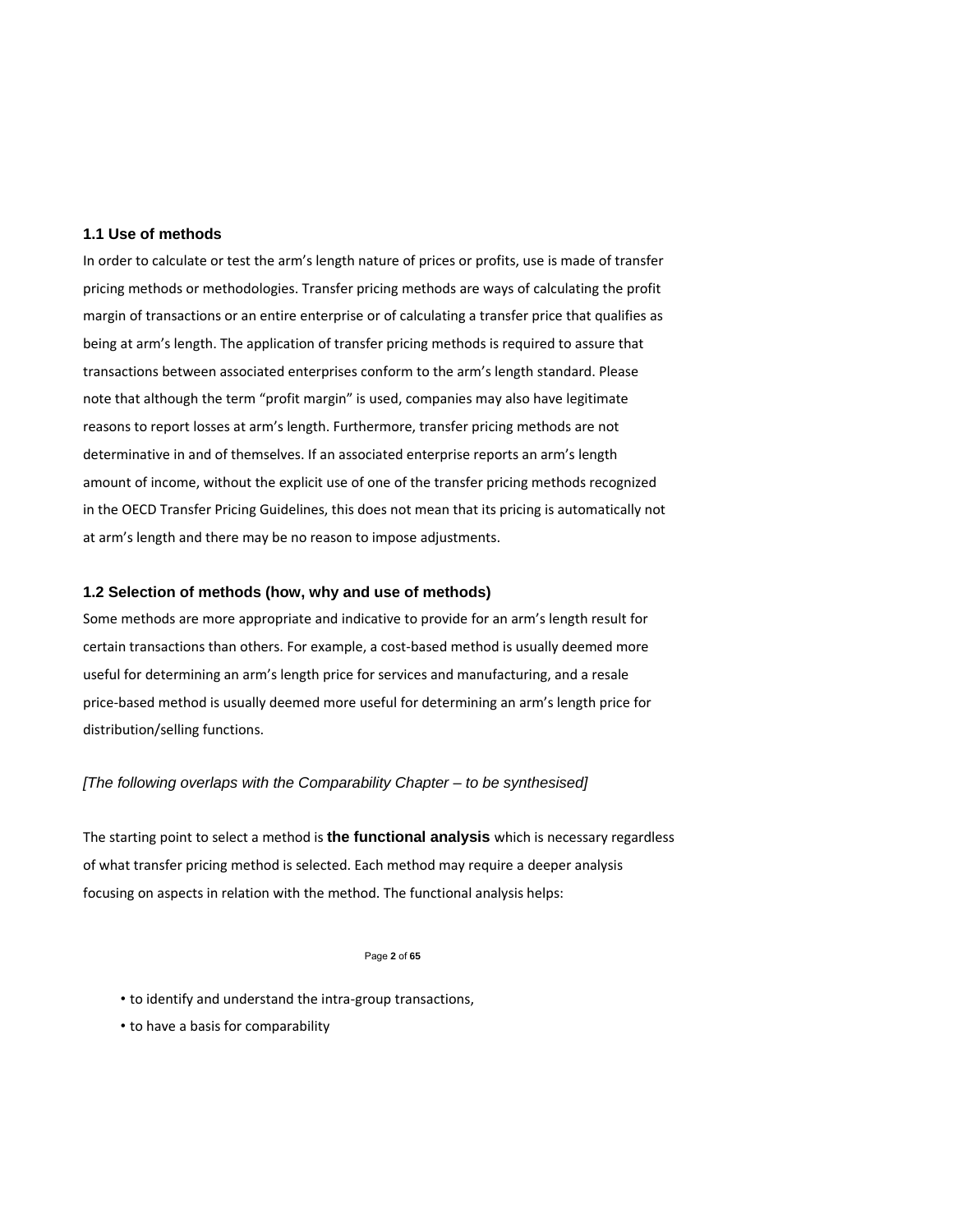## 1.1 Use of methods

In order to calculate or test the arm's length nature of prices or profits, use is made of transfer pricing methods or methodologies. Transfer pricing methods are ways of calculating the profit margin of transactions or an entire enterprise or of calculating a transfer price that qualifies as being at arm's length. The application of transfer pricing methods is required to assure that transactions between associated enterprises conform to the arm's length standard. Please note that although the term "profit margin" is used, companies may also have legitimate reasons to report losses at arm's length. Furthermore, transfer pricing methods are not determinative in and of themselves. If an associated enterprise reports an arm's length amount of income, without the explicit use of one of the transfer pricing methods recognized in the OECD Transfer Pricing Guidelines, this does not mean that its pricing is automatically not at arm's length and there may be no reason to impose adjustments.

## 1.2 Selection of methods (how, why and use of methods)

Some methods are more appropriate and indicative to provide for an arm's length result for certain transactions than others. For example, a cost-based method is usually deemed more useful for determining an arm's length price for services and manufacturing, and a resale price-based method is usually deemed more useful for determining an arm's length price for distribution/selling functions.

*[The following overlaps with the Comparability Chapter – to be synthesised]*

The starting point to select a method is **the functional analysis** which is necessary regardless of what transfer pricing method is selected. Each method may require a deeper analysis focusing on aspects in relation with the method. The functional analysis helps:

- to identify and understand the intra-group transactions,
- to have a basis for comparability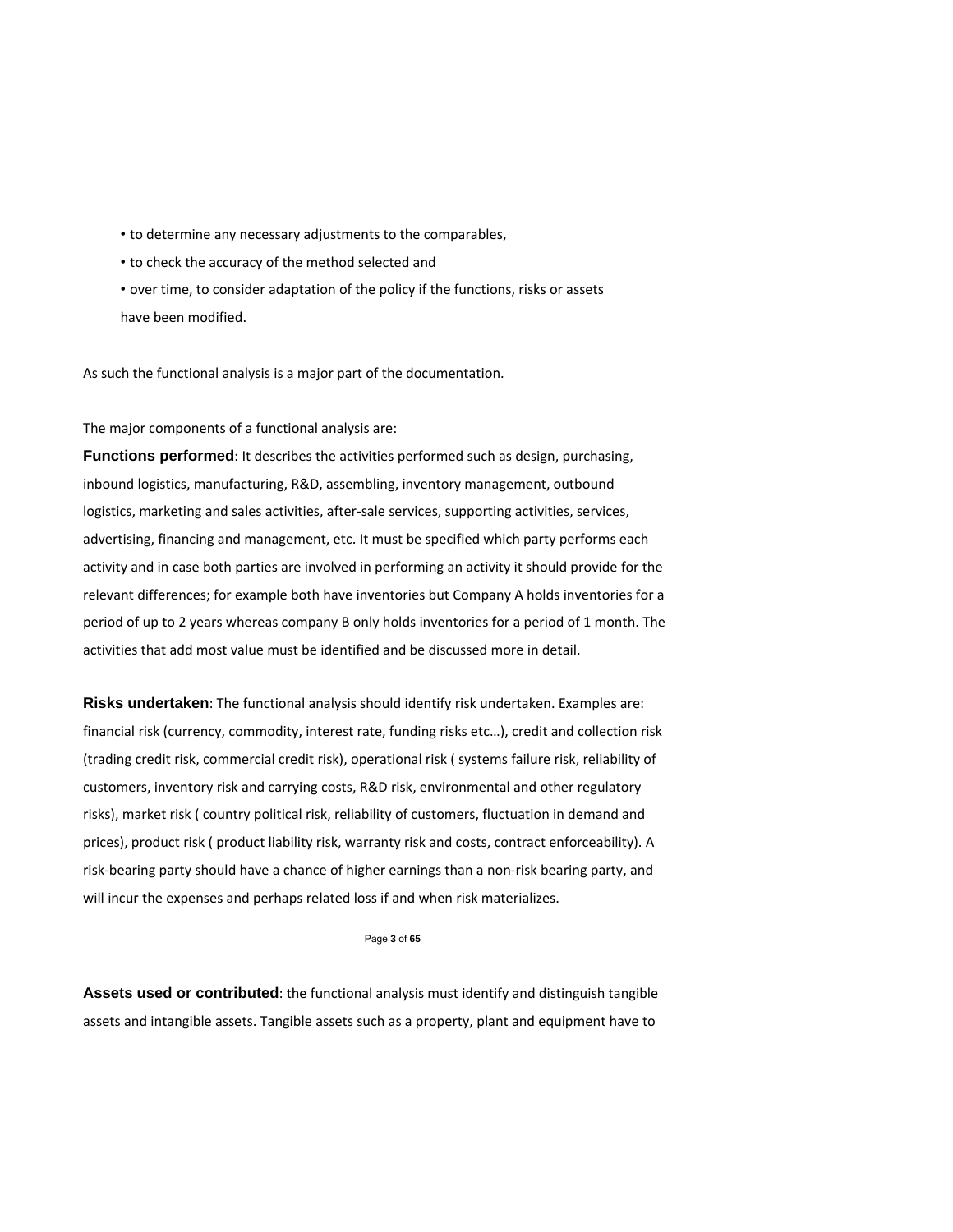- to determine any necessary adjustments to the comparables,
- to check the accuracy of the method selected and
- over time, to consider adaptation of the policy if the functions, risks or assets have been modified.

As such the functional analysis is a major part of the documentation.

The major components of a functional analysis are:

**Functions performed**: It describes the activities performed such as design, purchasing, inbound logistics, manufacturing, R&D, assembling, inventory management, outbound logistics, marketing and sales activities, after-sale services, supporting activities, services, advertising, financing and management, etc. It must be specified which party performs each activity and in case both parties are involved in performing an activity it should provide for the relevant differences; for example both have inventories but Company A holds inventories for a period of up to 2 years whereas company B only holds inventories for a period of 1 month. The activities that add most value must be identified and be discussed more in detail.

**Risks undertaken**: The functional analysis should identify risk undertaken. Examples are: financial risk (currency, commodity, interest rate, funding risks etc…), credit and collection risk (trading credit risk, commercial credit risk), operational risk ( systems failure risk, reliability of customers, inventory risk and carrying costs, R&D risk, environmental and other regulatory risks), market risk ( country political risk, reliability of customers, fluctuation in demand and prices), product risk ( product liability risk, warranty risk and costs, contract enforceability). A risk-bearing party should have a chance of higher earnings than a non-risk bearing party, and will incur the expenses and perhaps related loss if and when risk materializes.

**Assets used or contributed**: the functional analysis must identify and distinguish tangible assets and intangible assets. Tangible assets such as a property, plant and equipment have to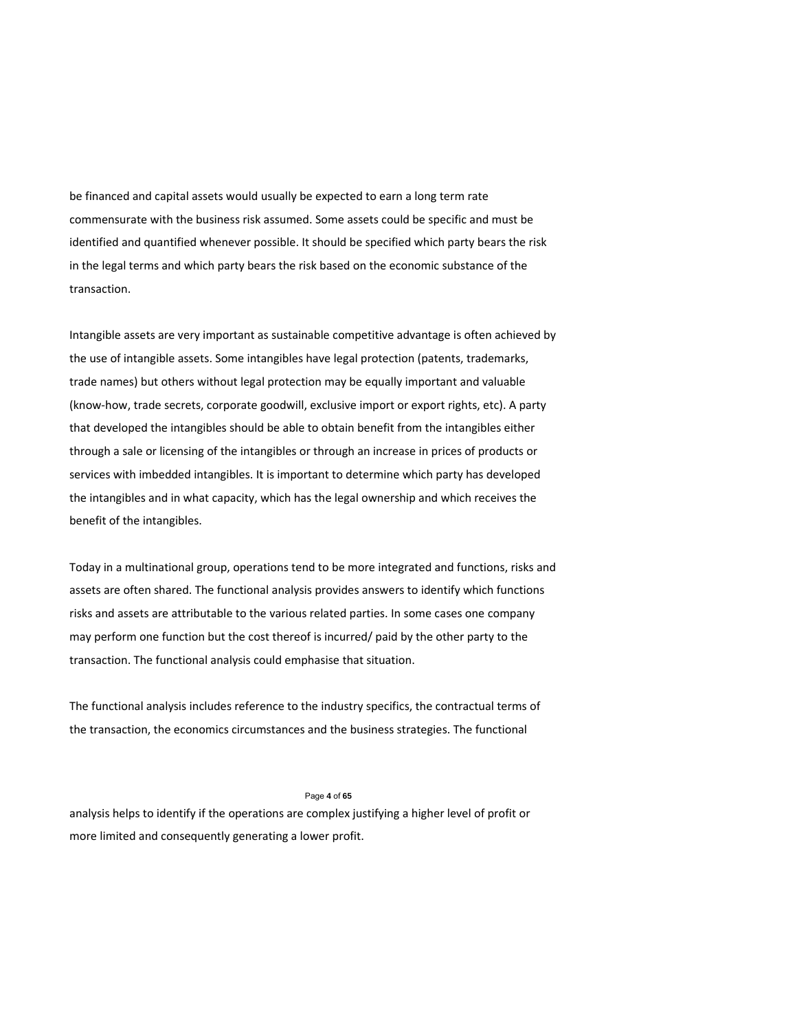be financed and capital assets would usually be expected to earn a long term rate commensurate with the business risk assumed. Some assets could be specific and must be identified and quantified whenever possible. It should be specified which party bears the risk in the legal terms and which party bears the risk based on the economic substance of the transaction.

Intangible assets are very important as sustainable competitive advantage is often achieved by the use of intangible assets. Some intangibles have legal protection (patents, trademarks, trade names) but others without legal protection may be equally important and valuable (know-how, trade secrets, corporate goodwill, exclusive import or export rights, etc). A party that developed the intangibles should be able to obtain benefit from the intangibles either through a sale or licensing of the intangibles or through an increase in prices of products or services with imbedded intangibles. It is important to determine which party has developed the intangibles and in what capacity, which has the legal ownership and which receives the benefit of the intangibles.

Today in a multinational group, operations tend to be more integrated and functions, risks and assets are often shared. The functional analysis provides answers to identify which functions risks and assets are attributable to the various related parties. In some cases one company may perform one function but the cost thereof is incurred/ paid by the other party to the transaction. The functional analysis could emphasise that situation.

The functional analysis includes reference to the industry specifics, the contractual terms of the transaction, the economics circumstances and the business strategies. The functional analysis helps to identify if the operations are complex justifying a higher level of profit or more limited and consequently generating a lower profit.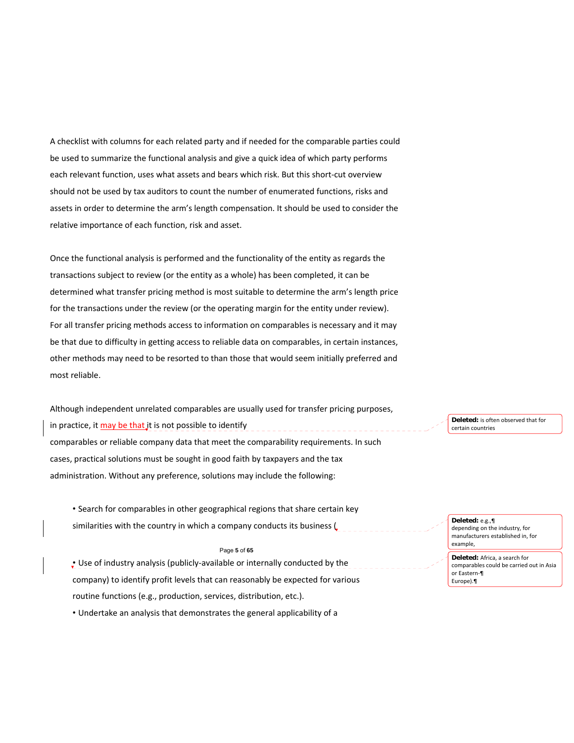A checklist with columns for each related party and if needed for the comparable parties could be used to summarize the functional analysis and give a quick idea of which party performs each relevant function, uses what assets and bears which risk. But this short-cut overview should not be used by tax auditors to count the number of enumerated functions, risks and assets in order to determine the arm's length compensation. It should be used to consider the relative importance of each function, risk and asset.

Once the functional analysis is performed and the functionality of the entity as regards the transactions subject to review (or the entity as a whole) has been completed, it can be determined what transfer pricing method is most suitable to determine the arm's length price for the transactions under the review (or the operating margin for the entity under review). For all transfer pricing methods access to information on comparables is necessary and it may be that due to difficulty in getting access to reliable data on comparables, in certain instances, other methods may need to be resorted to than those that would seem initially preferred and most reliable.

Although independent unrelated comparables are usually used for transfer pricing purposes, in practice, it may be that it is not possible to identify comparables or reliable company data that meet the comparability requirements. In such cases, practical solutions must be sought in good faith by taxpayers and the tax administration. Without any preference, solutions may include the following:

- Search for comparables in other geographical regions that share certain key similarities with the country in which a company conducts its business (
- Use of industry analysis (publicly-available or internally conducted by the company) to identify profit levels that can reasonably be expected for various routine functions (e.g., production, services, distribution, etc.).
- Undertake an analysis that demonstrates the general applicability of a

Deleted: is often observed that for certain countries

Deleted: e.g.,
depending on the industry, for manufacturers established in, for example,

Deleted: Africa, a search for comparables could be carried out in Asia or Eastern-
Europe).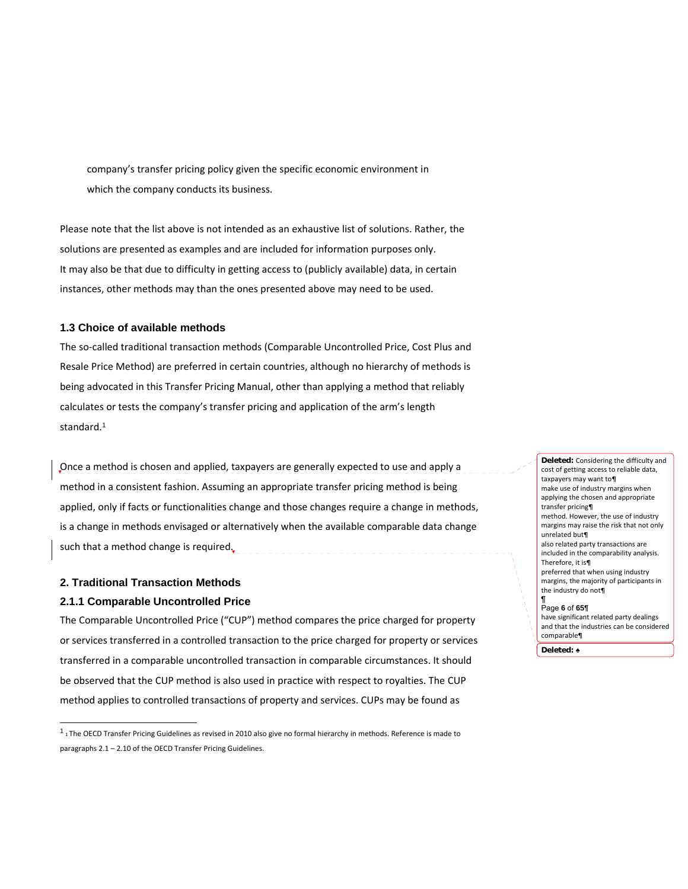company's transfer pricing policy given the specific economic environment in which the company conducts its business.

Please note that the list above is not intended as an exhaustive list of solutions. Rather, the solutions are presented as examples and are included for information purposes only. It may also be that due to difficulty in getting access to (publicly available) data, in certain instances, other methods may than the ones presented above may need to be used.

### 1.3 Choice of available methods

The so-called traditional transaction methods (Comparable Uncontrolled Price, Cost Plus and Resale Price Method) are preferred in certain countries, although no hierarchy of methods is being advocated in this Transfer Pricing Manual, other than applying a method that reliably calculates or tests the company's transfer pricing and application of the arm's length standard.[1]

Once a method is chosen and applied, taxpayers are generally expected to use and apply a method in a consistent fashion. Assuming an appropriate transfer pricing method is being applied, only if facts or functionalities change and those changes require a change in methods, is a change in methods envisaged or alternatively when the available comparable data change such that a method change is required.

**Deleted:** Considering the difficulty and cost of getting access to reliable data, taxpayers may want to make use of industry margins when applying the chosen and appropriate transfer pricing method. However, the use of industry margins may raise the risk that not only unrelated but also related party transactions are included in the comparability analysis. Therefore, it is preferred that when using industry margins, the majority of participants in the industry do not have significant related party dealings and that the industries can be considered comparable

**Deleted:** ♠

## 2. Traditional Transaction Methods

### 2.1.1 Comparable Uncontrolled Price

The Comparable Uncontrolled Price ("CUP") method compares the price charged for property or services transferred in a controlled transaction to the price charged for property or services transferred in a comparable uncontrolled transaction in comparable circumstances. It should be observed that the CUP method is also used in practice with respect to royalties. The CUP method applies to controlled transactions of property and services. CUPs may be found as

---

[1] The OECD Transfer Pricing Guidelines as revised in 2010 also give no formal hierarchy in methods. Reference is made to paragraphs 2.1 – 2.10 of the OECD Transfer Pricing Guidelines.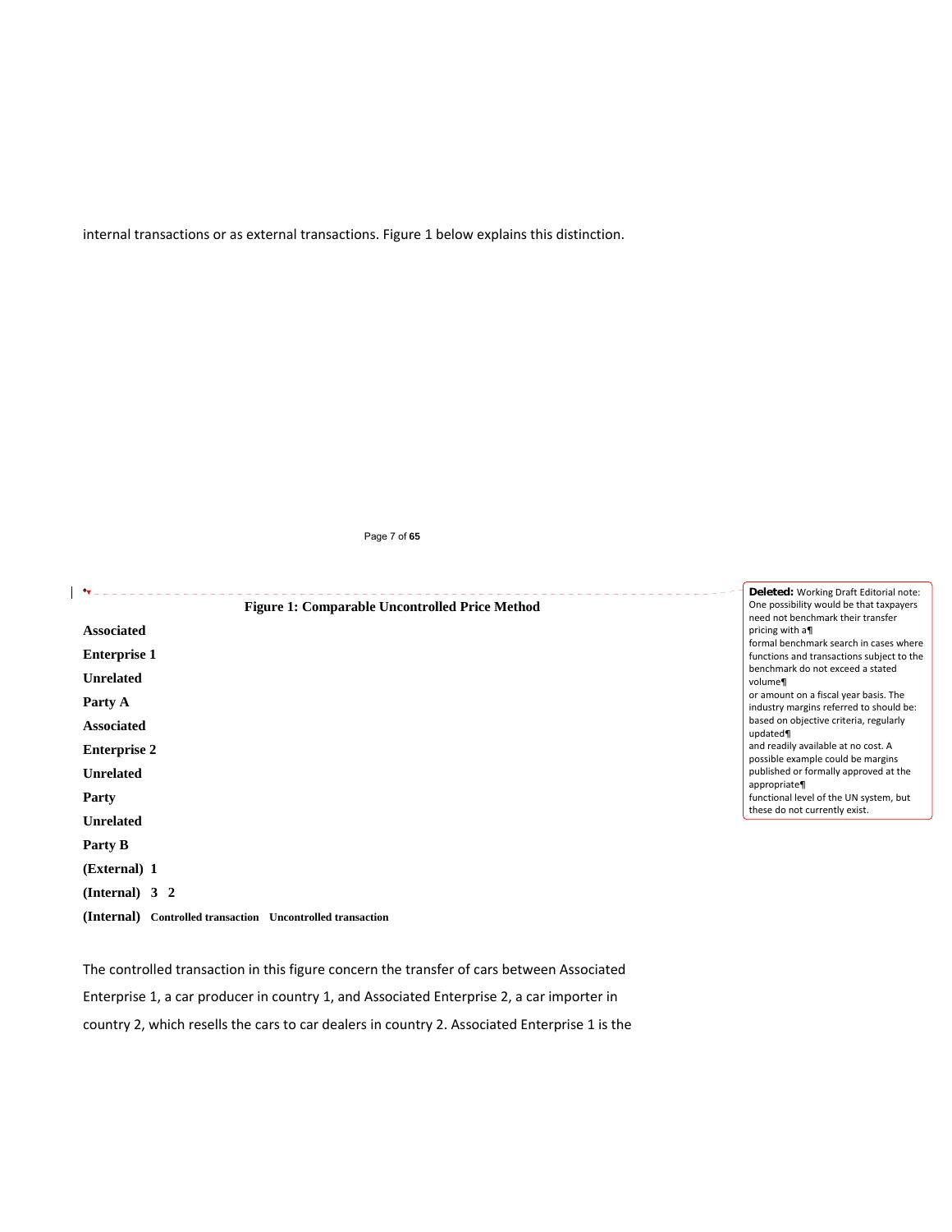internal transactions or as external transactions. Figure 1 below explains this distinction.

**Figure 1: Comparable Uncontrolled Price Method**

**Associated**

**Enterprise 1**

**Unrelated**

**Party A**

**Associated**

**Enterprise 2**

**Unrelated**

**Party**

**Unrelated**

**Party B**

**(External) 1**

**(Internal) 3 2**

**(Internal) Controlled transaction Uncontrolled transaction**

**Deleted:** Working Draft Editorial note: One possibility would be that taxpayers need not benchmark their transfer pricing with a formal benchmark search in cases where functions and transactions subject to the benchmark do not exceed a stated volume or amount on a fiscal year basis. The industry margins referred to should be: based on objective criteria, regularly updated and readily available at no cost. A possible example could be margins published or formally approved at the appropriate functional level of the UN system, but these do not currently exist.

The controlled transaction in this figure concern the transfer of cars between Associated Enterprise 1, a car producer in country 1, and Associated Enterprise 2, a car importer in country 2, which resells the cars to car dealers in country 2. Associated Enterprise 1 is the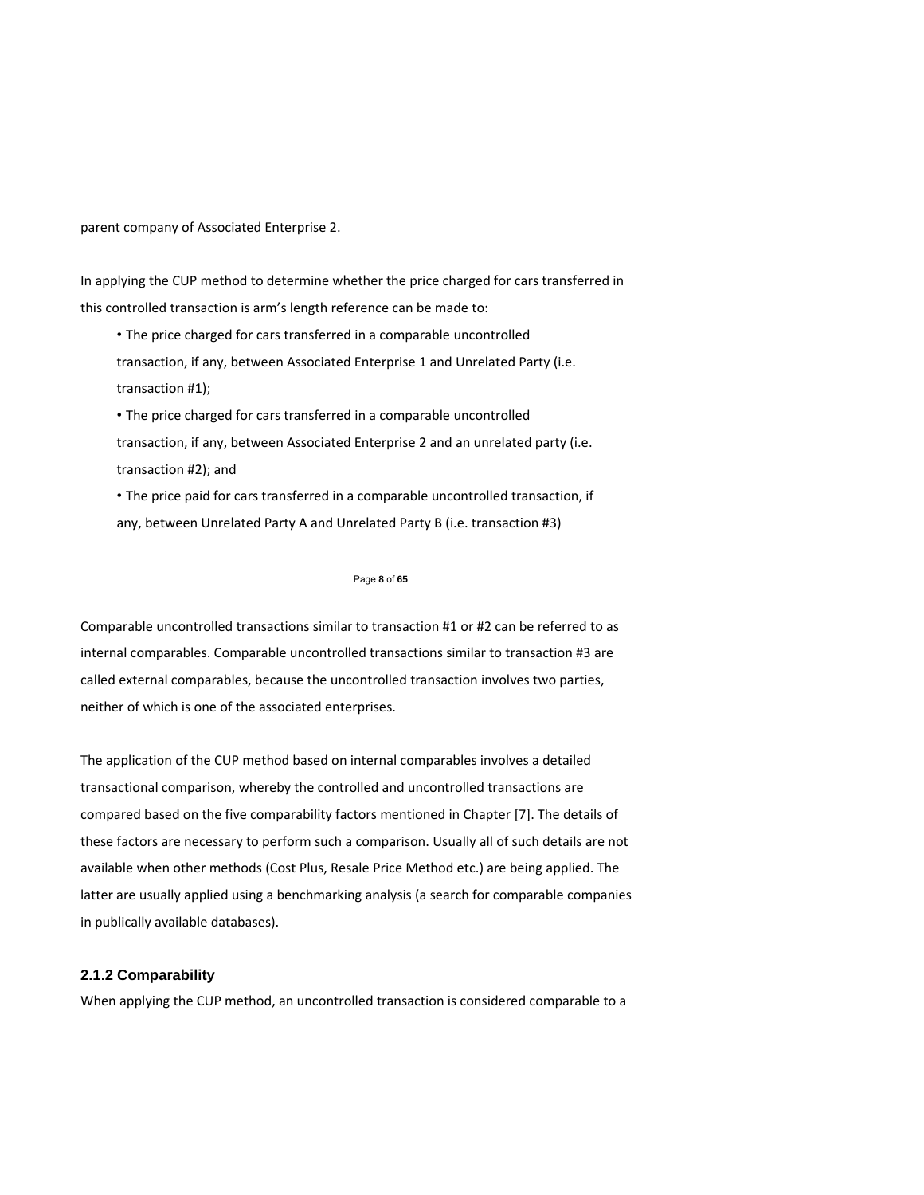parent company of Associated Enterprise 2.

In applying the CUP method to determine whether the price charged for cars transferred in this controlled transaction is arm's length reference can be made to:

- The price charged for cars transferred in a comparable uncontrolled transaction, if any, between Associated Enterprise 1 and Unrelated Party (i.e. transaction #1);
- The price charged for cars transferred in a comparable uncontrolled transaction, if any, between Associated Enterprise 2 and an unrelated party (i.e. transaction #2); and
- The price paid for cars transferred in a comparable uncontrolled transaction, if any, between Unrelated Party A and Unrelated Party B (i.e. transaction #3)

Comparable uncontrolled transactions similar to transaction #1 or #2 can be referred to as internal comparables. Comparable uncontrolled transactions similar to transaction #3 are called external comparables, because the uncontrolled transaction involves two parties, neither of which is one of the associated enterprises.

The application of the CUP method based on internal comparables involves a detailed transactional comparison, whereby the controlled and uncontrolled transactions are compared based on the five comparability factors mentioned in Chapter [7]. The details of these factors are necessary to perform such a comparison. Usually all of such details are not available when other methods (Cost Plus, Resale Price Method etc.) are being applied. The latter are usually applied using a benchmarking analysis (a search for comparable companies in publically available databases).

### 2.1.2 Comparability

When applying the CUP method, an uncontrolled transaction is considered comparable to a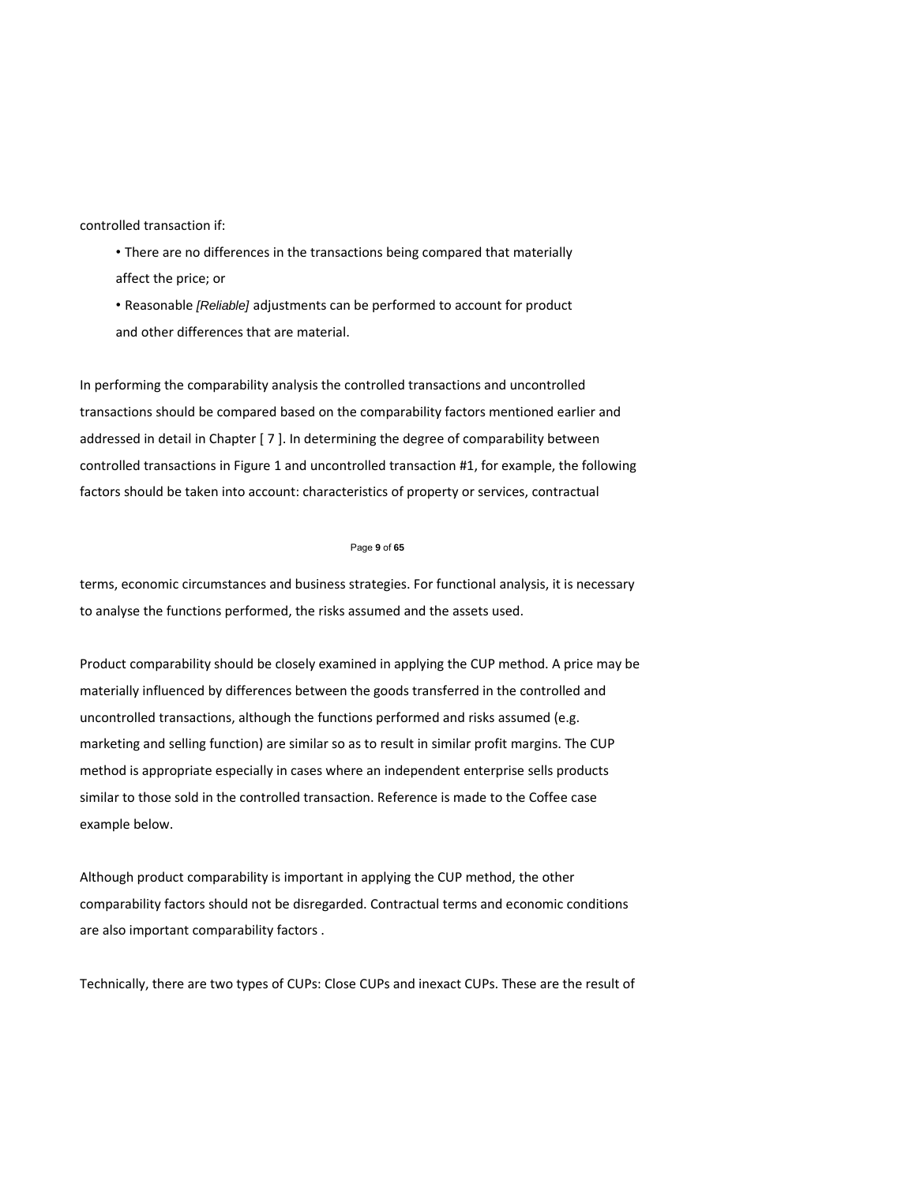controlled transaction if:

- There are no differences in the transactions being compared that materially affect the price; or
- Reasonable *[Reliable]* adjustments can be performed to account for product and other differences that are material.

In performing the comparability analysis the controlled transactions and uncontrolled transactions should be compared based on the comparability factors mentioned earlier and addressed in detail in Chapter [ 7 ]. In determining the degree of comparability between controlled transactions in Figure 1 and uncontrolled transaction #1, for example, the following factors should be taken into account: characteristics of property or services, contractual terms, economic circumstances and business strategies. For functional analysis, it is necessary to analyse the functions performed, the risks assumed and the assets used.

Product comparability should be closely examined in applying the CUP method. A price may be materially influenced by differences between the goods transferred in the controlled and uncontrolled transactions, although the functions performed and risks assumed (e.g. marketing and selling function) are similar so as to result in similar profit margins. The CUP method is appropriate especially in cases where an independent enterprise sells products similar to those sold in the controlled transaction. Reference is made to the Coffee case example below.

Although product comparability is important in applying the CUP method, the other comparability factors should not be disregarded. Contractual terms and economic conditions are also important comparability factors .

Technically, there are two types of CUPs: Close CUPs and inexact CUPs. These are the result of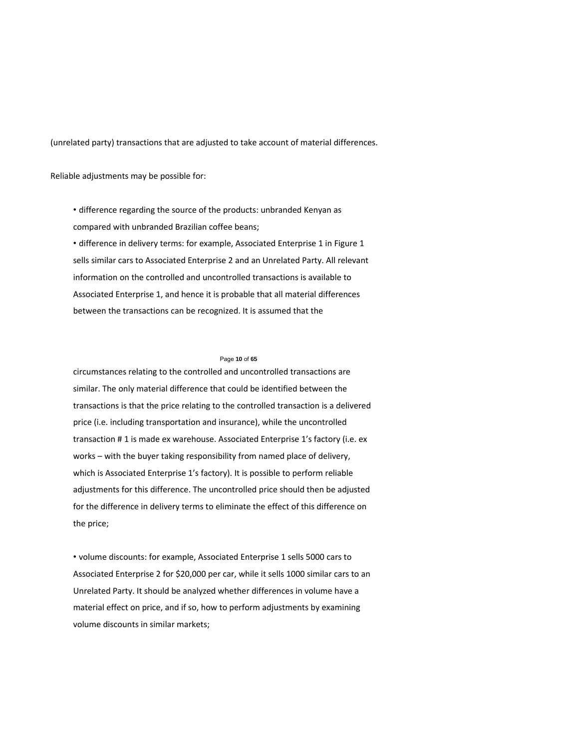(unrelated party) transactions that are adjusted to take account of material differences.

Reliable adjustments may be possible for:

- difference regarding the source of the products: unbranded Kenyan as compared with unbranded Brazilian coffee beans;
- difference in delivery terms: for example, Associated Enterprise 1 in Figure 1 sells similar cars to Associated Enterprise 2 and an Unrelated Party. All relevant information on the controlled and uncontrolled transactions is available to Associated Enterprise 1, and hence it is probable that all material differences between the transactions can be recognized. It is assumed that the circumstances relating to the controlled and uncontrolled transactions are similar. The only material difference that could be identified between the transactions is that the price relating to the controlled transaction is a delivered price (i.e. including transportation and insurance), while the uncontrolled transaction # 1 is made ex warehouse. Associated Enterprise 1's factory (i.e. ex works – with the buyer taking responsibility from named place of delivery, which is Associated Enterprise 1's factory). It is possible to perform reliable adjustments for this difference. The uncontrolled price should then be adjusted for the difference in delivery terms to eliminate the effect of this difference on the price;
- volume discounts: for example, Associated Enterprise 1 sells 5000 cars to Associated Enterprise 2 for $20,000 per car, while it sells 1000 similar cars to an Unrelated Party. It should be analyzed whether differences in volume have a material effect on price, and if so, how to perform adjustments by examining volume discounts in similar markets;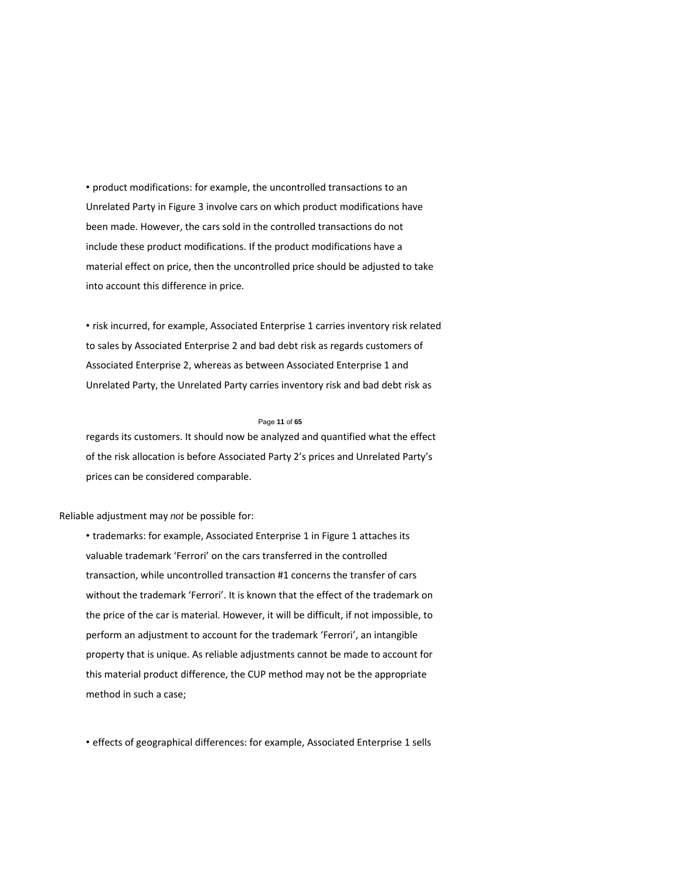- product modifications: for example, the uncontrolled transactions to an Unrelated Party in Figure 3 involve cars on which product modifications have been made. However, the cars sold in the controlled transactions do not include these product modifications. If the product modifications have a material effect on price, then the uncontrolled price should be adjusted to take into account this difference in price.

- risk incurred, for example, Associated Enterprise 1 carries inventory risk related to sales by Associated Enterprise 2 and bad debt risk as regards customers of Associated Enterprise 2, whereas as between Associated Enterprise 1 and Unrelated Party, the Unrelated Party carries inventory risk and bad debt risk as regards its customers. It should now be analyzed and quantified what the effect of the risk allocation is before Associated Party 2's prices and Unrelated Party's prices can be considered comparable.

Reliable adjustment may *not* be possible for:

- trademarks: for example, Associated Enterprise 1 in Figure 1 attaches its valuable trademark 'Ferrori' on the cars transferred in the controlled transaction, while uncontrolled transaction #1 concerns the transfer of cars without the trademark 'Ferrori'. It is known that the effect of the trademark on the price of the car is material. However, it will be difficult, if not impossible, to perform an adjustment to account for the trademark 'Ferrori', an intangible property that is unique. As reliable adjustments cannot be made to account for this material product difference, the CUP method may not be the appropriate method in such a case;

- effects of geographical differences: for example, Associated Enterprise 1 sells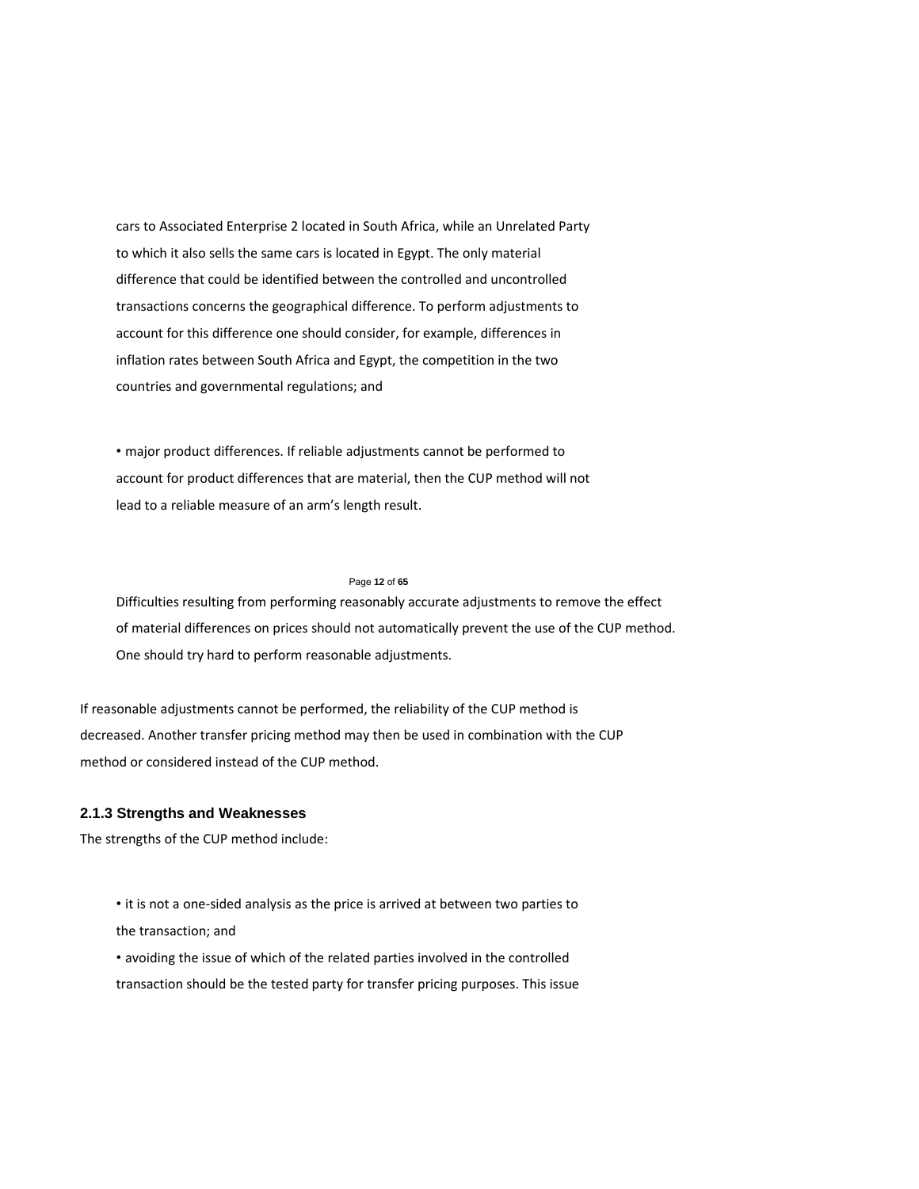cars to Associated Enterprise 2 located in South Africa, while an Unrelated Party to which it also sells the same cars is located in Egypt. The only material difference that could be identified between the controlled and uncontrolled transactions concerns the geographical difference. To perform adjustments to account for this difference one should consider, for example, differences in inflation rates between South Africa and Egypt, the competition in the two countries and governmental regulations; and

- major product differences. If reliable adjustments cannot be performed to account for product differences that are material, then the CUP method will not lead to a reliable measure of an arm's length result.

Difficulties resulting from performing reasonably accurate adjustments to remove the effect of material differences on prices should not automatically prevent the use of the CUP method. One should try hard to perform reasonable adjustments.

If reasonable adjustments cannot be performed, the reliability of the CUP method is decreased. Another transfer pricing method may then be used in combination with the CUP method or considered instead of the CUP method.

### 2.1.3 Strengths and Weaknesses

The strengths of the CUP method include:

- it is not a one-sided analysis as the price is arrived at between two parties to the transaction; and
- avoiding the issue of which of the related parties involved in the controlled transaction should be the tested party for transfer pricing purposes. This issue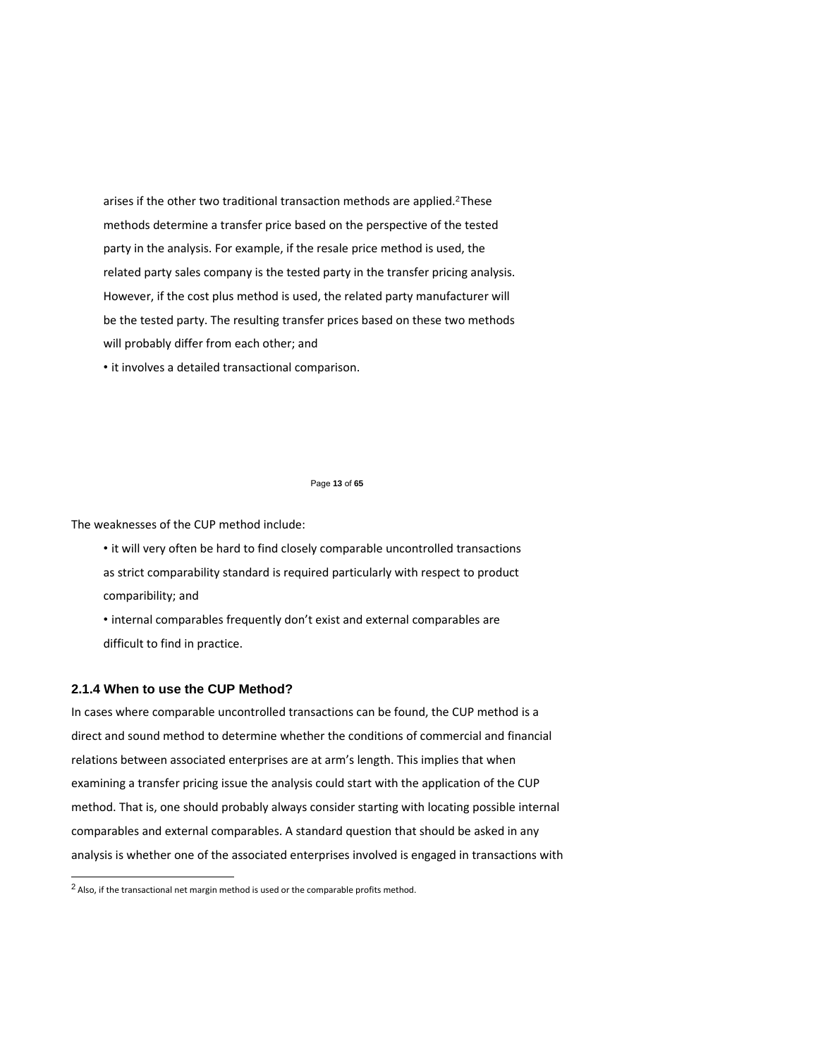arises if the other two traditional transaction methods are applied.[2] These methods determine a transfer price based on the perspective of the tested party in the analysis. For example, if the resale price method is used, the related party sales company is the tested party in the transfer pricing analysis. However, if the cost plus method is used, the related party manufacturer will be the tested party. The resulting transfer prices based on these two methods will probably differ from each other; and

- it involves a detailed transactional comparison.

The weaknesses of the CUP method include:

- it will very often be hard to find closely comparable uncontrolled transactions as strict comparability standard is required particularly with respect to product comparibility; and
- internal comparables frequently don't exist and external comparables are difficult to find in practice.

### 2.1.4 When to use the CUP Method?

In cases where comparable uncontrolled transactions can be found, the CUP method is a direct and sound method to determine whether the conditions of commercial and financial relations between associated enterprises are at arm's length. This implies that when examining a transfer pricing issue the analysis could start with the application of the CUP method. That is, one should probably always consider starting with locating possible internal comparables and external comparables. A standard question that should be asked in any analysis is whether one of the associated enterprises involved is engaged in transactions with

[2] Also, if the transactional net margin method is used or the comparable profits method.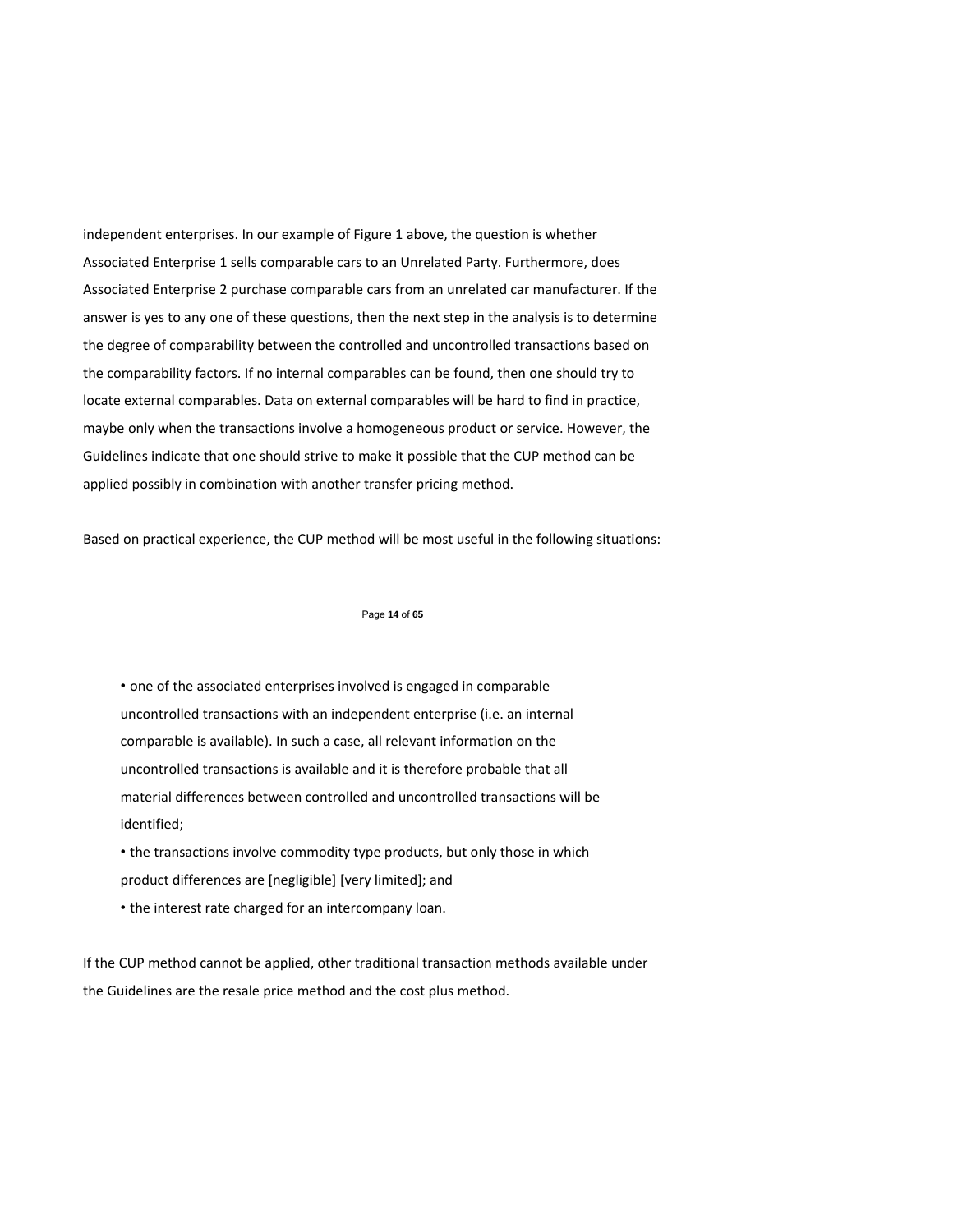independent enterprises. In our example of Figure 1 above, the question is whether Associated Enterprise 1 sells comparable cars to an Unrelated Party. Furthermore, does Associated Enterprise 2 purchase comparable cars from an unrelated car manufacturer. If the answer is yes to any one of these questions, then the next step in the analysis is to determine the degree of comparability between the controlled and uncontrolled transactions based on the comparability factors. If no internal comparables can be found, then one should try to locate external comparables. Data on external comparables will be hard to find in practice, maybe only when the transactions involve a homogeneous product or service. However, the Guidelines indicate that one should strive to make it possible that the CUP method can be applied possibly in combination with another transfer pricing method.

Based on practical experience, the CUP method will be most useful in the following situations:

- one of the associated enterprises involved is engaged in comparable uncontrolled transactions with an independent enterprise (i.e. an internal comparable is available). In such a case, all relevant information on the uncontrolled transactions is available and it is therefore probable that all material differences between controlled and uncontrolled transactions will be identified;
- the transactions involve commodity type products, but only those in which product differences are [negligible] [very limited]; and
- the interest rate charged for an intercompany loan.

If the CUP method cannot be applied, other traditional transaction methods available under the Guidelines are the resale price method and the cost plus method.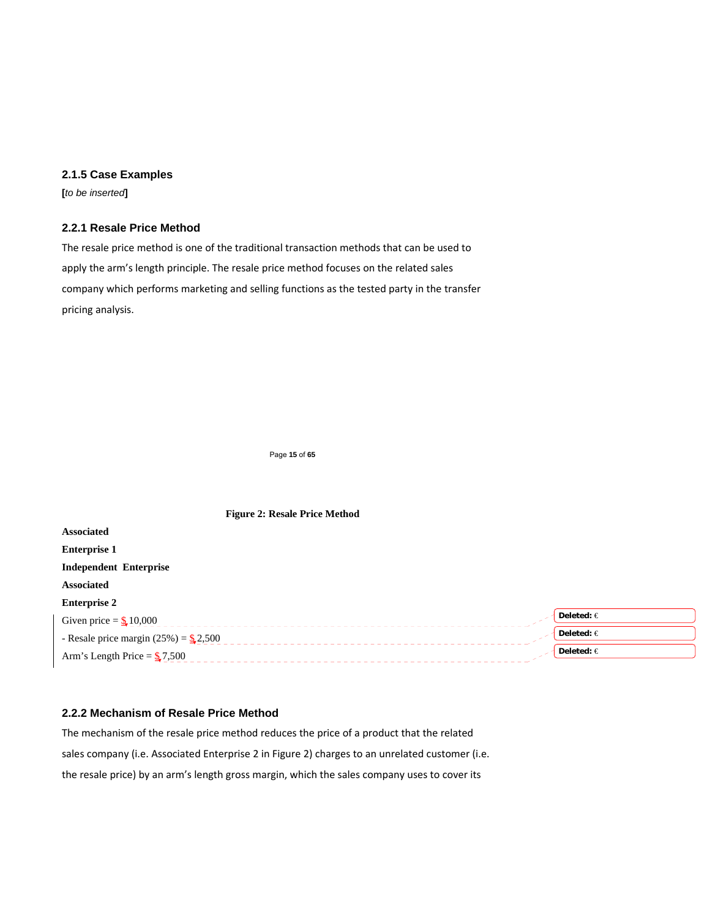### 2.1.5 Case Examples

[*to be inserted*]

### 2.2.1 Resale Price Method

The resale price method is one of the traditional transaction methods that can be used to apply the arm's length principle. The resale price method focuses on the related sales company which performs marketing and selling functions as the tested party in the transfer pricing analysis.

**Figure 2: Resale Price Method**

**Associated**

**Enterprise 1**

**Independent Enterprise**

**Associated**

**Enterprise 2**

Given price = $ 10,000

- Resale price margin (25%) = $ 2,500

Arm's Length Price = $ 7,500

### 2.2.2 Mechanism of Resale Price Method

The mechanism of the resale price method reduces the price of a product that the related sales company (i.e. Associated Enterprise 2 in Figure 2) charges to an unrelated customer (i.e. the resale price) by an arm's length gross margin, which the sales company uses to cover its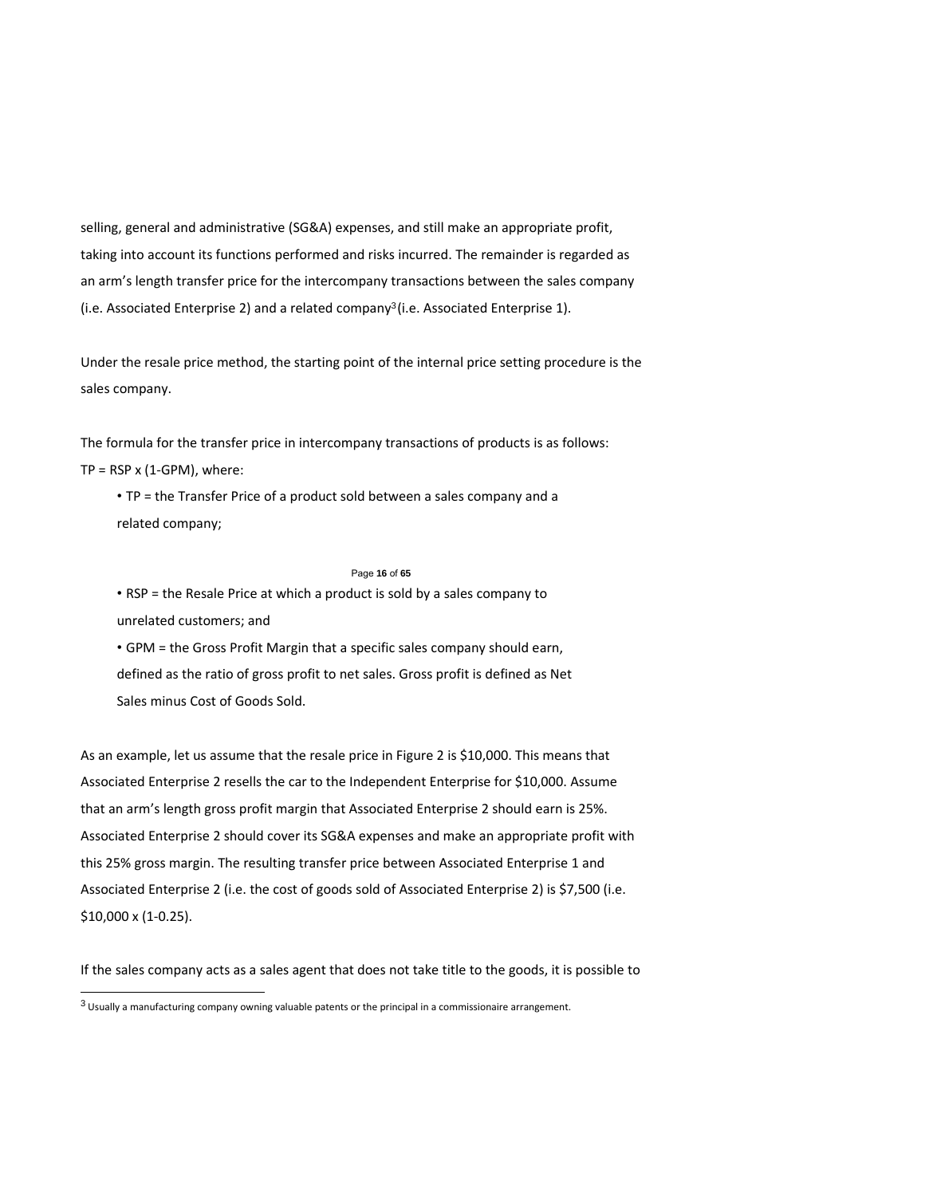selling, general and administrative (SG&A) expenses, and still make an appropriate profit, taking into account its functions performed and risks incurred. The remainder is regarded as an arm's length transfer price for the intercompany transactions between the sales company (i.e. Associated Enterprise 2) and a related company[3] (i.e. Associated Enterprise 1).

Under the resale price method, the starting point of the internal price setting procedure is the sales company.

The formula for the transfer price in intercompany transactions of products is as follows:

TP = RSP x (1-GPM), where:

- TP = the Transfer Price of a product sold between a sales company and a related company;
- RSP = the Resale Price at which a product is sold by a sales company to unrelated customers; and
- GPM = the Gross Profit Margin that a specific sales company should earn, defined as the ratio of gross profit to net sales. Gross profit is defined as Net Sales minus Cost of Goods Sold.

As an example, let us assume that the resale price in Figure 2 is $10,000. This means that Associated Enterprise 2 resells the car to the Independent Enterprise for $10,000. Assume that an arm's length gross profit margin that Associated Enterprise 2 should earn is 25%. Associated Enterprise 2 should cover its SG&A expenses and make an appropriate profit with this 25% gross margin. The resulting transfer price between Associated Enterprise 1 and Associated Enterprise 2 (i.e. the cost of goods sold of Associated Enterprise 2) is $7,500 (i.e. $10,000 x (1-0.25).

If the sales company acts as a sales agent that does not take title to the goods, it is possible to

[3] Usually a manufacturing company owning valuable patents or the principal in a commissionaire arrangement.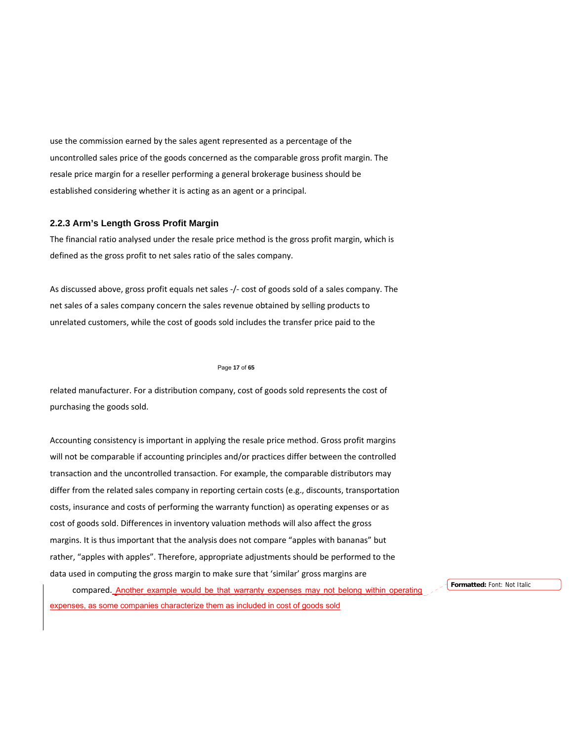use the commission earned by the sales agent represented as a percentage of the uncontrolled sales price of the goods concerned as the comparable gross profit margin. The resale price margin for a reseller performing a general brokerage business should be established considering whether it is acting as an agent or a principal.

### 2.2.3 Arm's Length Gross Profit Margin

The financial ratio analysed under the resale price method is the gross profit margin, which is defined as the gross profit to net sales ratio of the sales company.

As discussed above, gross profit equals net sales -/- cost of goods sold of a sales company. The net sales of a sales company concern the sales revenue obtained by selling products to unrelated customers, while the cost of goods sold includes the transfer price paid to the related manufacturer. For a distribution company, cost of goods sold represents the cost of purchasing the goods sold.

Accounting consistency is important in applying the resale price method. Gross profit margins will not be comparable if accounting principles and/or practices differ between the controlled transaction and the uncontrolled transaction. For example, the comparable distributors may differ from the related sales company in reporting certain costs (e.g., discounts, transportation costs, insurance and costs of performing the warranty function) as operating expenses or as cost of goods sold. Differences in inventory valuation methods will also affect the gross margins. It is thus important that the analysis does not compare "apples with bananas" but rather, "apples with apples". Therefore, appropriate adjustments should be performed to the data used in computing the gross margin to make sure that 'similar' gross margins are compared. Another example would be that warranty expenses may not belong within operating expenses, as some companies characterize them as included in cost of goods sold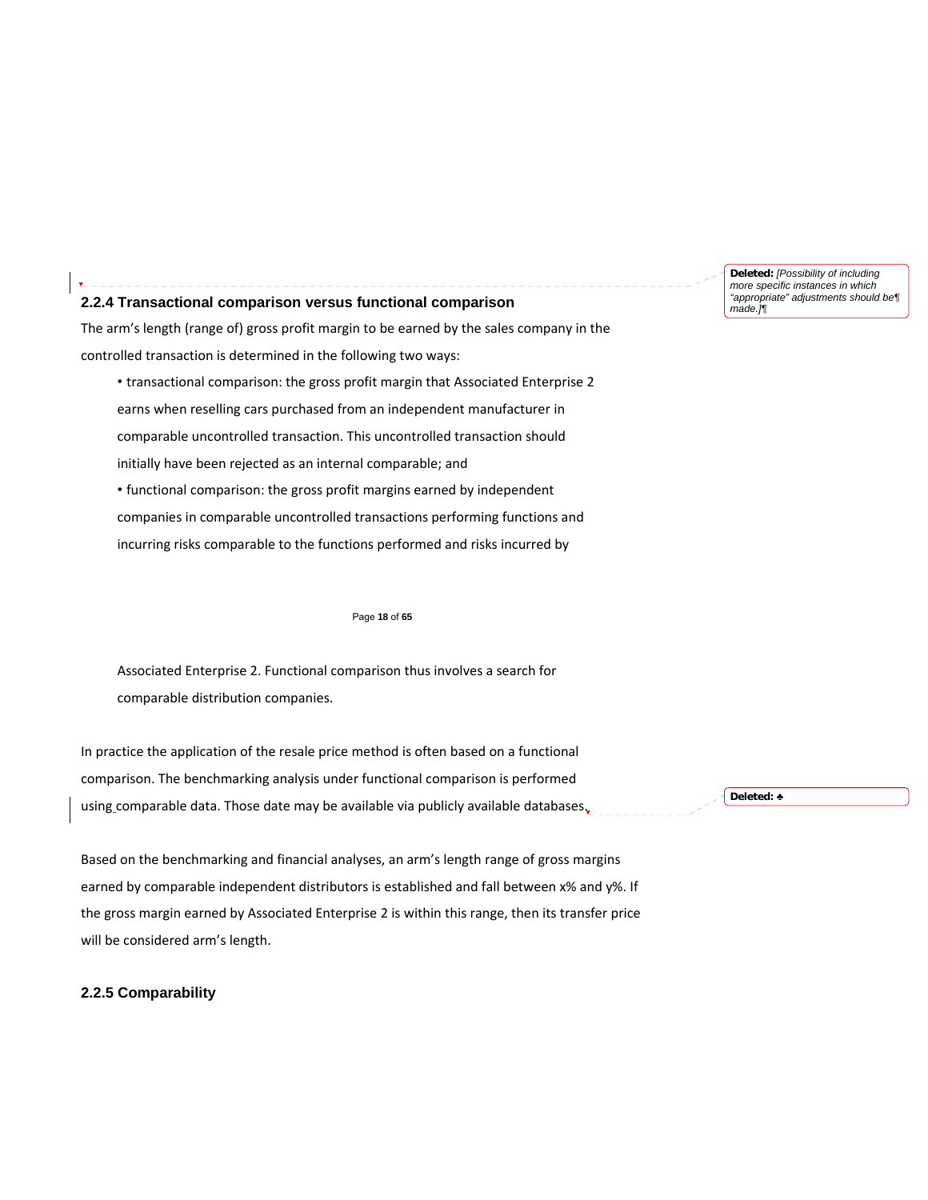### 2.2.4 Transactional comparison versus functional comparison

The arm's length (range of) gross profit margin to be earned by the sales company in the controlled transaction is determined in the following two ways:

- transactional comparison: the gross profit margin that Associated Enterprise 2 earns when reselling cars purchased from an independent manufacturer in comparable uncontrolled transaction. This uncontrolled transaction should initially have been rejected as an internal comparable; and
- functional comparison: the gross profit margins earned by independent companies in comparable uncontrolled transactions performing functions and incurring risks comparable to the functions performed and risks incurred by Associated Enterprise 2. Functional comparison thus involves a search for comparable distribution companies.

In practice the application of the resale price method is often based on a functional comparison. The benchmarking analysis under functional comparison is performed using comparable data. Those date may be available via publicly available databases.

Based on the benchmarking and financial analyses, an arm's length range of gross margins earned by comparable independent distributors is established and fall between x% and y%. If the gross margin earned by Associated Enterprise 2 is within this range, then its transfer price will be considered arm's length.

### 2.2.5 Comparability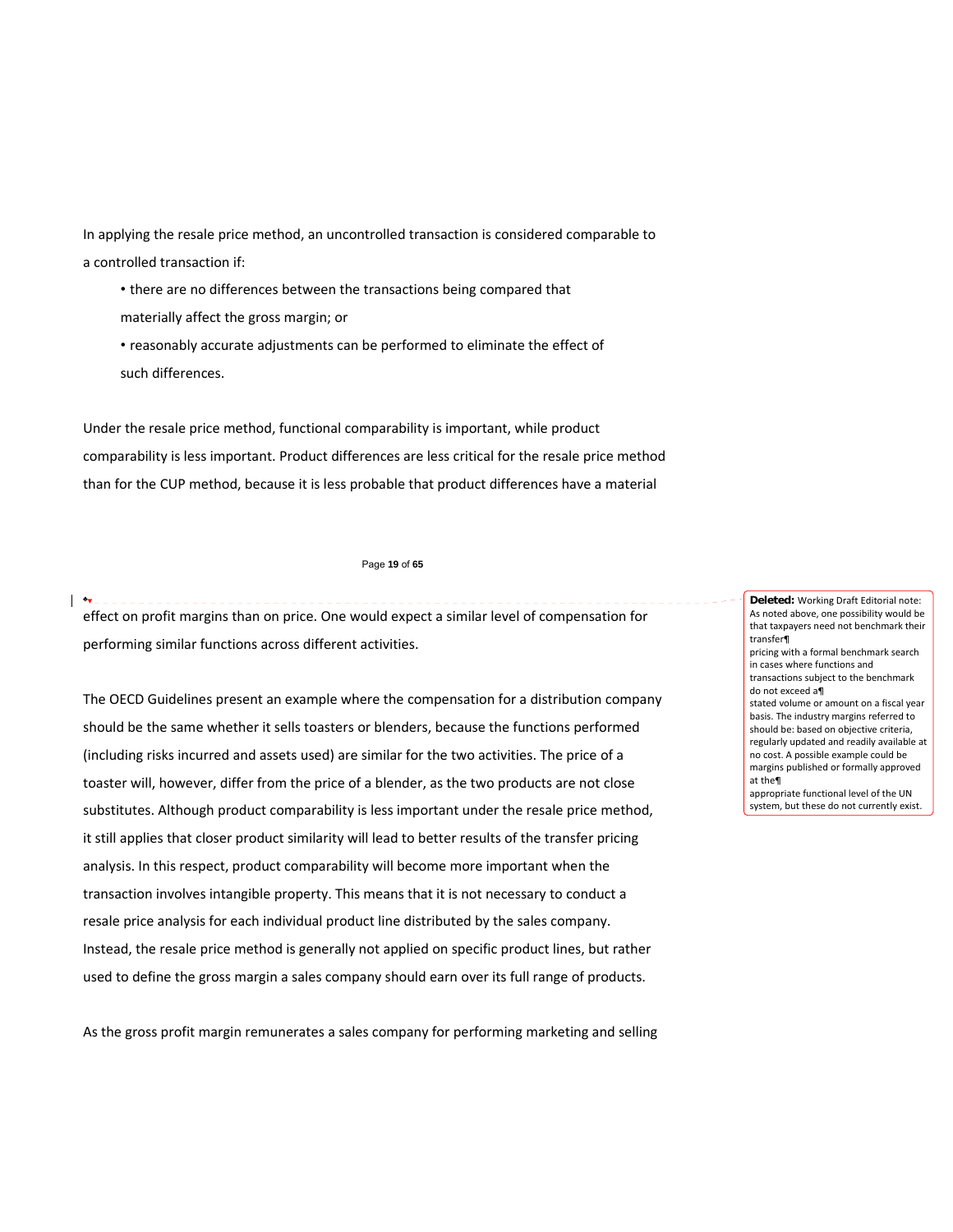In applying the resale price method, an uncontrolled transaction is considered comparable to a controlled transaction if:

- there are no differences between the transactions being compared that materially affect the gross margin; or
- reasonably accurate adjustments can be performed to eliminate the effect of such differences.

Under the resale price method, functional comparability is important, while product comparability is less important. Product differences are less critical for the resale price method than for the CUP method, because it is less probable that product differences have a material effect on profit margins than on price. One would expect a similar level of compensation for performing similar functions across different activities.

**Deleted:** Working Draft Editorial note: As noted above, one possibility would be that taxpayers need not benchmark their transfer pricing with a formal benchmark search in cases where functions and transactions subject to the benchmark do not exceed a stated volume or amount on a fiscal year basis. The industry margins referred to should be: based on objective criteria, regularly updated and readily available at no cost. A possible example could be margins published or formally approved at the appropriate functional level of the UN system, but these do not currently exist.

The OECD Guidelines present an example where the compensation for a distribution company should be the same whether it sells toasters or blenders, because the functions performed (including risks incurred and assets used) are similar for the two activities. The price of a toaster will, however, differ from the price of a blender, as the two products are not close substitutes. Although product comparability is less important under the resale price method, it still applies that closer product similarity will lead to better results of the transfer pricing analysis. In this respect, product comparability will become more important when the transaction involves intangible property. This means that it is not necessary to conduct a resale price analysis for each individual product line distributed by the sales company. Instead, the resale price method is generally not applied on specific product lines, but rather used to define the gross margin a sales company should earn over its full range of products.

As the gross profit margin remunerates a sales company for performing marketing and selling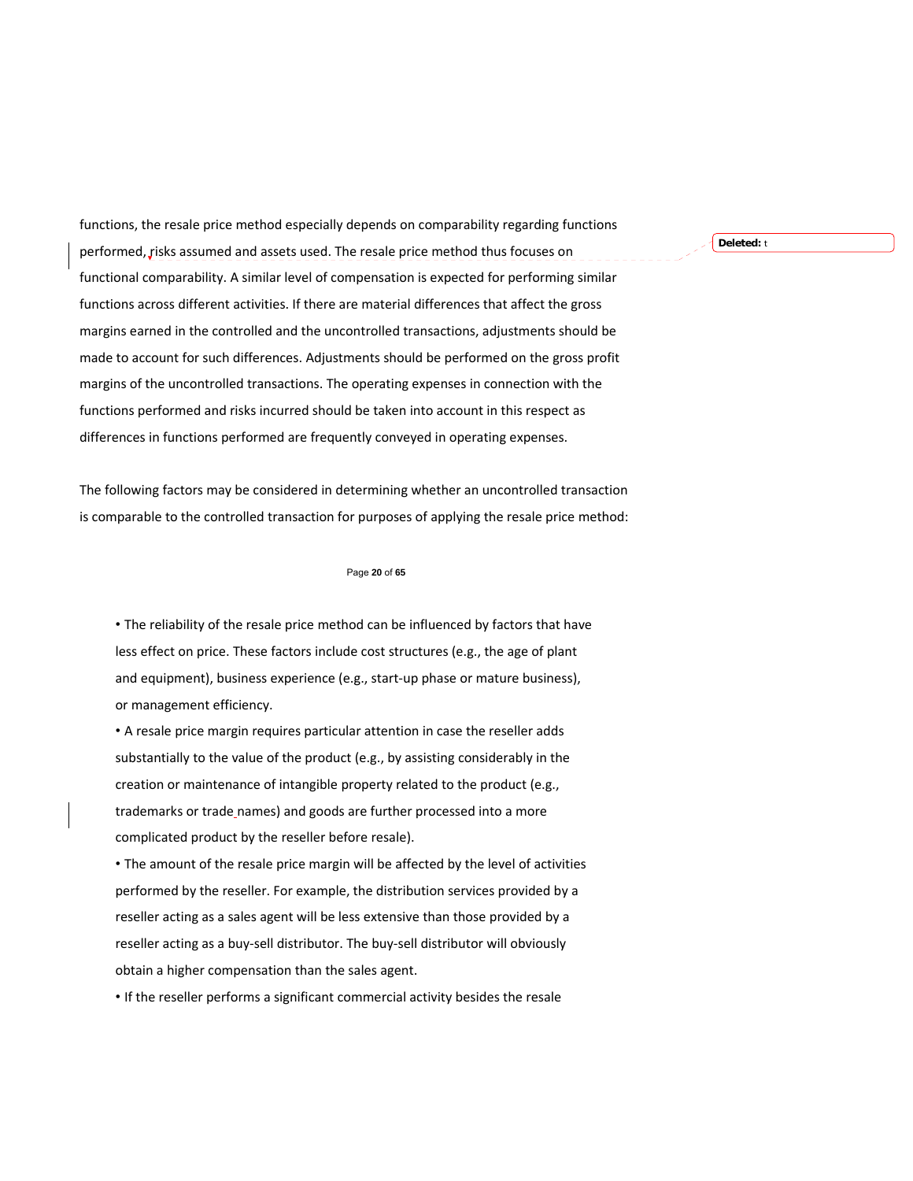functions, the resale price method especially depends on comparability regarding functions performed, risks assumed and assets used. The resale price method thus focuses on functional comparability. A similar level of compensation is expected for performing similar functions across different activities. If there are material differences that affect the gross margins earned in the controlled and the uncontrolled transactions, adjustments should be made to account for such differences. Adjustments should be performed on the gross profit margins of the uncontrolled transactions. The operating expenses in connection with the functions performed and risks incurred should be taken into account in this respect as differences in functions performed are frequently conveyed in operating expenses.

The following factors may be considered in determining whether an uncontrolled transaction is comparable to the controlled transaction for purposes of applying the resale price method:

- The reliability of the resale price method can be influenced by factors that have less effect on price. These factors include cost structures (e.g., the age of plant and equipment), business experience (e.g., start-up phase or mature business), or management efficiency.
- A resale price margin requires particular attention in case the reseller adds substantially to the value of the product (e.g., by assisting considerably in the creation or maintenance of intangible property related to the product (e.g., trademarks or trade names) and goods are further processed into a more complicated product by the reseller before resale).
- The amount of the resale price margin will be affected by the level of activities performed by the reseller. For example, the distribution services provided by a reseller acting as a sales agent will be less extensive than those provided by a reseller acting as a buy-sell distributor. The buy-sell distributor will obviously obtain a higher compensation than the sales agent.
- If the reseller performs a significant commercial activity besides the resale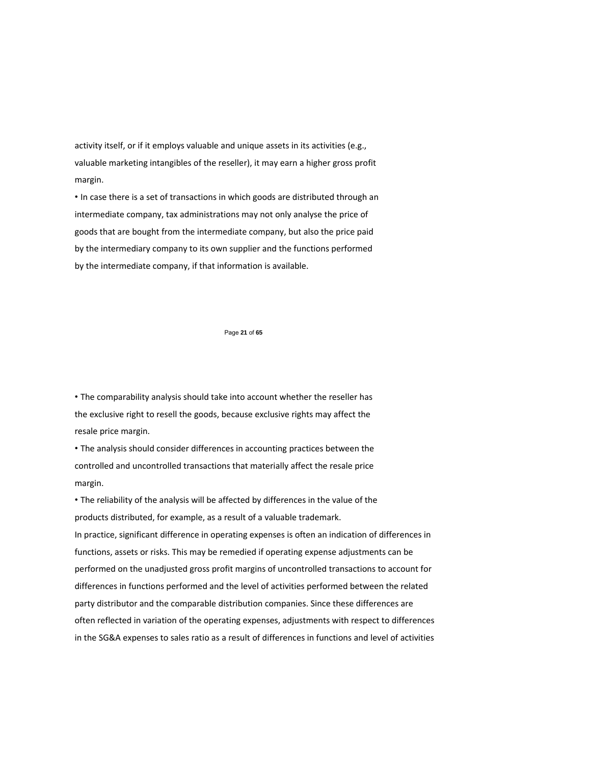activity itself, or if it employs valuable and unique assets in its activities (e.g., valuable marketing intangibles of the reseller), it may earn a higher gross profit margin.

- In case there is a set of transactions in which goods are distributed through an intermediate company, tax administrations may not only analyse the price of goods that are bought from the intermediate company, but also the price paid by the intermediary company to its own supplier and the functions performed by the intermediate company, if that information is available.
- The comparability analysis should take into account whether the reseller has the exclusive right to resell the goods, because exclusive rights may affect the resale price margin.
- The analysis should consider differences in accounting practices between the controlled and uncontrolled transactions that materially affect the resale price margin.
- The reliability of the analysis will be affected by differences in the value of the products distributed, for example, as a result of a valuable trademark.

In practice, significant difference in operating expenses is often an indication of differences in functions, assets or risks. This may be remedied if operating expense adjustments can be performed on the unadjusted gross profit margins of uncontrolled transactions to account for differences in functions performed and the level of activities performed between the related party distributor and the comparable distribution companies. Since these differences are often reflected in variation of the operating expenses, adjustments with respect to differences in the SG&A expenses to sales ratio as a result of differences in functions and level of activities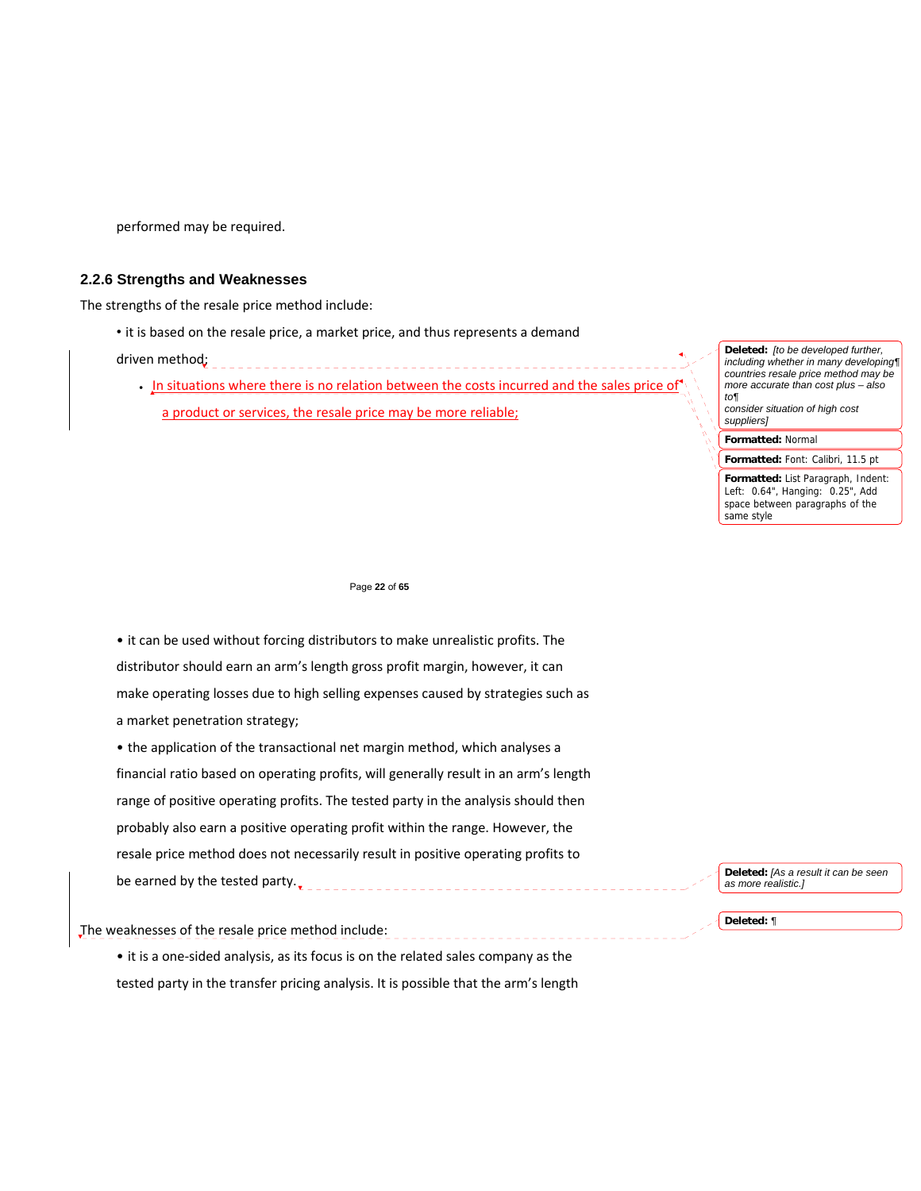performed may be required.

### 2.2.6 Strengths and Weaknesses

The strengths of the resale price method include:

• it is based on the resale price, a market price, and thus represents a demand driven method;

- In situations where there is no relation between the costs incurred and the sales price of a product or services, the resale price may be more reliable;

• it can be used without forcing distributors to make unrealistic profits. The distributor should earn an arm's length gross profit margin, however, it can make operating losses due to high selling expenses caused by strategies such as a market penetration strategy;

• the application of the transactional net margin method, which analyses a financial ratio based on operating profits, will generally result in an arm's length range of positive operating profits. The tested party in the analysis should then probably also earn a positive operating profit within the range. However, the resale price method does not necessarily result in positive operating profits to be earned by the tested party.

The weaknesses of the resale price method include:

• it is a one-sided analysis, as its focus is on the related sales company as the tested party in the transfer pricing analysis. It is possible that the arm's length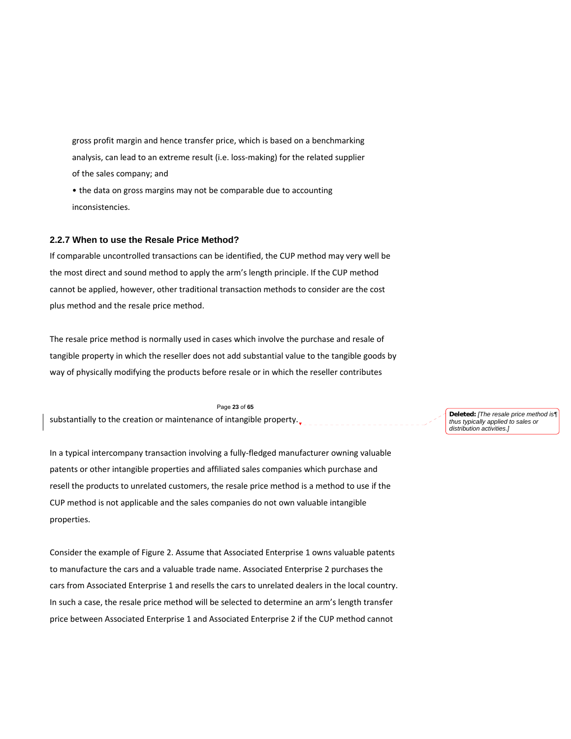gross profit margin and hence transfer price, which is based on a benchmarking analysis, can lead to an extreme result (i.e. loss-making) for the related supplier of the sales company; and

- the data on gross margins may not be comparable due to accounting inconsistencies.

### 2.2.7 When to use the Resale Price Method?

If comparable uncontrolled transactions can be identified, the CUP method may very well be the most direct and sound method to apply the arm's length principle. If the CUP method cannot be applied, however, other traditional transaction methods to consider are the cost plus method and the resale price method.

The resale price method is normally used in cases which involve the purchase and resale of tangible property in which the reseller does not add substantial value to the tangible goods by way of physically modifying the products before resale or in which the reseller contributes substantially to the creation or maintenance of intangible property.

In a typical intercompany transaction involving a fully-fledged manufacturer owning valuable patents or other intangible properties and affiliated sales companies which purchase and resell the products to unrelated customers, the resale price method is a method to use if the CUP method is not applicable and the sales companies do not own valuable intangible properties.

Consider the example of Figure 2. Assume that Associated Enterprise 1 owns valuable patents to manufacture the cars and a valuable trade name. Associated Enterprise 2 purchases the cars from Associated Enterprise 1 and resells the cars to unrelated dealers in the local country. In such a case, the resale price method will be selected to determine an arm's length transfer price between Associated Enterprise 1 and Associated Enterprise 2 if the CUP method cannot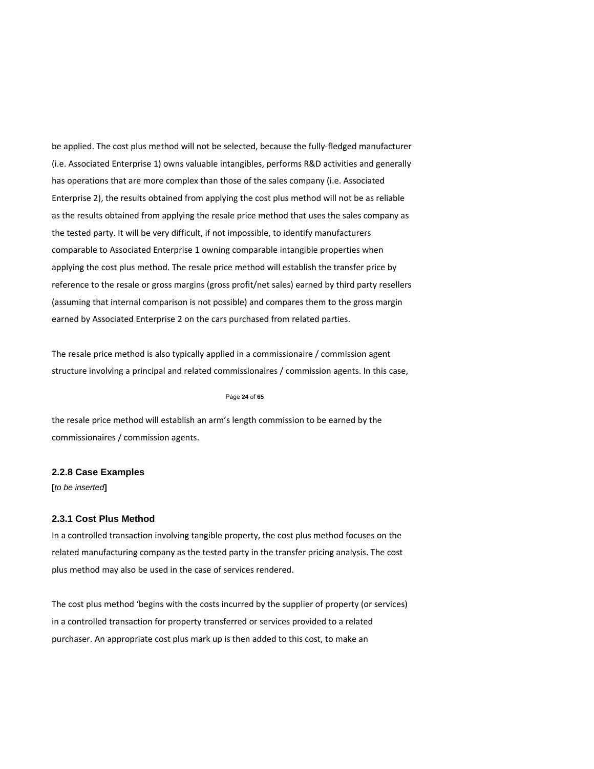be applied. The cost plus method will not be selected, because the fully-fledged manufacturer (i.e. Associated Enterprise 1) owns valuable intangibles, performs R&D activities and generally has operations that are more complex than those of the sales company (i.e. Associated Enterprise 2), the results obtained from applying the cost plus method will not be as reliable as the results obtained from applying the resale price method that uses the sales company as the tested party. It will be very difficult, if not impossible, to identify manufacturers comparable to Associated Enterprise 1 owning comparable intangible properties when applying the cost plus method. The resale price method will establish the transfer price by reference to the resale or gross margins (gross profit/net sales) earned by third party resellers (assuming that internal comparison is not possible) and compares them to the gross margin earned by Associated Enterprise 2 on the cars purchased from related parties.

The resale price method is also typically applied in a commissionaire / commission agent structure involving a principal and related commissionaires / commission agents. In this case, the resale price method will establish an arm's length commission to be earned by the commissionaires / commission agents.

### 2.2.8 Case Examples

**[***to be inserted***]**

### 2.3.1 Cost Plus Method

In a controlled transaction involving tangible property, the cost plus method focuses on the related manufacturing company as the tested party in the transfer pricing analysis. The cost plus method may also be used in the case of services rendered.

The cost plus method 'begins with the costs incurred by the supplier of property (or services) in a controlled transaction for property transferred or services provided to a related purchaser. An appropriate cost plus mark up is then added to this cost, to make an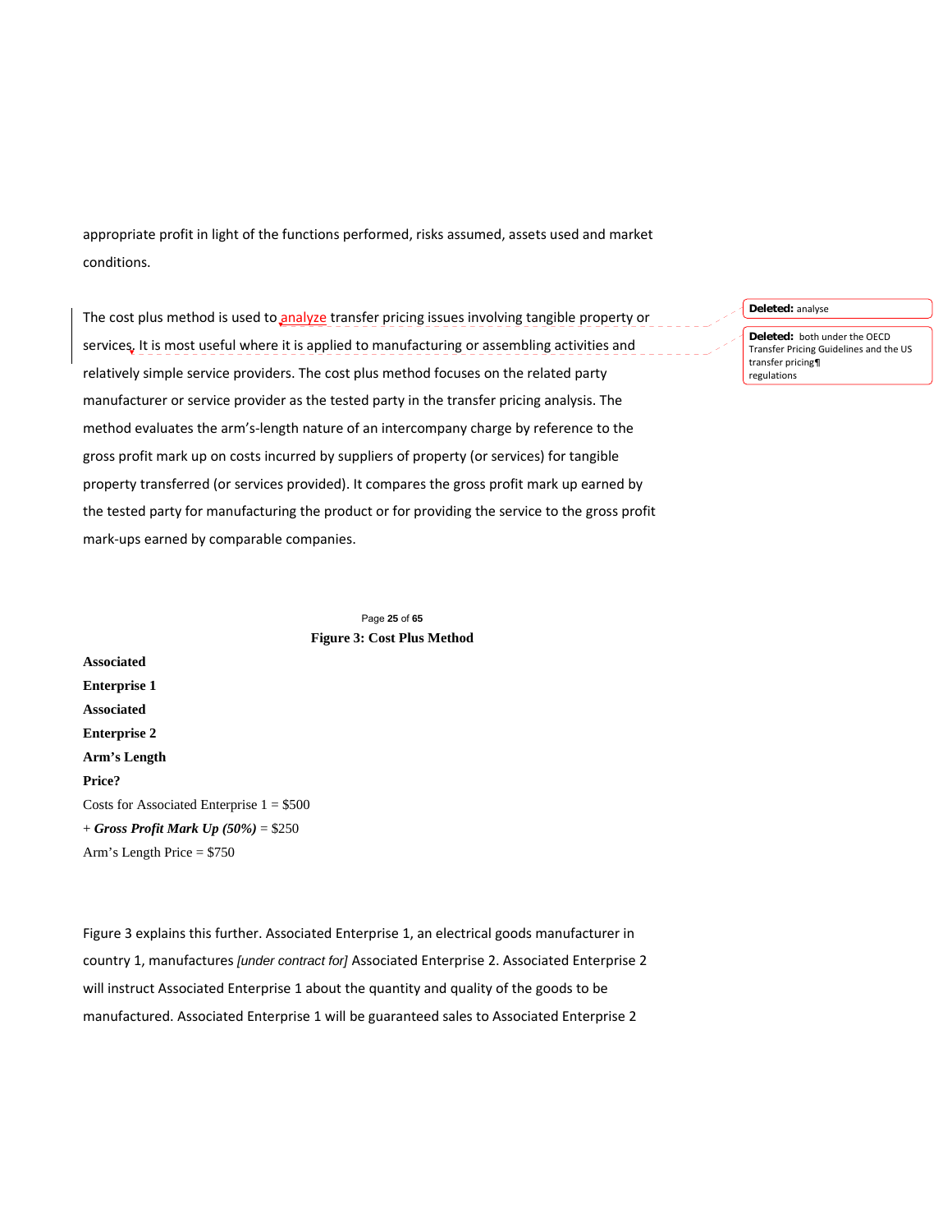appropriate profit in light of the functions performed, risks assumed, assets used and market conditions.

The cost plus method is used to analyze transfer pricing issues involving tangible property or services. It is most useful where it is applied to manufacturing or assembling activities and relatively simple service providers. The cost plus method focuses on the related party manufacturer or service provider as the tested party in the transfer pricing analysis. The method evaluates the arm's-length nature of an intercompany charge by reference to the gross profit mark up on costs incurred by suppliers of property (or services) for tangible property transferred (or services provided). It compares the gross profit mark up earned by the tested party for manufacturing the product or for providing the service to the gross profit mark-ups earned by comparable companies.

**Figure 3: Cost Plus Method**

**Associated Enterprise 1**

**Associated Enterprise 2**

**Arm's Length Price?**

Costs for Associated Enterprise 1 = $500

+ ***Gross Profit Mark Up (50%)*** = $250

Arm's Length Price = $750

Figure 3 explains this further. Associated Enterprise 1, an electrical goods manufacturer in country 1, manufactures *[under contract for]* Associated Enterprise 2. Associated Enterprise 2 will instruct Associated Enterprise 1 about the quantity and quality of the goods to be manufactured. Associated Enterprise 1 will be guaranteed sales to Associated Enterprise 2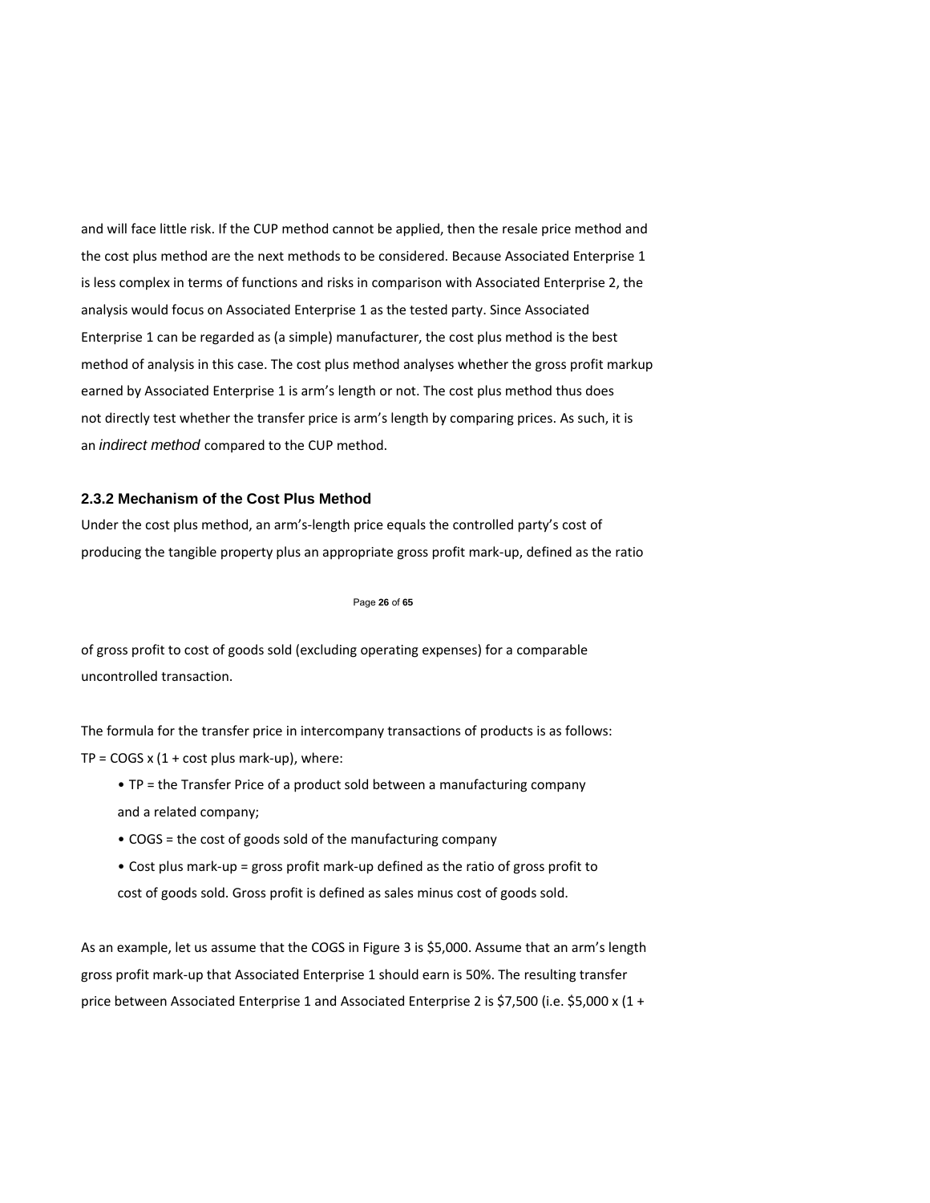and will face little risk. If the CUP method cannot be applied, then the resale price method and the cost plus method are the next methods to be considered. Because Associated Enterprise 1 is less complex in terms of functions and risks in comparison with Associated Enterprise 2, the analysis would focus on Associated Enterprise 1 as the tested party. Since Associated Enterprise 1 can be regarded as (a simple) manufacturer, the cost plus method is the best method of analysis in this case. The cost plus method analyses whether the gross profit markup earned by Associated Enterprise 1 is arm's length or not. The cost plus method thus does not directly test whether the transfer price is arm's length by comparing prices. As such, it is an *indirect method* compared to the CUP method.

### 2.3.2 Mechanism of the Cost Plus Method

Under the cost plus method, an arm's-length price equals the controlled party's cost of producing the tangible property plus an appropriate gross profit mark-up, defined as the ratio of gross profit to cost of goods sold (excluding operating expenses) for a comparable uncontrolled transaction.

The formula for the transfer price in intercompany transactions of products is as follows:

TP = COGS x (1 + cost plus mark-up), where:

- TP = the Transfer Price of a product sold between a manufacturing company and a related company;
- COGS = the cost of goods sold of the manufacturing company
- Cost plus mark-up = gross profit mark-up defined as the ratio of gross profit to cost of goods sold. Gross profit is defined as sales minus cost of goods sold.

As an example, let us assume that the COGS in Figure 3 is $5,000. Assume that an arm's length gross profit mark-up that Associated Enterprise 1 should earn is 50%. The resulting transfer price between Associated Enterprise 1 and Associated Enterprise 2 is $7,500 (i.e. $5,000 x (1 +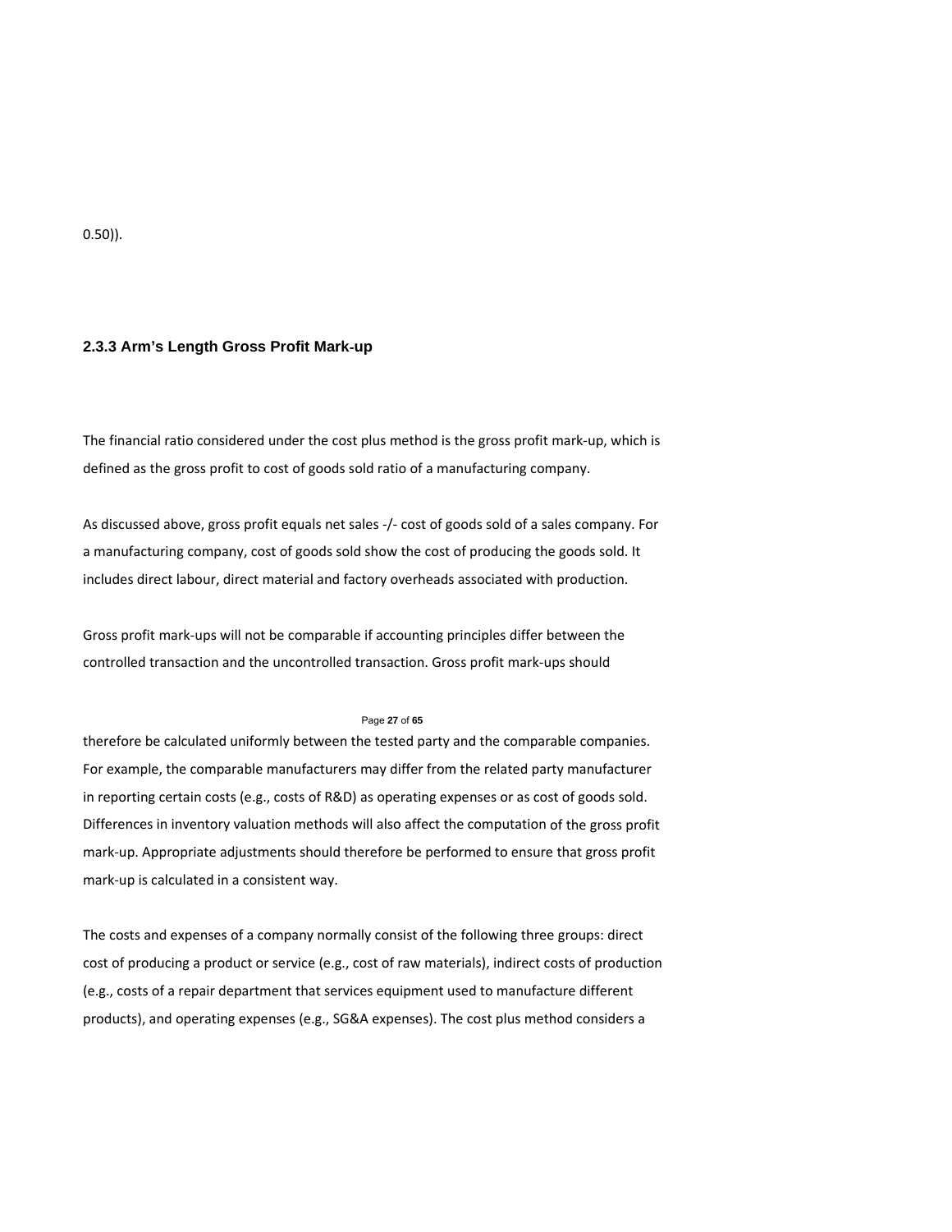0.50)).

### 2.3.3 Arm's Length Gross Profit Mark-up

The financial ratio considered under the cost plus method is the gross profit mark-up, which is defined as the gross profit to cost of goods sold ratio of a manufacturing company.

As discussed above, gross profit equals net sales -/- cost of goods sold of a sales company. For a manufacturing company, cost of goods sold show the cost of producing the goods sold. It includes direct labour, direct material and factory overheads associated with production.

Gross profit mark-ups will not be comparable if accounting principles differ between the controlled transaction and the uncontrolled transaction. Gross profit mark-ups should therefore be calculated uniformly between the tested party and the comparable companies. For example, the comparable manufacturers may differ from the related party manufacturer in reporting certain costs (e.g., costs of R&D) as operating expenses or as cost of goods sold. Differences in inventory valuation methods will also affect the computation of the gross profit mark-up. Appropriate adjustments should therefore be performed to ensure that gross profit mark-up is calculated in a consistent way.

The costs and expenses of a company normally consist of the following three groups: direct cost of producing a product or service (e.g., cost of raw materials), indirect costs of production (e.g., costs of a repair department that services equipment used to manufacture different products), and operating expenses (e.g., SG&A expenses). The cost plus method considers a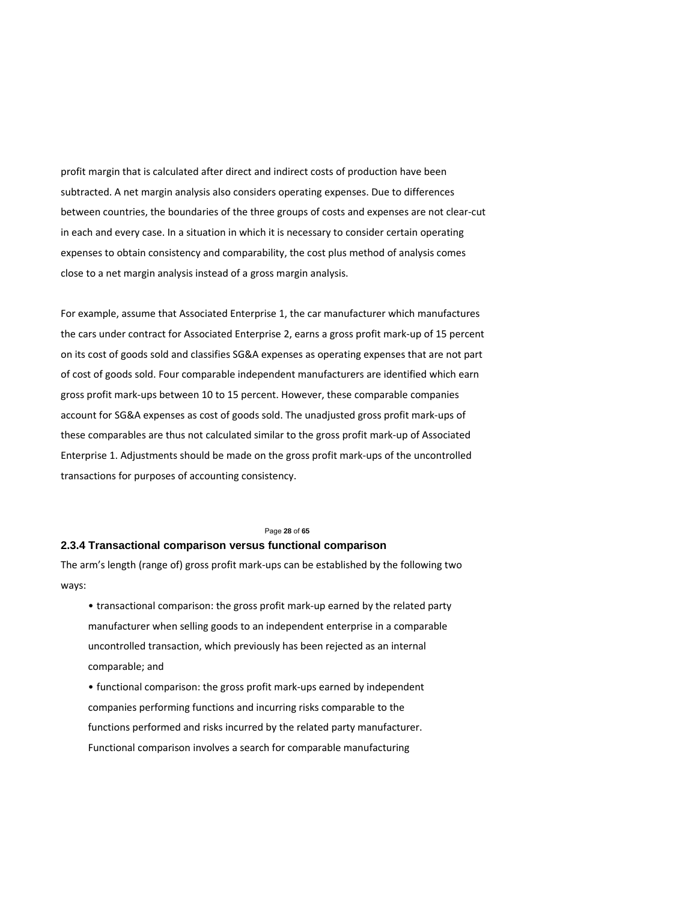profit margin that is calculated after direct and indirect costs of production have been subtracted. A net margin analysis also considers operating expenses. Due to differences between countries, the boundaries of the three groups of costs and expenses are not clear-cut in each and every case. In a situation in which it is necessary to consider certain operating expenses to obtain consistency and comparability, the cost plus method of analysis comes close to a net margin analysis instead of a gross margin analysis.

For example, assume that Associated Enterprise 1, the car manufacturer which manufactures the cars under contract for Associated Enterprise 2, earns a gross profit mark-up of 15 percent on its cost of goods sold and classifies SG&A expenses as operating expenses that are not part of cost of goods sold. Four comparable independent manufacturers are identified which earn gross profit mark-ups between 10 to 15 percent. However, these comparable companies account for SG&A expenses as cost of goods sold. The unadjusted gross profit mark-ups of these comparables are thus not calculated similar to the gross profit mark-up of Associated Enterprise 1. Adjustments should be made on the gross profit mark-ups of the uncontrolled transactions for purposes of accounting consistency.

### 2.3.4 Transactional comparison versus functional comparison

The arm's length (range of) gross profit mark-ups can be established by the following two ways:

- transactional comparison: the gross profit mark-up earned by the related party manufacturer when selling goods to an independent enterprise in a comparable uncontrolled transaction, which previously has been rejected as an internal comparable; and
- functional comparison: the gross profit mark-ups earned by independent companies performing functions and incurring risks comparable to the functions performed and risks incurred by the related party manufacturer. Functional comparison involves a search for comparable manufacturing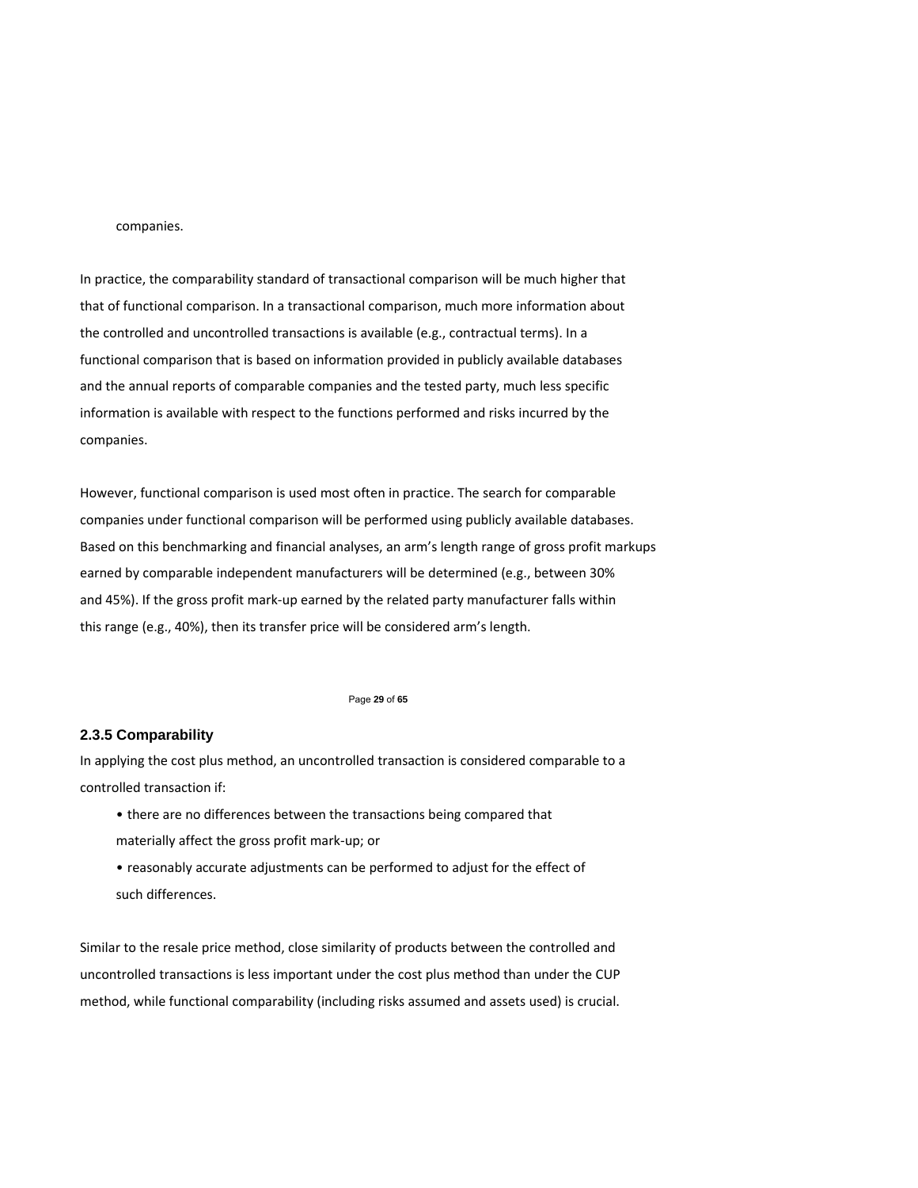companies.

In practice, the comparability standard of transactional comparison will be much higher that that of functional comparison. In a transactional comparison, much more information about the controlled and uncontrolled transactions is available (e.g., contractual terms). In a functional comparison that is based on information provided in publicly available databases and the annual reports of comparable companies and the tested party, much less specific information is available with respect to the functions performed and risks incurred by the companies.

However, functional comparison is used most often in practice. The search for comparable companies under functional comparison will be performed using publicly available databases. Based on this benchmarking and financial analyses, an arm's length range of gross profit markups earned by comparable independent manufacturers will be determined (e.g., between 30% and 45%). If the gross profit mark-up earned by the related party manufacturer falls within this range (e.g., 40%), then its transfer price will be considered arm's length.

### 2.3.5 Comparability

In applying the cost plus method, an uncontrolled transaction is considered comparable to a controlled transaction if:

- there are no differences between the transactions being compared that materially affect the gross profit mark-up; or
- reasonably accurate adjustments can be performed to adjust for the effect of such differences.

Similar to the resale price method, close similarity of products between the controlled and uncontrolled transactions is less important under the cost plus method than under the CUP method, while functional comparability (including risks assumed and assets used) is crucial.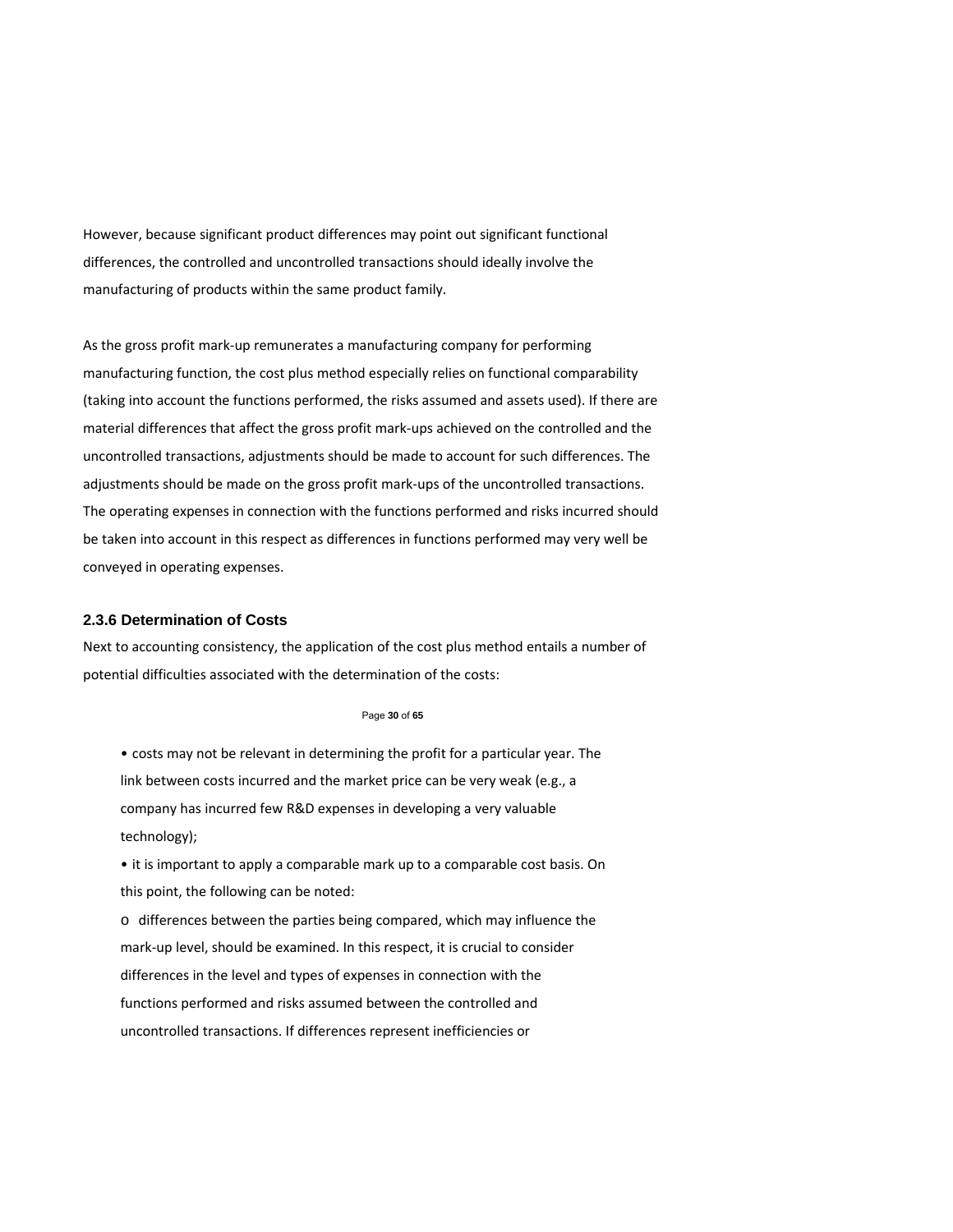However, because significant product differences may point out significant functional differences, the controlled and uncontrolled transactions should ideally involve the manufacturing of products within the same product family.

As the gross profit mark-up remunerates a manufacturing company for performing manufacturing function, the cost plus method especially relies on functional comparability (taking into account the functions performed, the risks assumed and assets used). If there are material differences that affect the gross profit mark-ups achieved on the controlled and the uncontrolled transactions, adjustments should be made to account for such differences. The adjustments should be made on the gross profit mark-ups of the uncontrolled transactions. The operating expenses in connection with the functions performed and risks incurred should be taken into account in this respect as differences in functions performed may very well be conveyed in operating expenses.

### 2.3.6 Determination of Costs

Next to accounting consistency, the application of the cost plus method entails a number of potential difficulties associated with the determination of the costs:

- costs may not be relevant in determining the profit for a particular year. The link between costs incurred and the market price can be very weak (e.g., a company has incurred few R&D expenses in developing a very valuable technology);
- it is important to apply a comparable mark up to a comparable cost basis. On this point, the following can be noted:
  - differences between the parties being compared, which may influence the mark-up level, should be examined. In this respect, it is crucial to consider differences in the level and types of expenses in connection with the functions performed and risks assumed between the controlled and uncontrolled transactions. If differences represent inefficiencies or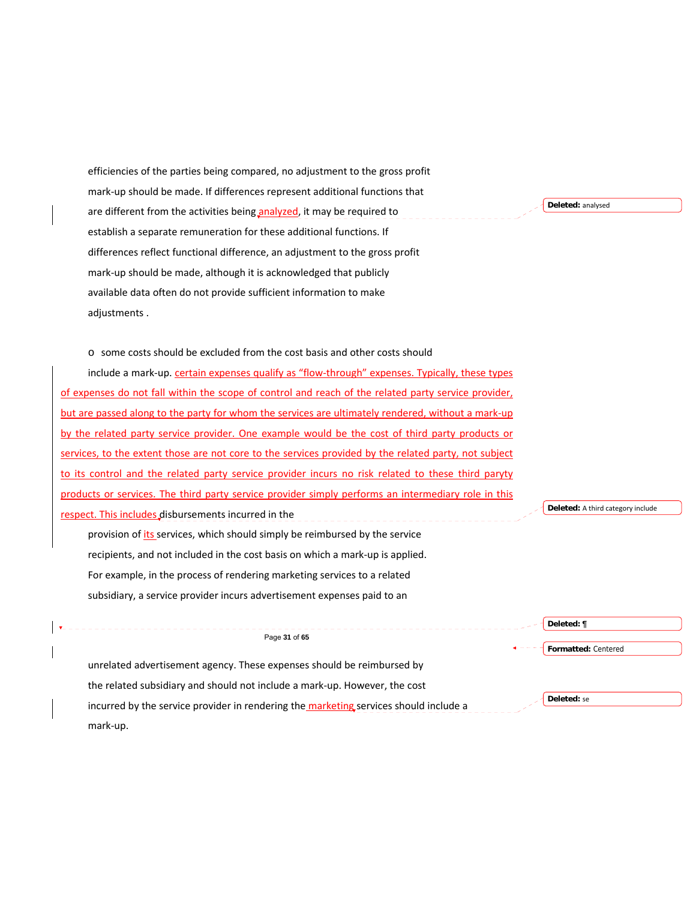efficiencies of the parties being compared, no adjustment to the gross profit mark-up should be made. If differences represent additional functions that are different from the activities being analyzed, it may be required to establish a separate remuneration for these additional functions. If differences reflect functional difference, an adjustment to the gross profit mark-up should be made, although it is acknowledged that publicly available data often do not provide sufficient information to make adjustments .

- some costs should be excluded from the cost basis and other costs should include a mark-up. certain expenses qualify as "flow-through" expenses. Typically, these types of expenses do not fall within the scope of control and reach of the related party service provider, but are passed along to the party for whom the services are ultimately rendered, without a mark-up by the related party service provider. One example would be the cost of third party products or services, to the extent those are not core to the services provided by the related party, not subject to its control and the related party service provider incurs no risk related to these third paryty products or services. The third party service provider simply performs an intermediary role in this respect. This includes disbursements incurred in the provision of its services, which should simply be reimbursed by the service recipients, and not included in the cost basis on which a mark-up is applied. For example, in the process of rendering marketing services to a related subsidiary, a service provider incurs advertisement expenses paid to an unrelated advertisement agency. These expenses should be reimbursed by the related subsidiary and should not include a mark-up. However, the cost incurred by the service provider in rendering the marketing services should include a mark-up.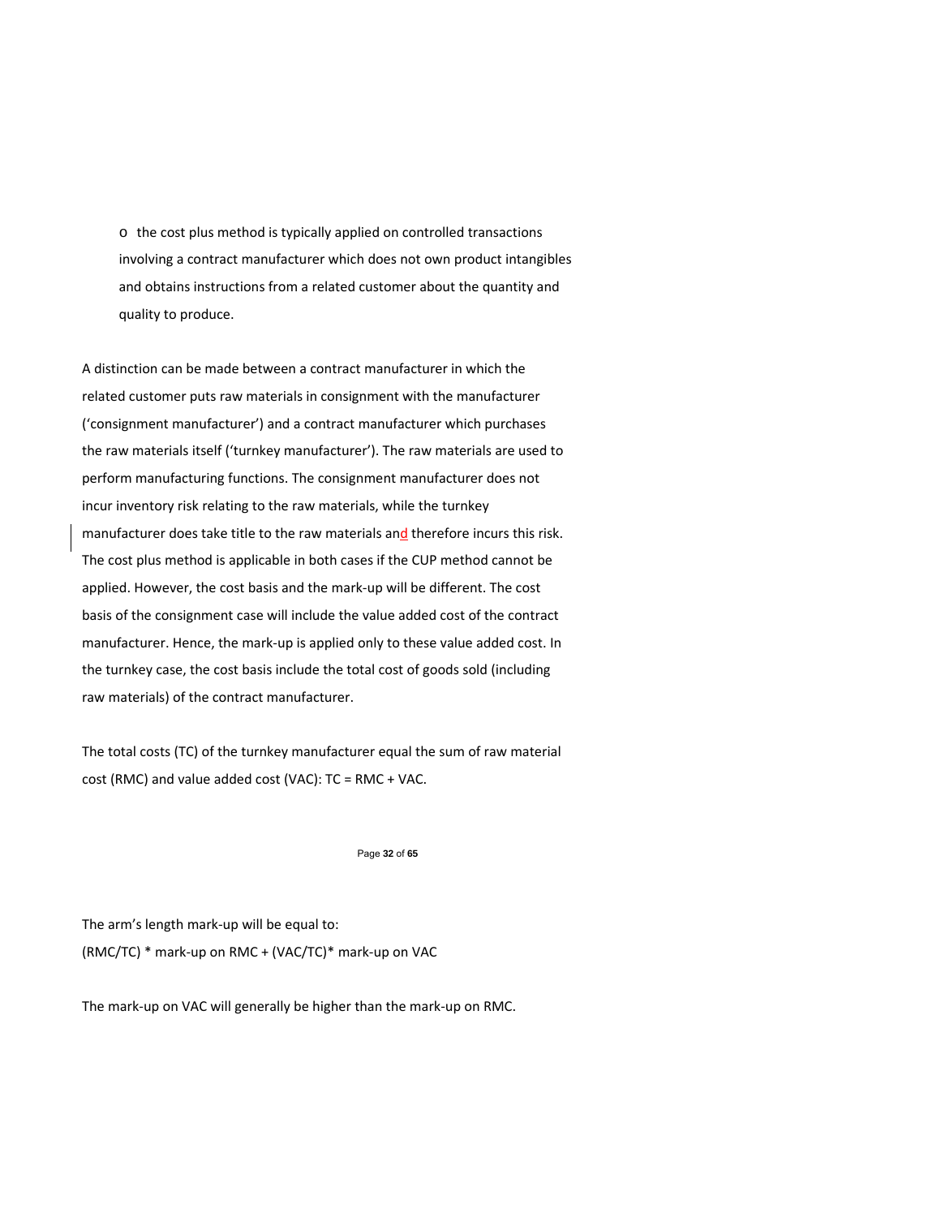- the cost plus method is typically applied on controlled transactions involving a contract manufacturer which does not own product intangibles and obtains instructions from a related customer about the quantity and quality to produce.

A distinction can be made between a contract manufacturer in which the related customer puts raw materials in consignment with the manufacturer (‘consignment manufacturer’) and a contract manufacturer which purchases the raw materials itself (‘turnkey manufacturer’). The raw materials are used to perform manufacturing functions. The consignment manufacturer does not incur inventory risk relating to the raw materials, while the turnkey manufacturer does take title to the raw materials and therefore incurs this risk. The cost plus method is applicable in both cases if the CUP method cannot be applied. However, the cost basis and the mark-up will be different. The cost basis of the consignment case will include the value added cost of the contract manufacturer. Hence, the mark-up is applied only to these value added cost. In the turnkey case, the cost basis include the total cost of goods sold (including raw materials) of the contract manufacturer.

The total costs (TC) of the turnkey manufacturer equal the sum of raw material cost (RMC) and value added cost (VAC): $TC = RMC + VAC$.

The arm’s length mark-up will be equal to:

$(RMC/TC) * \text{mark-up on } RMC + (VAC/TC) * \text{mark-up on } VAC$

The mark-up on VAC will generally be higher than the mark-up on RMC.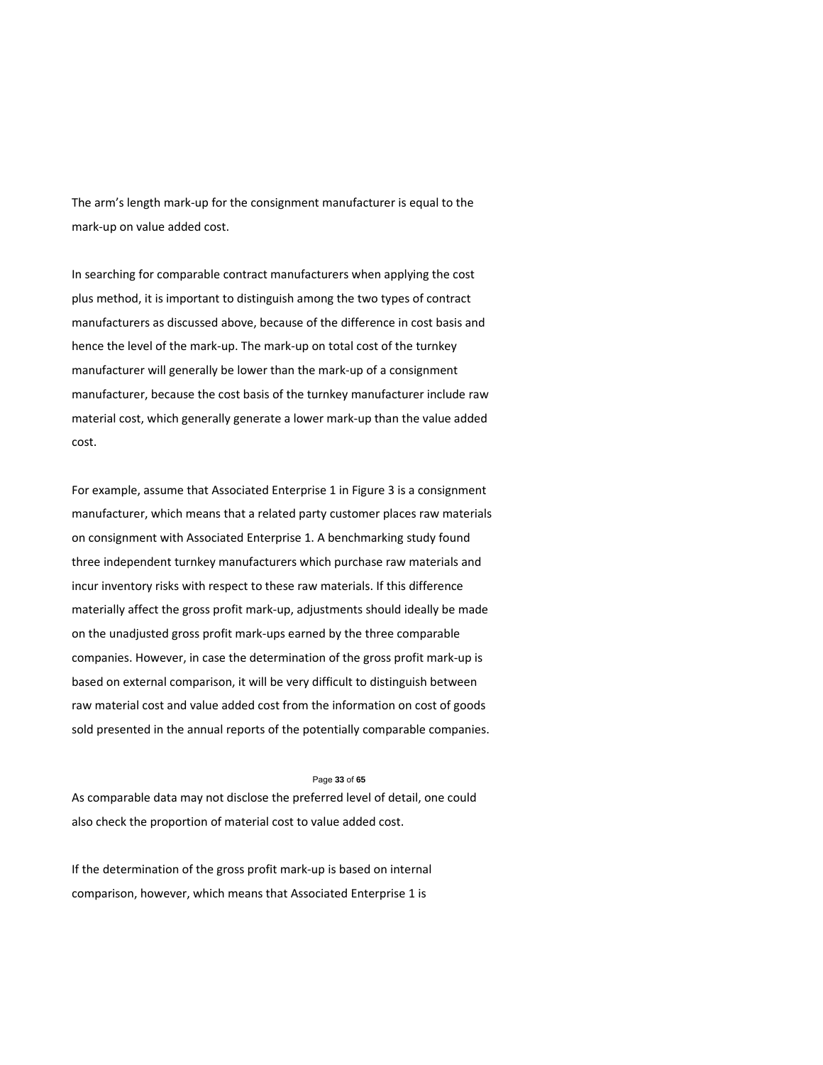The arm's length mark-up for the consignment manufacturer is equal to the mark-up on value added cost.

In searching for comparable contract manufacturers when applying the cost plus method, it is important to distinguish among the two types of contract manufacturers as discussed above, because of the difference in cost basis and hence the level of the mark-up. The mark-up on total cost of the turnkey manufacturer will generally be lower than the mark-up of a consignment manufacturer, because the cost basis of the turnkey manufacturer include raw material cost, which generally generate a lower mark-up than the value added cost.

For example, assume that Associated Enterprise 1 in Figure 3 is a consignment manufacturer, which means that a related party customer places raw materials on consignment with Associated Enterprise 1. A benchmarking study found three independent turnkey manufacturers which purchase raw materials and incur inventory risks with respect to these raw materials. If this difference materially affect the gross profit mark-up, adjustments should ideally be made on the unadjusted gross profit mark-ups earned by the three comparable companies. However, in case the determination of the gross profit mark-up is based on external comparison, it will be very difficult to distinguish between raw material cost and value added cost from the information on cost of goods sold presented in the annual reports of the potentially comparable companies.

As comparable data may not disclose the preferred level of detail, one could also check the proportion of material cost to value added cost.

If the determination of the gross profit mark-up is based on internal comparison, however, which means that Associated Enterprise 1 is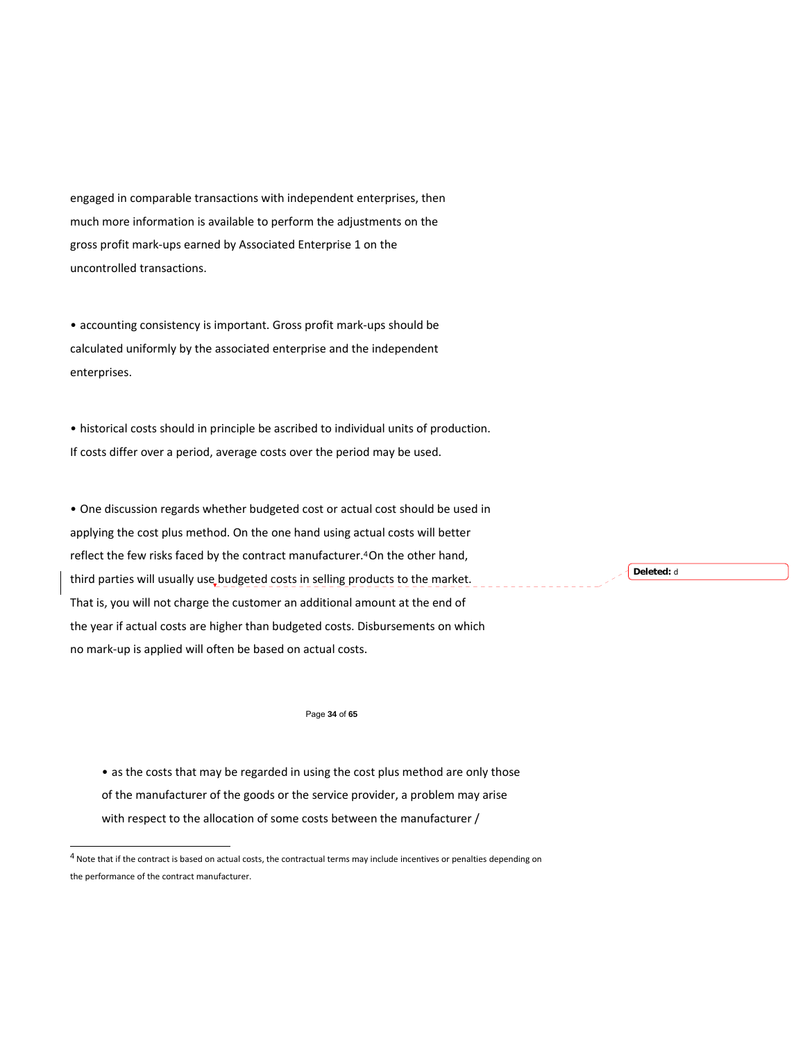engaged in comparable transactions with independent enterprises, then much more information is available to perform the adjustments on the gross profit mark-ups earned by Associated Enterprise 1 on the uncontrolled transactions.

- accounting consistency is important. Gross profit mark-ups should be calculated uniformly by the associated enterprise and the independent enterprises.

- historical costs should in principle be ascribed to individual units of production. If costs differ over a period, average costs over the period may be used.

- One discussion regards whether budgeted cost or actual cost should be used in applying the cost plus method. On the one hand using actual costs will better reflect the few risks faced by the contract manufacturer.[4] On the other hand, third parties will usually use budgeted costs in selling products to the market. That is, you will not charge the customer an additional amount at the end of the year if actual costs are higher than budgeted costs. Disbursements on which no mark-up is applied will often be based on actual costs.

- as the costs that may be regarded in using the cost plus method are only those of the manufacturer of the goods or the service provider, a problem may arise with respect to the allocation of some costs between the manufacturer /

[4] Note that if the contract is based on actual costs, the contractual terms may include incentives or penalties depending on the performance of the contract manufacturer.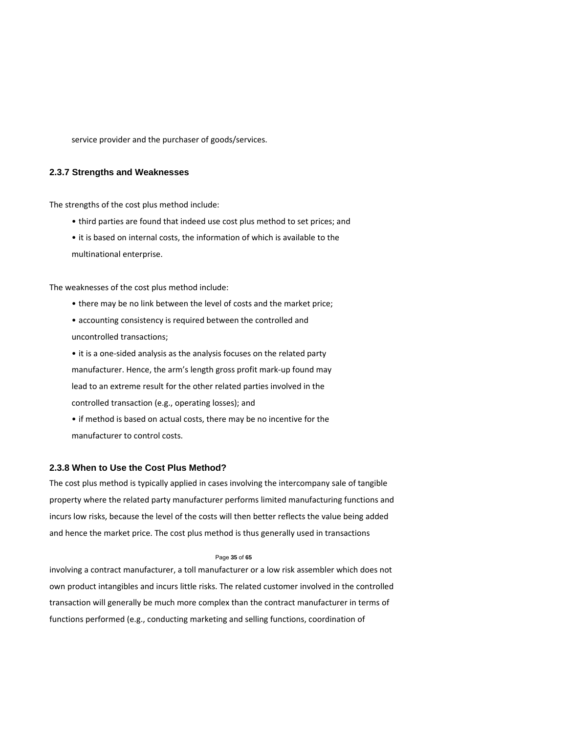service provider and the purchaser of goods/services.

### 2.3.7 Strengths and Weaknesses

The strengths of the cost plus method include:

- third parties are found that indeed use cost plus method to set prices; and
- it is based on internal costs, the information of which is available to the multinational enterprise.

The weaknesses of the cost plus method include:

- there may be no link between the level of costs and the market price;
- accounting consistency is required between the controlled and uncontrolled transactions;
- it is a one-sided analysis as the analysis focuses on the related party manufacturer. Hence, the arm's length gross profit mark-up found may lead to an extreme result for the other related parties involved in the controlled transaction (e.g., operating losses); and
- if method is based on actual costs, there may be no incentive for the manufacturer to control costs.

### 2.3.8 When to Use the Cost Plus Method?

The cost plus method is typically applied in cases involving the intercompany sale of tangible property where the related party manufacturer performs limited manufacturing functions and incurs low risks, because the level of the costs will then better reflects the value being added and hence the market price. The cost plus method is thus generally used in transactions involving a contract manufacturer, a toll manufacturer or a low risk assembler which does not own product intangibles and incurs little risks. The related customer involved in the controlled transaction will generally be much more complex than the contract manufacturer in terms of functions performed (e.g., conducting marketing and selling functions, coordination of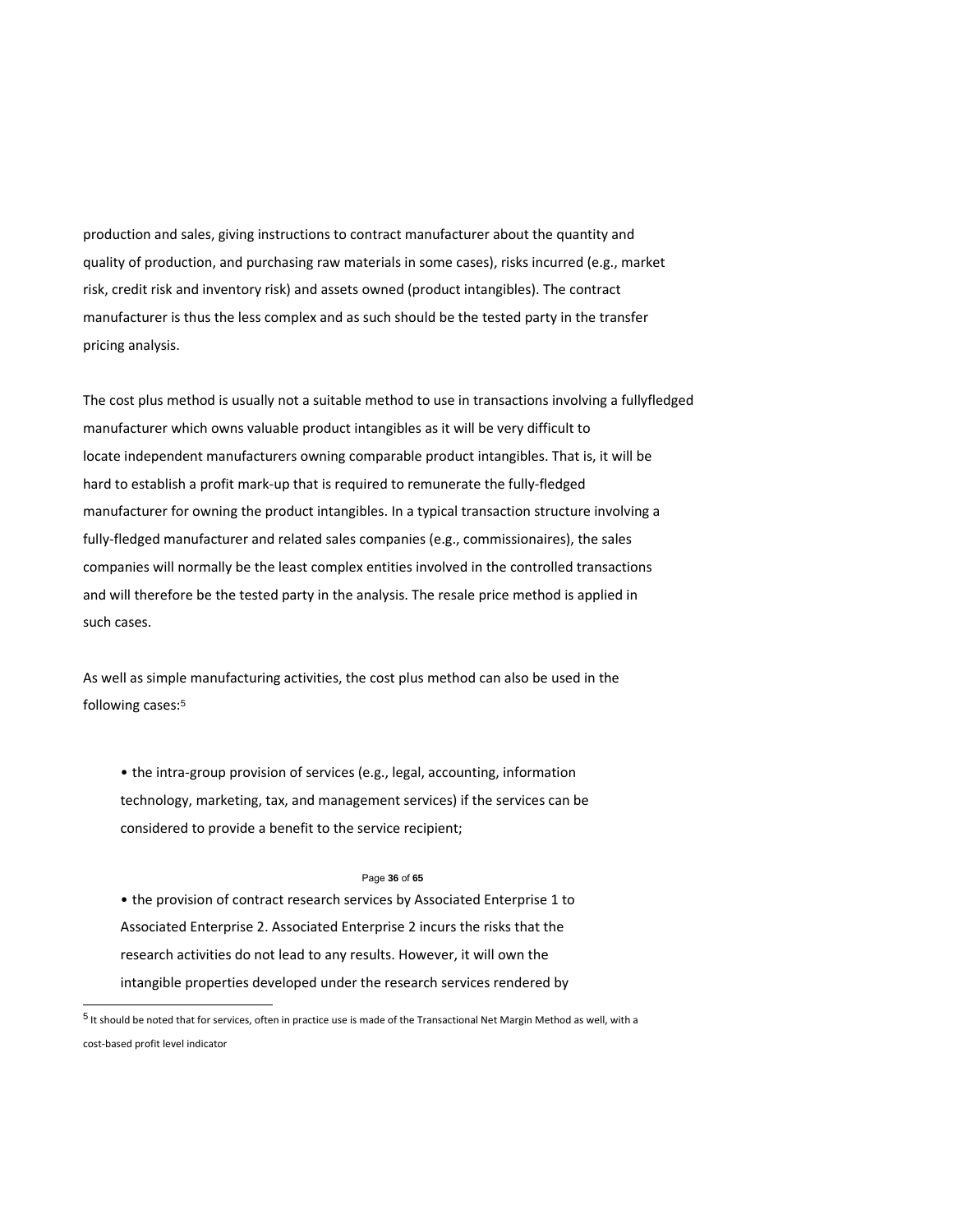production and sales, giving instructions to contract manufacturer about the quantity and quality of production, and purchasing raw materials in some cases), risks incurred (e.g., market risk, credit risk and inventory risk) and assets owned (product intangibles). The contract manufacturer is thus the less complex and as such should be the tested party in the transfer pricing analysis.

The cost plus method is usually not a suitable method to use in transactions involving a fullyfledged manufacturer which owns valuable product intangibles as it will be very difficult to locate independent manufacturers owning comparable product intangibles. That is, it will be hard to establish a profit mark-up that is required to remunerate the fully-fledged manufacturer for owning the product intangibles. In a typical transaction structure involving a fully-fledged manufacturer and related sales companies (e.g., commissionaires), the sales companies will normally be the least complex entities involved in the controlled transactions and will therefore be the tested party in the analysis. The resale price method is applied in such cases.

As well as simple manufacturing activities, the cost plus method can also be used in the following cases:[5]

- the intra-group provision of services (e.g., legal, accounting, information technology, marketing, tax, and management services) if the services can be considered to provide a benefit to the service recipient;
- the provision of contract research services by Associated Enterprise 1 to Associated Enterprise 2. Associated Enterprise 2 incurs the risks that the research activities do not lead to any results. However, it will own the intangible properties developed under the research services rendered by

[5] It should be noted that for services, often in practice use is made of the Transactional Net Margin Method as well, with a cost-based profit level indicator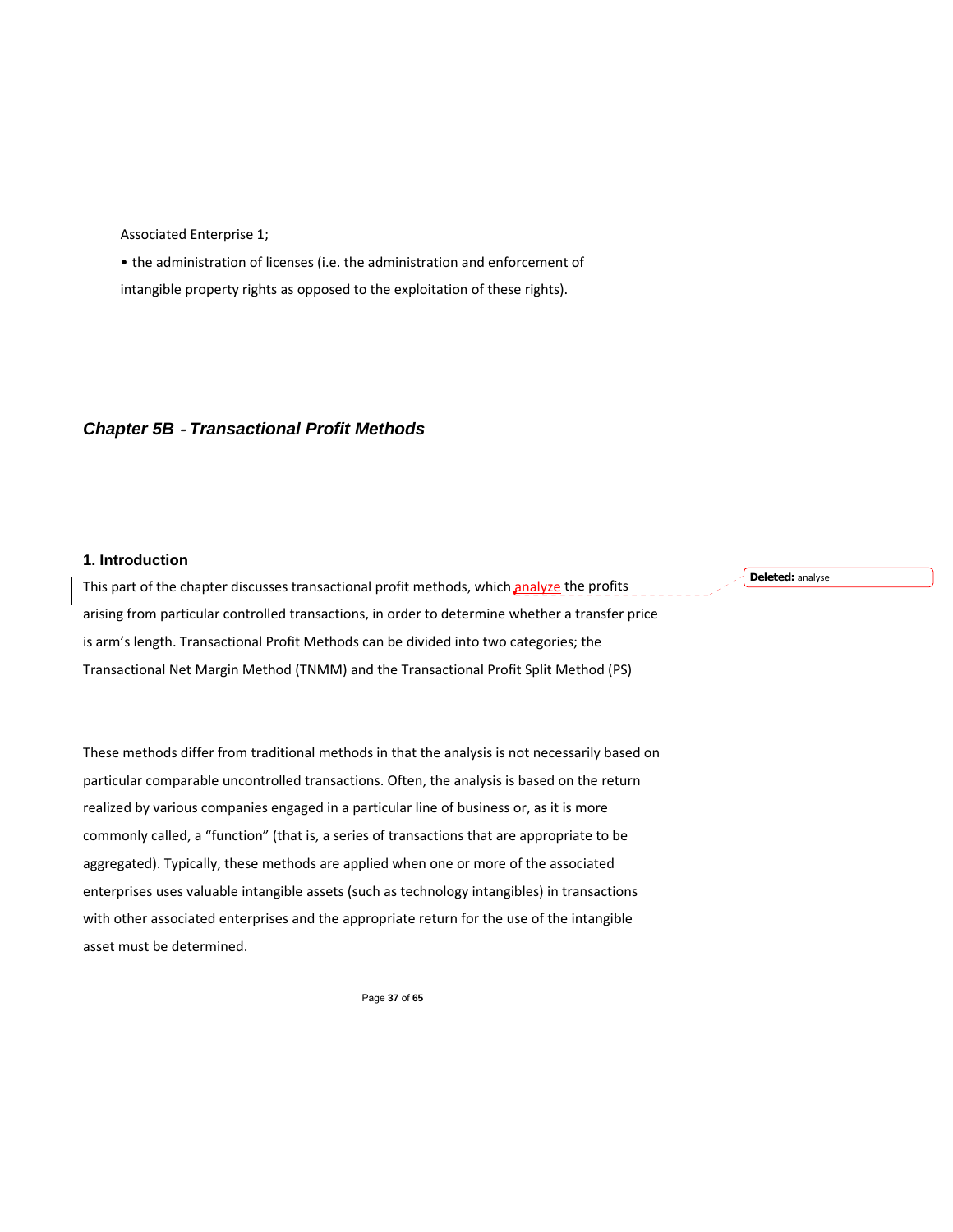Associated Enterprise 1;

• the administration of licenses (i.e. the administration and enforcement of intangible property rights as opposed to the exploitation of these rights).

## *Chapter 5B - Transactional Profit Methods*

### 1. Introduction

This part of the chapter discusses transactional profit methods, which analyze the profits arising from particular controlled transactions, in order to determine whether a transfer price is arm's length. Transactional Profit Methods can be divided into two categories; the Transactional Net Margin Method (TNMM) and the Transactional Profit Split Method (PS)

These methods differ from traditional methods in that the analysis is not necessarily based on particular comparable uncontrolled transactions. Often, the analysis is based on the return realized by various companies engaged in a particular line of business or, as it is more commonly called, a "function" (that is, a series of transactions that are appropriate to be aggregated). Typically, these methods are applied when one or more of the associated enterprises uses valuable intangible assets (such as technology intangibles) in transactions with other associated enterprises and the appropriate return for the use of the intangible asset must be determined.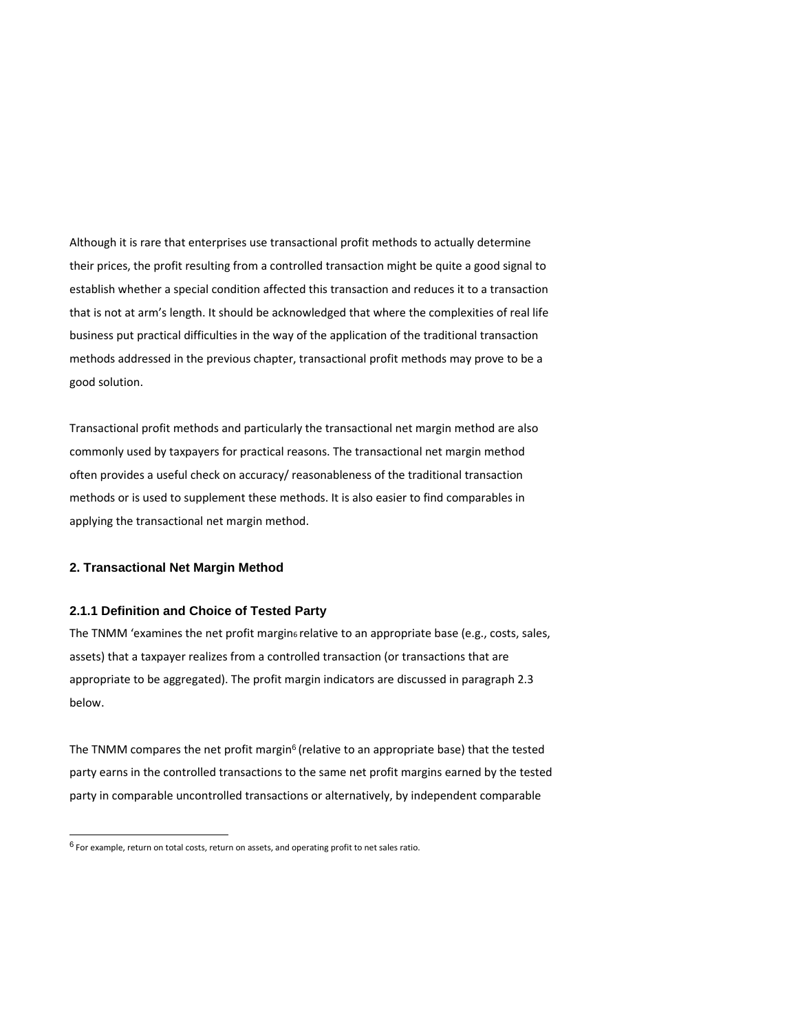Although it is rare that enterprises use transactional profit methods to actually determine their prices, the profit resulting from a controlled transaction might be quite a good signal to establish whether a special condition affected this transaction and reduces it to a transaction that is not at arm's length. It should be acknowledged that where the complexities of real life business put practical difficulties in the way of the application of the traditional transaction methods addressed in the previous chapter, transactional profit methods may prove to be a good solution.

Transactional profit methods and particularly the transactional net margin method are also commonly used by taxpayers for practical reasons. The transactional net margin method often provides a useful check on accuracy/ reasonableness of the traditional transaction methods or is used to supplement these methods. It is also easier to find comparables in applying the transactional net margin method.

## 2. Transactional Net Margin Method

### 2.1.1 Definition and Choice of Tested Party

The TNMM 'examines the net profit margin[6] relative to an appropriate base (e.g., costs, sales, assets) that a taxpayer realizes from a controlled transaction (or transactions that are appropriate to be aggregated). The profit margin indicators are discussed in paragraph 2.3 below.

The TNMM compares the net profit margin[6] (relative to an appropriate base) that the tested party earns in the controlled transactions to the same net profit margins earned by the tested party in comparable uncontrolled transactions or alternatively, by independent comparable

---

[6] For example, return on total costs, return on assets, and operating profit to net sales ratio.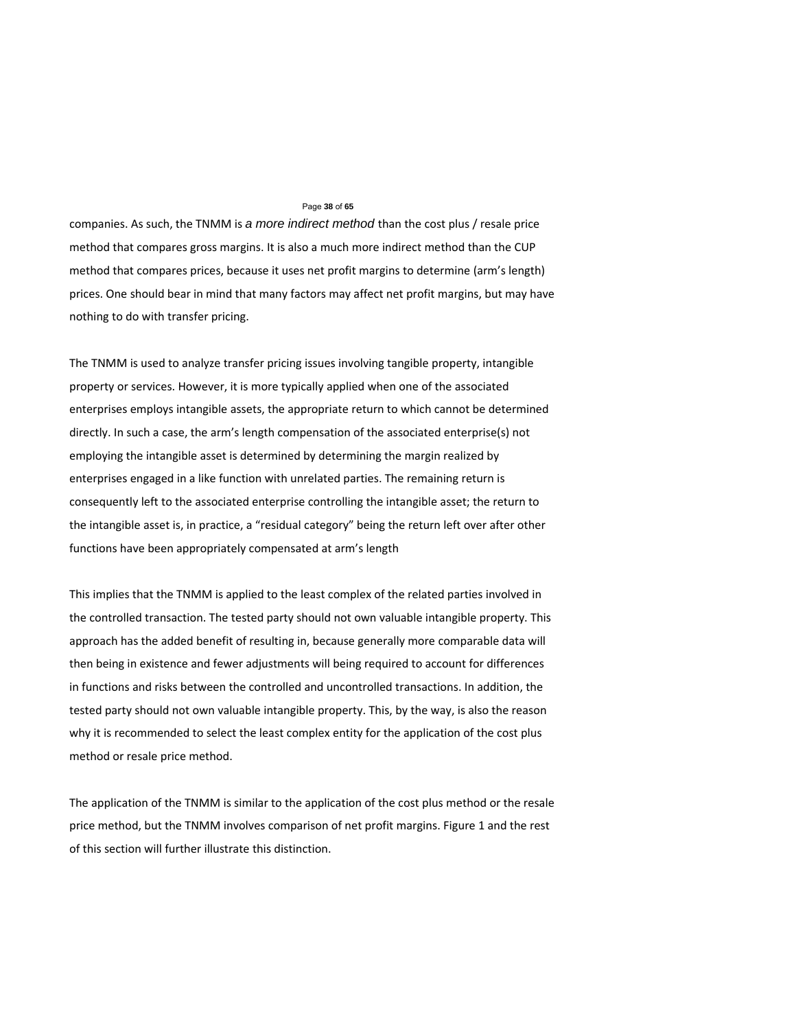companies. As such, the TNMM is *a more indirect method* than the cost plus / resale price method that compares gross margins. It is also a much more indirect method than the CUP method that compares prices, because it uses net profit margins to determine (arm's length) prices. One should bear in mind that many factors may affect net profit margins, but may have nothing to do with transfer pricing.

The TNMM is used to analyze transfer pricing issues involving tangible property, intangible property or services. However, it is more typically applied when one of the associated enterprises employs intangible assets, the appropriate return to which cannot be determined directly. In such a case, the arm's length compensation of the associated enterprise(s) not employing the intangible asset is determined by determining the margin realized by enterprises engaged in a like function with unrelated parties. The remaining return is consequently left to the associated enterprise controlling the intangible asset; the return to the intangible asset is, in practice, a "residual category" being the return left over after other functions have been appropriately compensated at arm's length

This implies that the TNMM is applied to the least complex of the related parties involved in the controlled transaction. The tested party should not own valuable intangible property. This approach has the added benefit of resulting in, because generally more comparable data will then being in existence and fewer adjustments will being required to account for differences in functions and risks between the controlled and uncontrolled transactions. In addition, the tested party should not own valuable intangible property. This, by the way, is also the reason why it is recommended to select the least complex entity for the application of the cost plus method or resale price method.

The application of the TNMM is similar to the application of the cost plus method or the resale price method, but the TNMM involves comparison of net profit margins. Figure 1 and the rest of this section will further illustrate this distinction.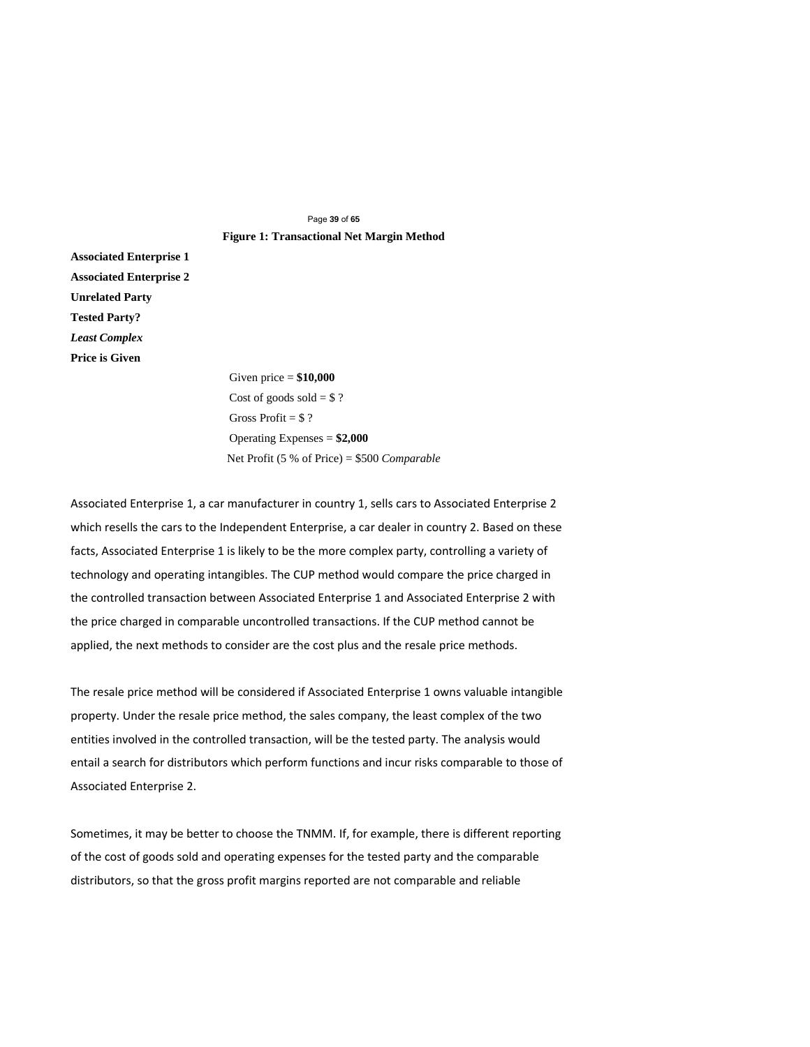**Figure 1: Transactional Net Margin Method**

**Associated Enterprise 1**

**Associated Enterprise 2**

**Unrelated Party**

**Tested Party?**

***Least Complex***

**Price is Given**

Given price = **$10,000**

Cost of goods sold = $ ?

Gross Profit = $ ?

Operating Expenses = **$2,000**

Net Profit (5 % of Price) = $500 *Comparable*

Associated Enterprise 1, a car manufacturer in country 1, sells cars to Associated Enterprise 2 which resells the cars to the Independent Enterprise, a car dealer in country 2. Based on these facts, Associated Enterprise 1 is likely to be the more complex party, controlling a variety of technology and operating intangibles. The CUP method would compare the price charged in the controlled transaction between Associated Enterprise 1 and Associated Enterprise 2 with the price charged in comparable uncontrolled transactions. If the CUP method cannot be applied, the next methods to consider are the cost plus and the resale price methods.

The resale price method will be considered if Associated Enterprise 1 owns valuable intangible property. Under the resale price method, the sales company, the least complex of the two entities involved in the controlled transaction, will be the tested party. The analysis would entail a search for distributors which perform functions and incur risks comparable to those of Associated Enterprise 2.

Sometimes, it may be better to choose the TNMM. If, for example, there is different reporting of the cost of goods sold and operating expenses for the tested party and the comparable distributors, so that the gross profit margins reported are not comparable and reliable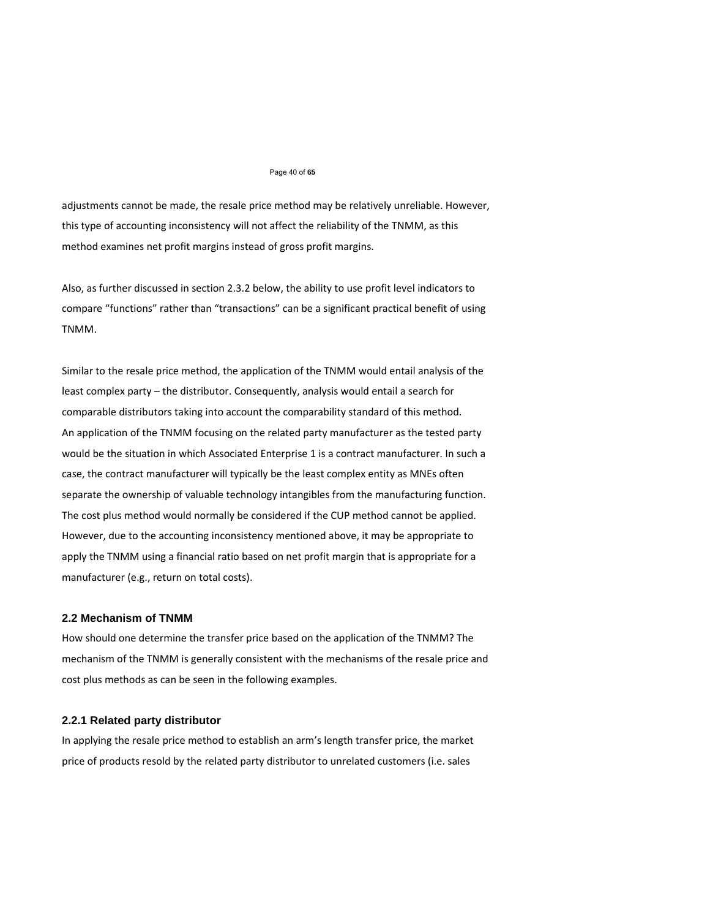adjustments cannot be made, the resale price method may be relatively unreliable. However, this type of accounting inconsistency will not affect the reliability of the TNMM, as this method examines net profit margins instead of gross profit margins.

Also, as further discussed in section 2.3.2 below, the ability to use profit level indicators to compare "functions" rather than "transactions" can be a significant practical benefit of using TNMM.

Similar to the resale price method, the application of the TNMM would entail analysis of the least complex party – the distributor. Consequently, analysis would entail a search for comparable distributors taking into account the comparability standard of this method.
An application of the TNMM focusing on the related party manufacturer as the tested party would be the situation in which Associated Enterprise 1 is a contract manufacturer. In such a case, the contract manufacturer will typically be the least complex entity as MNEs often separate the ownership of valuable technology intangibles from the manufacturing function. The cost plus method would normally be considered if the CUP method cannot be applied. However, due to the accounting inconsistency mentioned above, it may be appropriate to apply the TNMM using a financial ratio based on net profit margin that is appropriate for a manufacturer (e.g., return on total costs).

### 2.2 Mechanism of TNMM

How should one determine the transfer price based on the application of the TNMM? The mechanism of the TNMM is generally consistent with the mechanisms of the resale price and cost plus methods as can be seen in the following examples.

#### 2.2.1 Related party distributor

In applying the resale price method to establish an arm's length transfer price, the market price of products resold by the related party distributor to unrelated customers (i.e. sales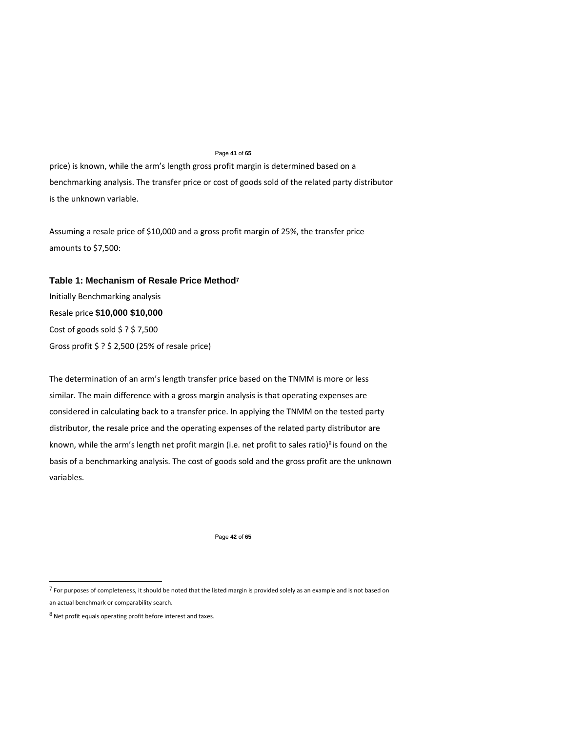price) is known, while the arm's length gross profit margin is determined based on a benchmarking analysis. The transfer price or cost of goods sold of the related party distributor is the unknown variable.

Assuming a resale price of $10,000 and a gross profit margin of 25%, the transfer price amounts to $7,500:

### Table 1: Mechanism of Resale Price Method[7]

| | Initially | Benchmarking analysis |
|---|---|---|
| Resale price | **$10,000** | **$10,000** |
| Cost of goods sold | $ ? | $ 7,500 |
| Gross profit | $ ? | $ 2,500 (25% of resale price) |

The determination of an arm's length transfer price based on the TNMM is more or less similar. The main difference with a gross margin analysis is that operating expenses are considered in calculating back to a transfer price. In applying the TNMM on the tested party distributor, the resale price and the operating expenses of the related party distributor are known, while the arm's length net profit margin (i.e. net profit to sales ratio)[8] is found on the basis of a benchmarking analysis. The cost of goods sold and the gross profit are the unknown variables.

[7] For purposes of completeness, it should be noted that the listed margin is provided solely as an example and is not based on an actual benchmark or comparability search.

[8] Net profit equals operating profit before interest and taxes.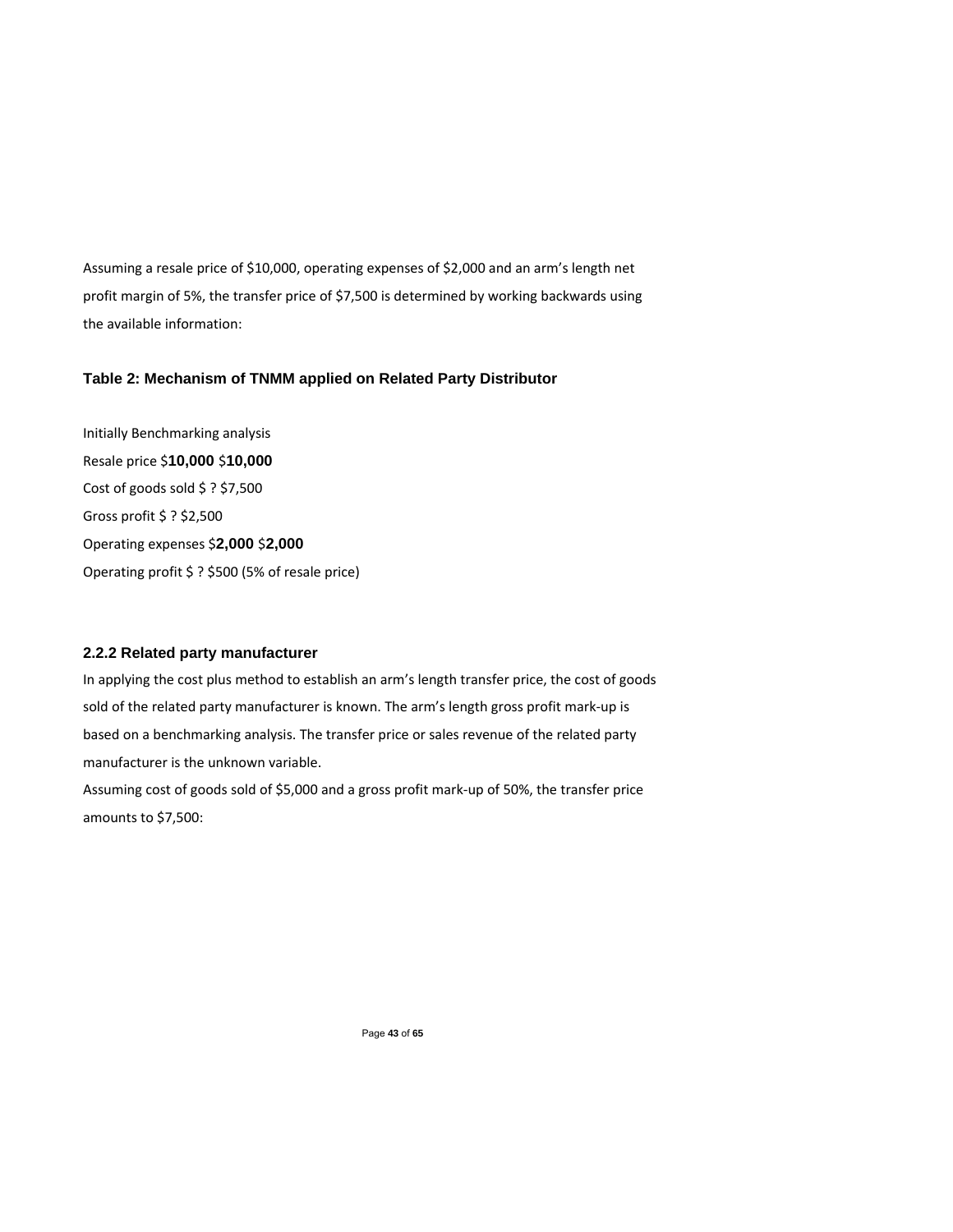Assuming a resale price of $10,000, operating expenses of $2,000 and an arm's length net profit margin of 5%, the transfer price of $7,500 is determined by working backwards using the available information:

### Table 2: Mechanism of TNMM applied on Related Party Distributor

| | Initially | Benchmarking analysis |
|---|---|---|
| Resale price | $**10,000** | $**10,000** |
| Cost of goods sold | $ ? | $7,500 |
| Gross profit | $ ? | $2,500 |
| Operating expenses | $**2,000** | $**2,000** |
| Operating profit | $ ? | $500 (5% of resale price) |

### 2.2.2 Related party manufacturer

In applying the cost plus method to establish an arm's length transfer price, the cost of goods sold of the related party manufacturer is known. The arm's length gross profit mark-up is based on a benchmarking analysis. The transfer price or sales revenue of the related party manufacturer is the unknown variable.

Assuming cost of goods sold of $5,000 and a gross profit mark-up of 50%, the transfer price amounts to $7,500: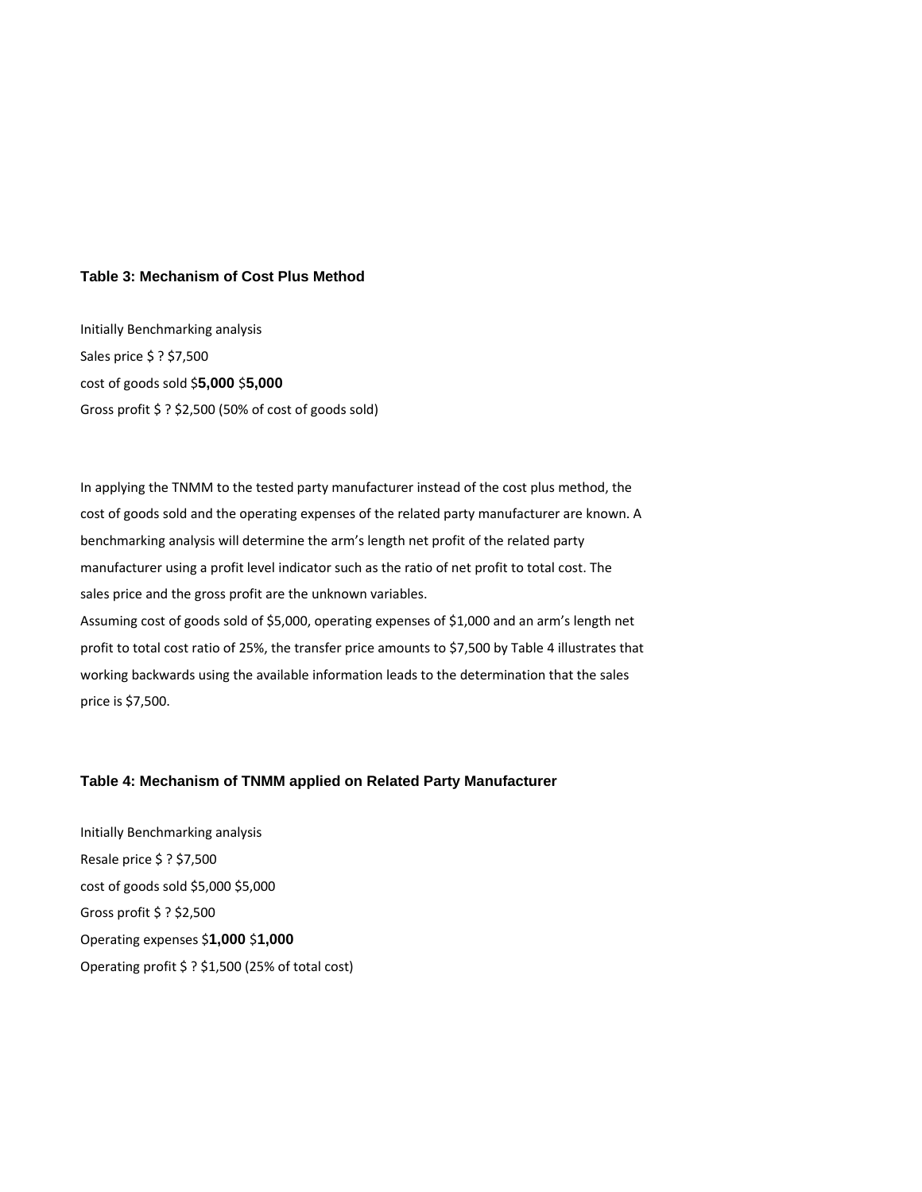**Table 3: Mechanism of Cost Plus Method**

| | Initially | Benchmarking analysis |
|---|---|---|
| Sales price | $ ? | $7,500 |
| cost of goods sold | $**5,000** | $**5,000** |
| Gross profit | $ ? | $2,500 (50% of cost of goods sold) |

In applying the TNMM to the tested party manufacturer instead of the cost plus method, the cost of goods sold and the operating expenses of the related party manufacturer are known. A benchmarking analysis will determine the arm's length net profit of the related party manufacturer using a profit level indicator such as the ratio of net profit to total cost. The sales price and the gross profit are the unknown variables.
Assuming cost of goods sold of $5,000, operating expenses of $1,000 and an arm's length net profit to total cost ratio of 25%, the transfer price amounts to $7,500 by Table 4 illustrates that working backwards using the available information leads to the determination that the sales price is $7,500.

**Table 4: Mechanism of TNMM applied on Related Party Manufacturer**

| | Initially | Benchmarking analysis |
|---|---|---|
| Resale price | $ ? | $7,500 |
| cost of goods sold | $5,000 | $5,000 |
| Gross profit | $ ? | $2,500 |
| Operating expenses | $**1,000** | $**1,000** |
| Operating profit | $ ? | $1,500 (25% of total cost) |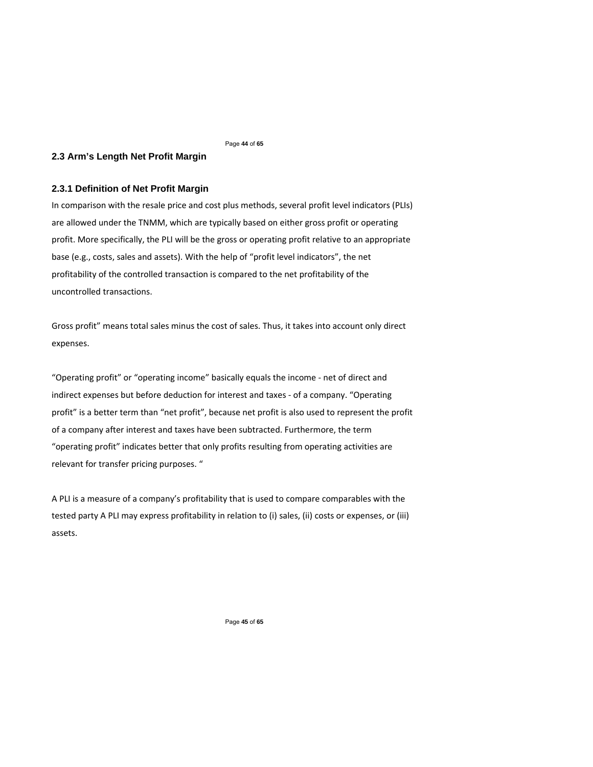## 2.3 Arm's Length Net Profit Margin

### 2.3.1 Definition of Net Profit Margin

In comparison with the resale price and cost plus methods, several profit level indicators (PLIs) are allowed under the TNMM, which are typically based on either gross profit or operating profit. More specifically, the PLI will be the gross or operating profit relative to an appropriate base (e.g., costs, sales and assets). With the help of "profit level indicators", the net profitability of the controlled transaction is compared to the net profitability of the uncontrolled transactions.

Gross profit" means total sales minus the cost of sales. Thus, it takes into account only direct expenses.

"Operating profit" or "operating income" basically equals the income - net of direct and indirect expenses but before deduction for interest and taxes - of a company. "Operating profit" is a better term than "net profit", because net profit is also used to represent the profit of a company after interest and taxes have been subtracted. Furthermore, the term "operating profit" indicates better that only profits resulting from operating activities are relevant for transfer pricing purposes. "

A PLI is a measure of a company's profitability that is used to compare comparables with the tested party A PLI may express profitability in relation to (i) sales, (ii) costs or expenses, or (iii) assets.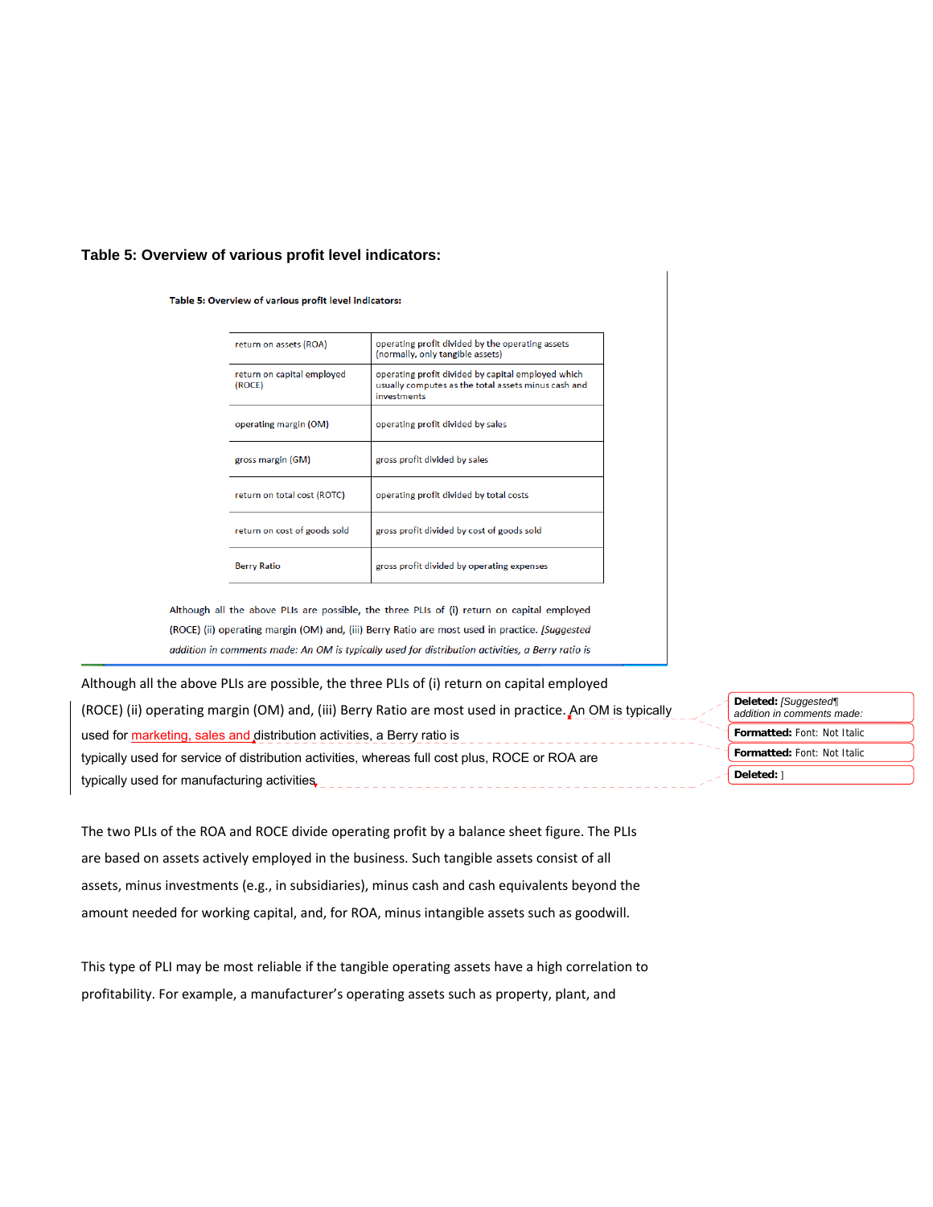**Table 5: Overview of various profit level indicators:**

**Table 5: Overview of various profit level indicators:**

| | |
|---|---|
| return on assets (ROA) | operating profit divided by the operating assets (normally, only tangible assets) |
| return on capital employed (ROCE) | operating profit divided by capital employed which usually computes as the total assets minus cash and investments |
| operating margin (OM) | operating profit divided by sales |
| gross margin (GM) | gross profit divided by sales |
| return on total cost (ROTC) | operating profit divided by total costs |
| return on cost of goods sold | gross profit divided by cost of goods sold |
| Berry Ratio | gross profit divided by operating expenses |

Although all the above PLIs are possible, the three PLIs of (i) return on capital employed (ROCE) (ii) operating margin (OM) and, (iii) Berry Ratio are most used in practice. *[Suggested addition in comments made: An OM is typically used for distribution activities, a Berry ratio is*

Although all the above PLIs are possible, the three PLIs of (i) return on capital employed (ROCE) (ii) operating margin (OM) and, (iii) Berry Ratio are most used in practice. An OM is typically used for marketing, sales and distribution activities, a Berry ratio is typically used for service of distribution activities, whereas full cost plus, ROCE or ROA are typically used for manufacturing activities.

The two PLIs of the ROA and ROCE divide operating profit by a balance sheet figure. The PLIs are based on assets actively employed in the business. Such tangible assets consist of all assets, minus investments (e.g., in subsidiaries), minus cash and cash equivalents beyond the amount needed for working capital, and, for ROA, minus intangible assets such as goodwill.

This type of PLI may be most reliable if the tangible operating assets have a high correlation to profitability. For example, a manufacturer's operating assets such as property, plant, and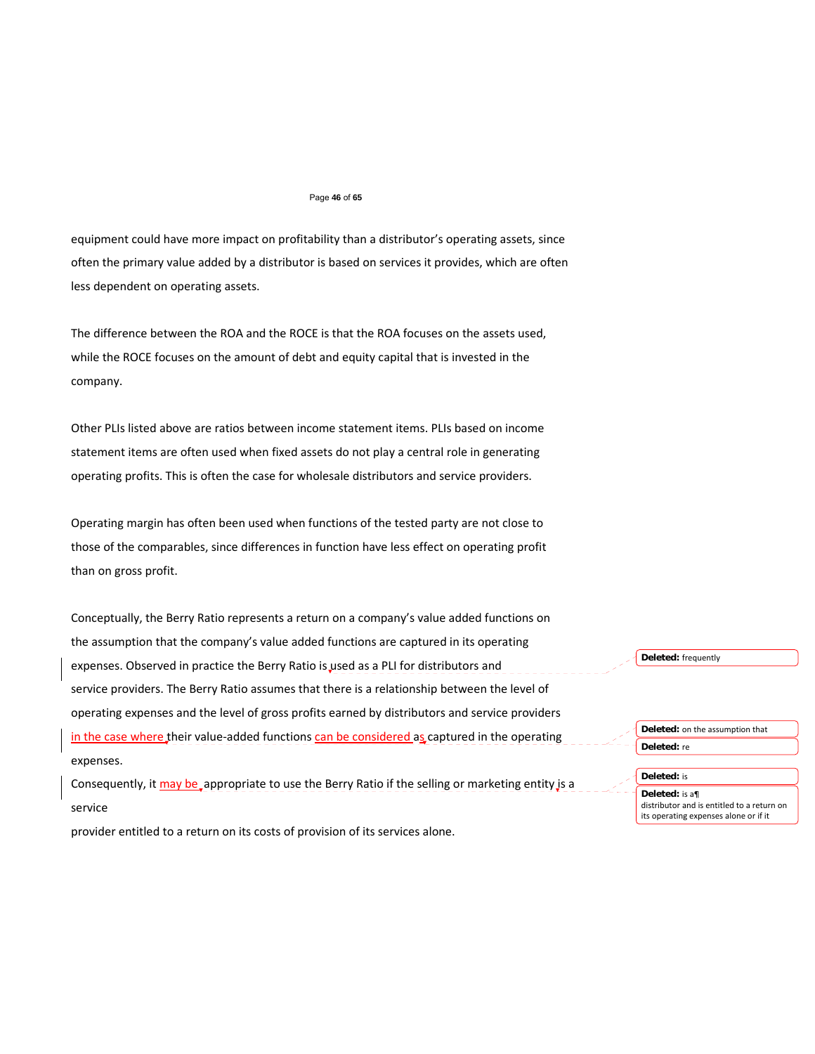equipment could have more impact on profitability than a distributor's operating assets, since often the primary value added by a distributor is based on services it provides, which are often less dependent on operating assets.

The difference between the ROA and the ROCE is that the ROA focuses on the assets used, while the ROCE focuses on the amount of debt and equity capital that is invested in the company.

Other PLIs listed above are ratios between income statement items. PLIs based on income statement items are often used when fixed assets do not play a central role in generating operating profits. This is often the case for wholesale distributors and service providers.

Operating margin has often been used when functions of the tested party are not close to those of the comparables, since differences in function have less effect on operating profit than on gross profit.

Conceptually, the Berry Ratio represents a return on a company's value added functions on the assumption that the company's value added functions are captured in its operating expenses. Observed in practice the Berry Ratio is used as a PLI for distributors and service providers. The Berry Ratio assumes that there is a relationship between the level of operating expenses and the level of gross profits earned by distributors and service providers in the case where their value-added functions can be considered as captured in the operating expenses.

Consequently, it may be appropriate to use the Berry Ratio if the selling or marketing entity is a service provider entitled to a return on its costs of provision of its services alone.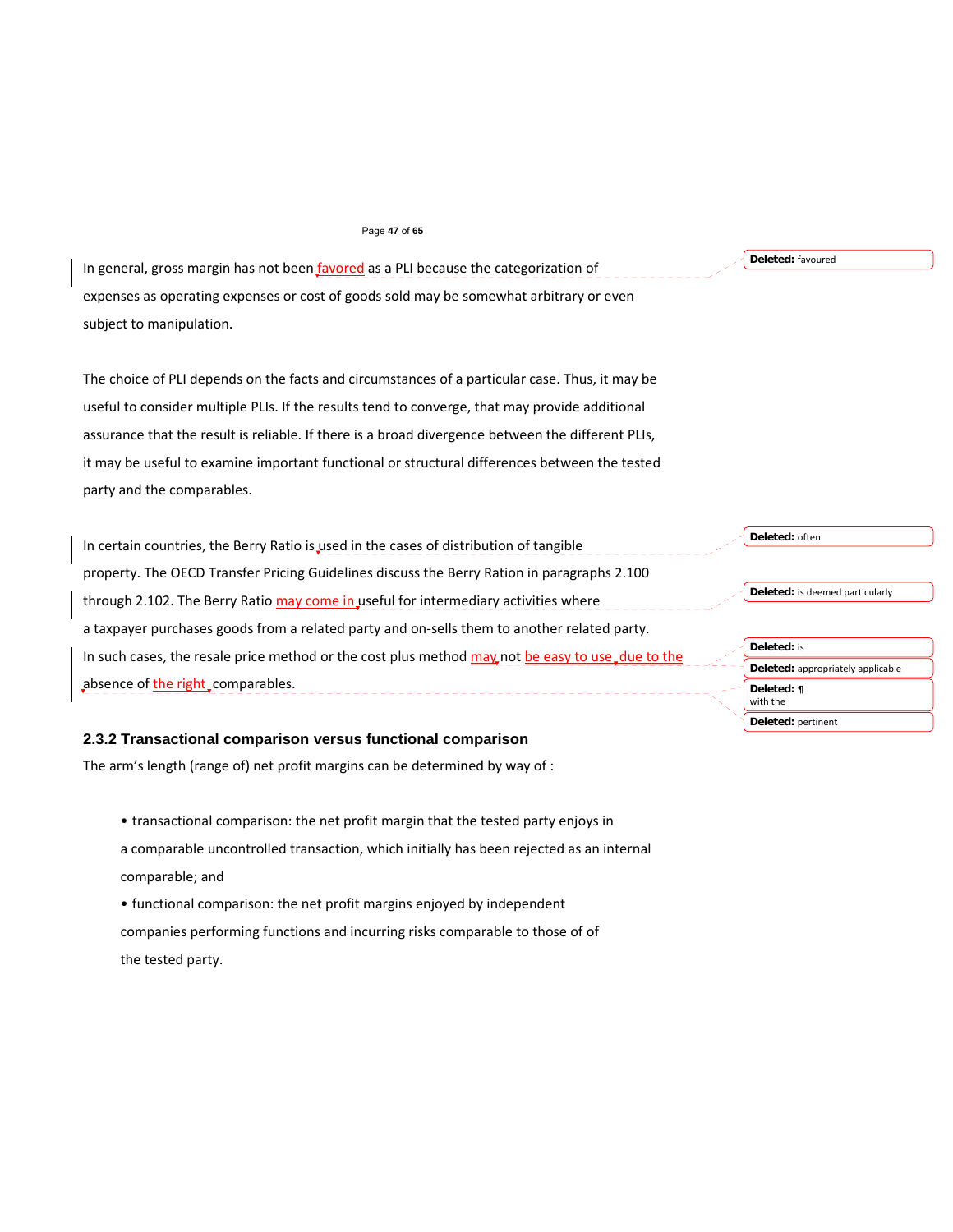In general, gross margin has not been favored as a PLI because the categorization of expenses as operating expenses or cost of goods sold may be somewhat arbitrary or even subject to manipulation.

The choice of PLI depends on the facts and circumstances of a particular case. Thus, it may be useful to consider multiple PLIs. If the results tend to converge, that may provide additional assurance that the result is reliable. If there is a broad divergence between the different PLIs, it may be useful to examine important functional or structural differences between the tested party and the comparables.

In certain countries, the Berry Ratio is used in the cases of distribution of tangible property. The OECD Transfer Pricing Guidelines discuss the Berry Ration in paragraphs 2.100 through 2.102. The Berry Ratio may come in useful for intermediary activities where a taxpayer purchases goods from a related party and on-sells them to another related party. In such cases, the resale price method or the cost plus method may not be easy to use due to the absence of the right comparables.

### 2.3.2 Transactional comparison versus functional comparison

The arm's length (range of) net profit margins can be determined by way of :

- transactional comparison: the net profit margin that the tested party enjoys in a comparable uncontrolled transaction, which initially has been rejected as an internal comparable; and
- functional comparison: the net profit margins enjoyed by independent companies performing functions and incurring risks comparable to those of of the tested party.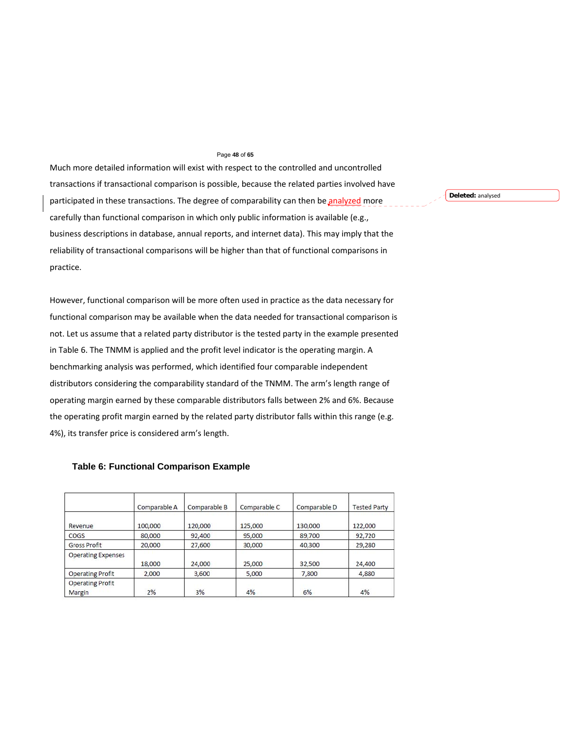Much more detailed information will exist with respect to the controlled and uncontrolled transactions if transactional comparison is possible, because the related parties involved have participated in these transactions. The degree of comparability can then be analyzed more carefully than functional comparison in which only public information is available (e.g., business descriptions in database, annual reports, and internet data). This may imply that the reliability of transactional comparisons will be higher than that of functional comparisons in practice.

However, functional comparison will be more often used in practice as the data necessary for functional comparison may be available when the data needed for transactional comparison is not. Let us assume that a related party distributor is the tested party in the example presented in Table 6. The TNMM is applied and the profit level indicator is the operating margin. A benchmarking analysis was performed, which identified four comparable independent distributors considering the comparability standard of the TNMM. The arm's length range of operating margin earned by these comparable distributors falls between 2% and 6%. Because the operating profit margin earned by the related party distributor falls within this range (e.g. 4%), its transfer price is considered arm's length.

**Table 6: Functional Comparison Example**

| | Comparable A | Comparable B | Comparable C | Comparable D | Tested Party |
|---|---|---|---|---|---|
| Revenue | 100,000 | 120,000 | 125,000 | 130,000 | 122,000 |
| COGS | 80,000 | 92,400 | 95,000 | 89,700 | 92,720 |
| Gross Profit | 20,000 | 27,600 | 30,000 | 40,300 | 29,280 |
| Operating Expenses | 18,000 | 24,000 | 25,000 | 32,500 | 24,400 |
| Operating Profit | 2,000 | 3,600 | 5,000 | 7,800 | 4,880 |
| Operating Profit Margin | 2% | 3% | 4% | 6% | 4% |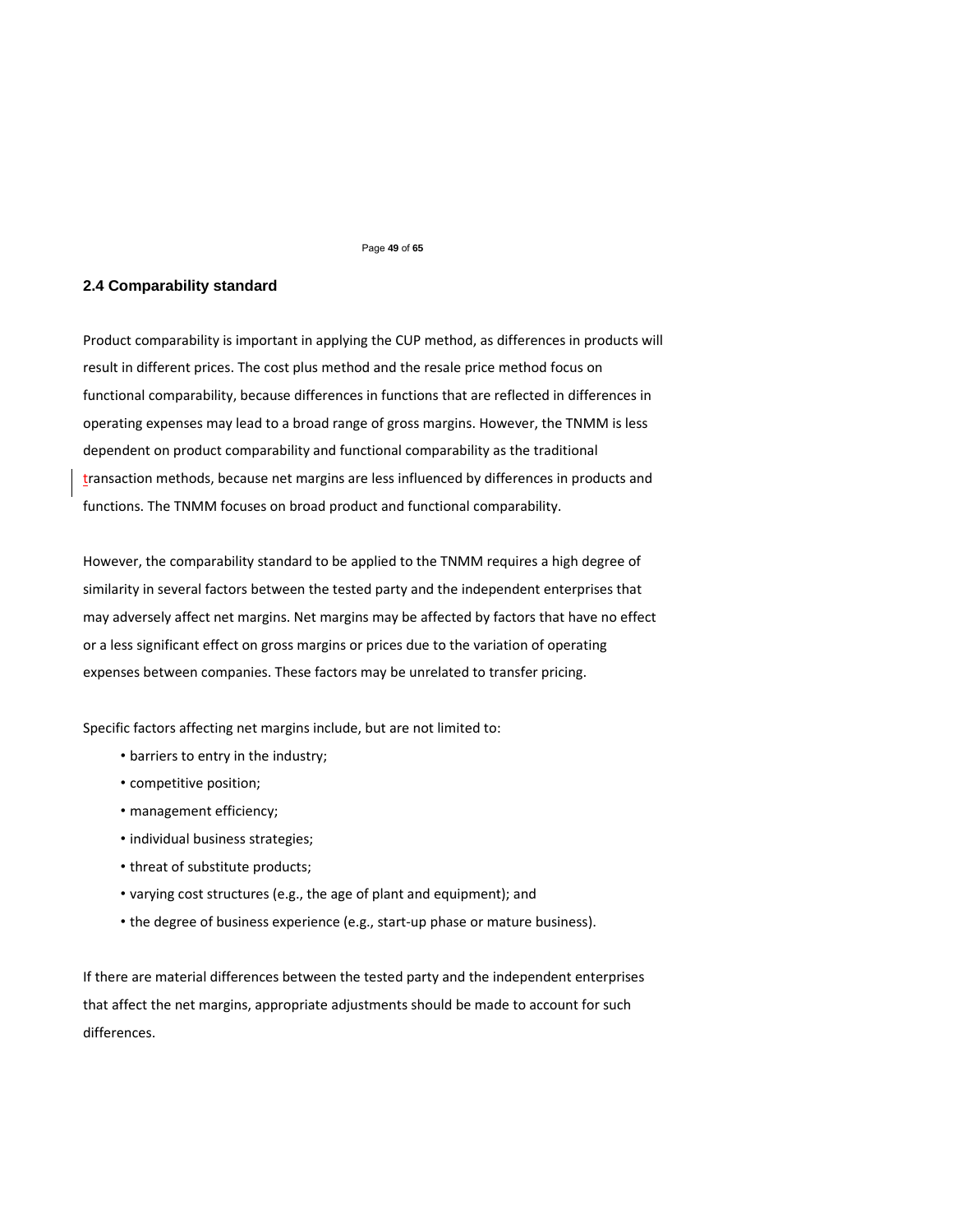## 2.4 Comparability standard

Product comparability is important in applying the CUP method, as differences in products will result in different prices. The cost plus method and the resale price method focus on functional comparability, because differences in functions that are reflected in differences in operating expenses may lead to a broad range of gross margins. However, the TNMM is less dependent on product comparability and functional comparability as the traditional transaction methods, because net margins are less influenced by differences in products and functions. The TNMM focuses on broad product and functional comparability.

However, the comparability standard to be applied to the TNMM requires a high degree of similarity in several factors between the tested party and the independent enterprises that may adversely affect net margins. Net margins may be affected by factors that have no effect or a less significant effect on gross margins or prices due to the variation of operating expenses between companies. These factors may be unrelated to transfer pricing.

Specific factors affecting net margins include, but are not limited to:

- barriers to entry in the industry;
- competitive position;
- management efficiency;
- individual business strategies;
- threat of substitute products;
- varying cost structures (e.g., the age of plant and equipment); and
- the degree of business experience (e.g., start-up phase or mature business).

If there are material differences between the tested party and the independent enterprises that affect the net margins, appropriate adjustments should be made to account for such differences.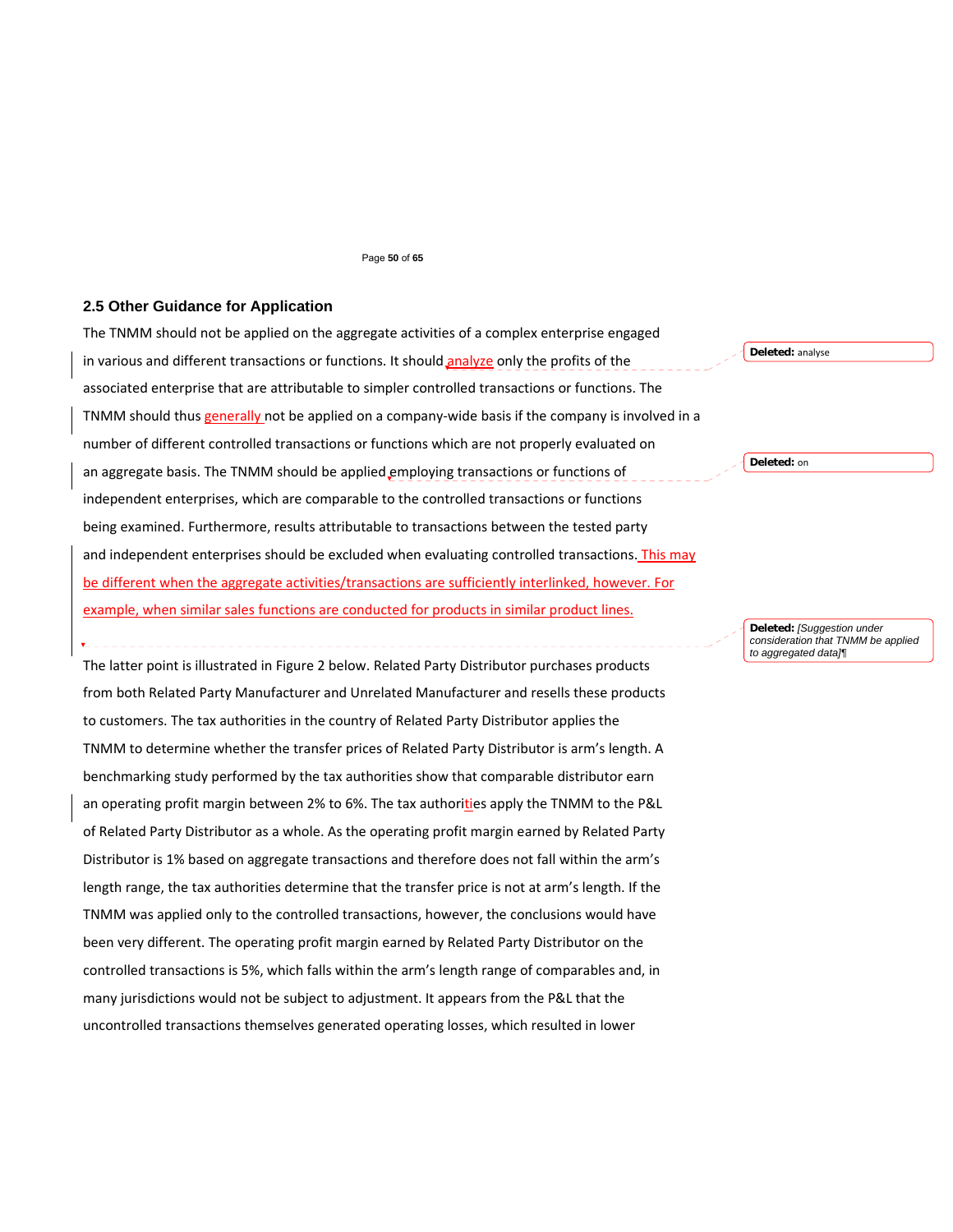## 2.5 Other Guidance for Application

The TNMM should not be applied on the aggregate activities of a complex enterprise engaged in various and different transactions or functions. It should analyze only the profits of the associated enterprise that are attributable to simpler controlled transactions or functions. The TNMM should thus generally not be applied on a company-wide basis if the company is involved in a number of different controlled transactions or functions which are not properly evaluated on an aggregate basis. The TNMM should be applied employing transactions or functions of independent enterprises, which are comparable to the controlled transactions or functions being examined. Furthermore, results attributable to transactions between the tested party and independent enterprises should be excluded when evaluating controlled transactions. This may be different when the aggregate activities/transactions are sufficiently interlinked, however. For example, when similar sales functions are conducted for products in similar product lines.

**Deleted:** analyse

**Deleted:** on

**Deleted:** *[Suggestion under consideration that TNMM be applied to aggregated data]*¶

The latter point is illustrated in Figure 2 below. Related Party Distributor purchases products from both Related Party Manufacturer and Unrelated Manufacturer and resells these products to customers. The tax authorities in the country of Related Party Distributor applies the TNMM to determine whether the transfer prices of Related Party Distributor is arm's length. A benchmarking study performed by the tax authorities show that comparable distributor earn an operating profit margin between 2% to 6%. The tax authorities apply the TNMM to the P&L of Related Party Distributor as a whole. As the operating profit margin earned by Related Party Distributor is 1% based on aggregate transactions and therefore does not fall within the arm's length range, the tax authorities determine that the transfer price is not at arm's length. If the TNMM was applied only to the controlled transactions, however, the conclusions would have been very different. The operating profit margin earned by Related Party Distributor on the controlled transactions is 5%, which falls within the arm's length range of comparables and, in many jurisdictions would not be subject to adjustment. It appears from the P&L that the uncontrolled transactions themselves generated operating losses, which resulted in lower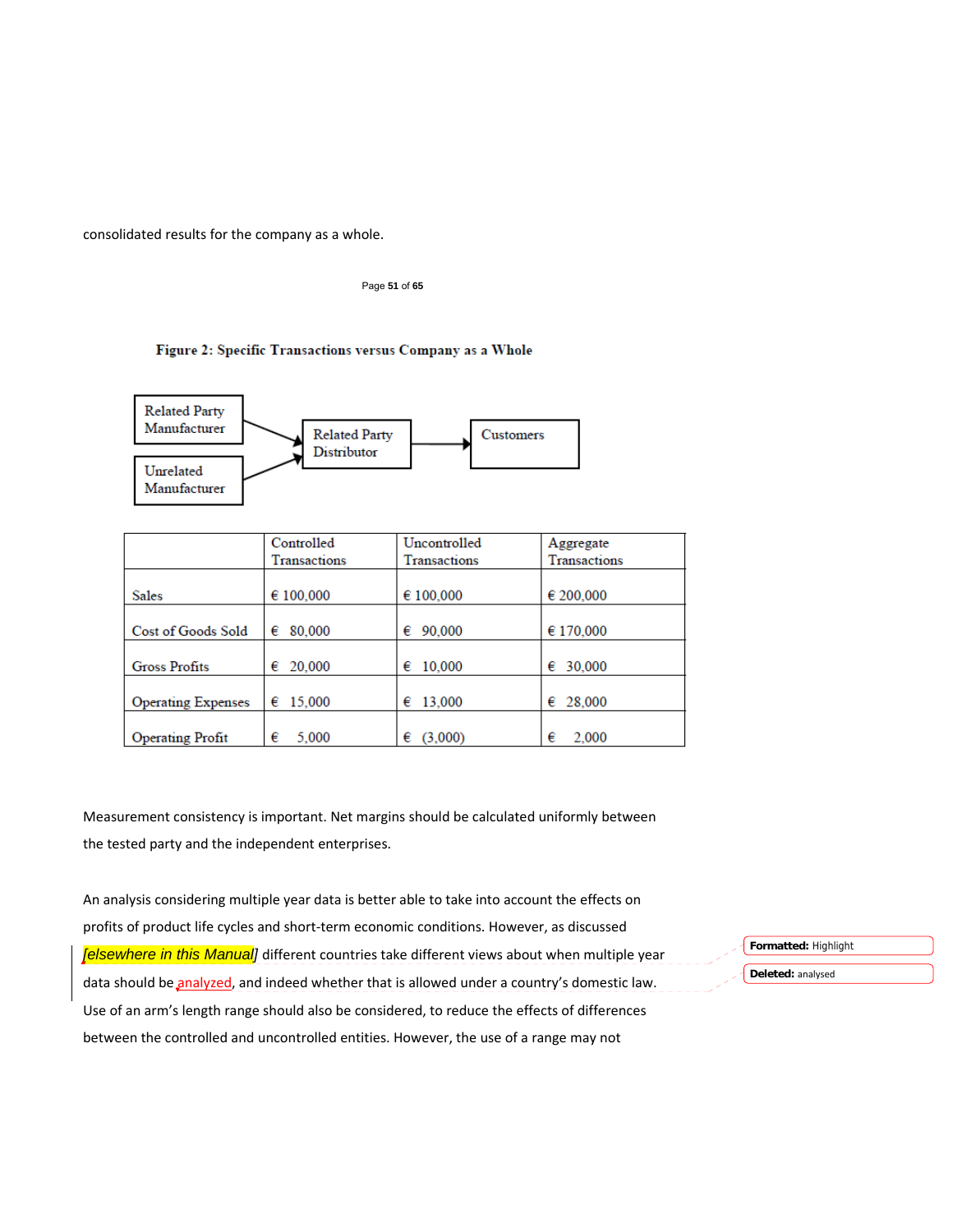consolidated results for the company as a whole.

**Figure 2: Specific Transactions versus Company as a Whole**

Related Party Manufacturer → Related Party Distributor → Customers

Unrelated Manufacturer → Related Party Distributor

| | Controlled Transactions | Uncontrolled Transactions | Aggregate Transactions |
|---|---|---|---|
| Sales | € 100,000 | € 100,000 | € 200,000 |
| Cost of Goods Sold | € 80,000 | € 90,000 | € 170,000 |
| Gross Profits | € 20,000 | € 10,000 | € 30,000 |
| Operating Expenses | € 15,000 | € 13,000 | € 28,000 |
| Operating Profit | € 5,000 | € (3,000) | € 2,000 |

Measurement consistency is important. Net margins should be calculated uniformly between the tested party and the independent enterprises.

An analysis considering multiple year data is better able to take into account the effects on profits of product life cycles and short-term economic conditions. However, as discussed *[elsewhere in this Manual]* different countries take different views about when multiple year data should be analyzed, and indeed whether that is allowed under a country's domestic law. Use of an arm's length range should also be considered, to reduce the effects of differences between the controlled and uncontrolled entities. However, the use of a range may not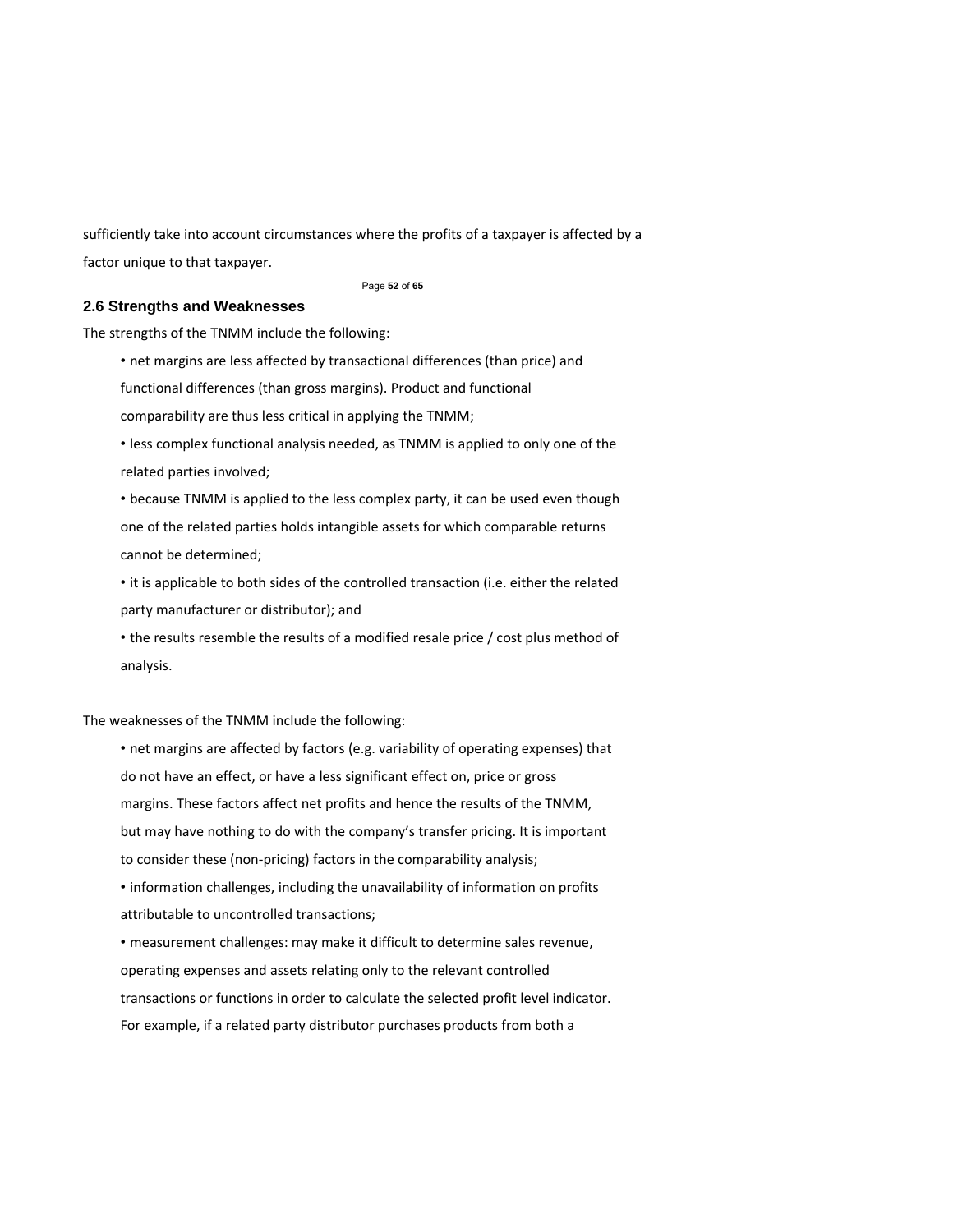sufficiently take into account circumstances where the profits of a taxpayer is affected by a factor unique to that taxpayer.

## 2.6 Strengths and Weaknesses

The strengths of the TNMM include the following:

- net margins are less affected by transactional differences (than price) and functional differences (than gross margins). Product and functional comparability are thus less critical in applying the TNMM;
- less complex functional analysis needed, as TNMM is applied to only one of the related parties involved;
- because TNMM is applied to the less complex party, it can be used even though one of the related parties holds intangible assets for which comparable returns cannot be determined;
- it is applicable to both sides of the controlled transaction (i.e. either the related party manufacturer or distributor); and
- the results resemble the results of a modified resale price / cost plus method of analysis.

The weaknesses of the TNMM include the following:

- net margins are affected by factors (e.g. variability of operating expenses) that do not have an effect, or have a less significant effect on, price or gross margins. These factors affect net profits and hence the results of the TNMM, but may have nothing to do with the company's transfer pricing. It is important to consider these (non-pricing) factors in the comparability analysis;
- information challenges, including the unavailability of information on profits attributable to uncontrolled transactions;
- measurement challenges: may make it difficult to determine sales revenue, operating expenses and assets relating only to the relevant controlled transactions or functions in order to calculate the selected profit level indicator. For example, if a related party distributor purchases products from both a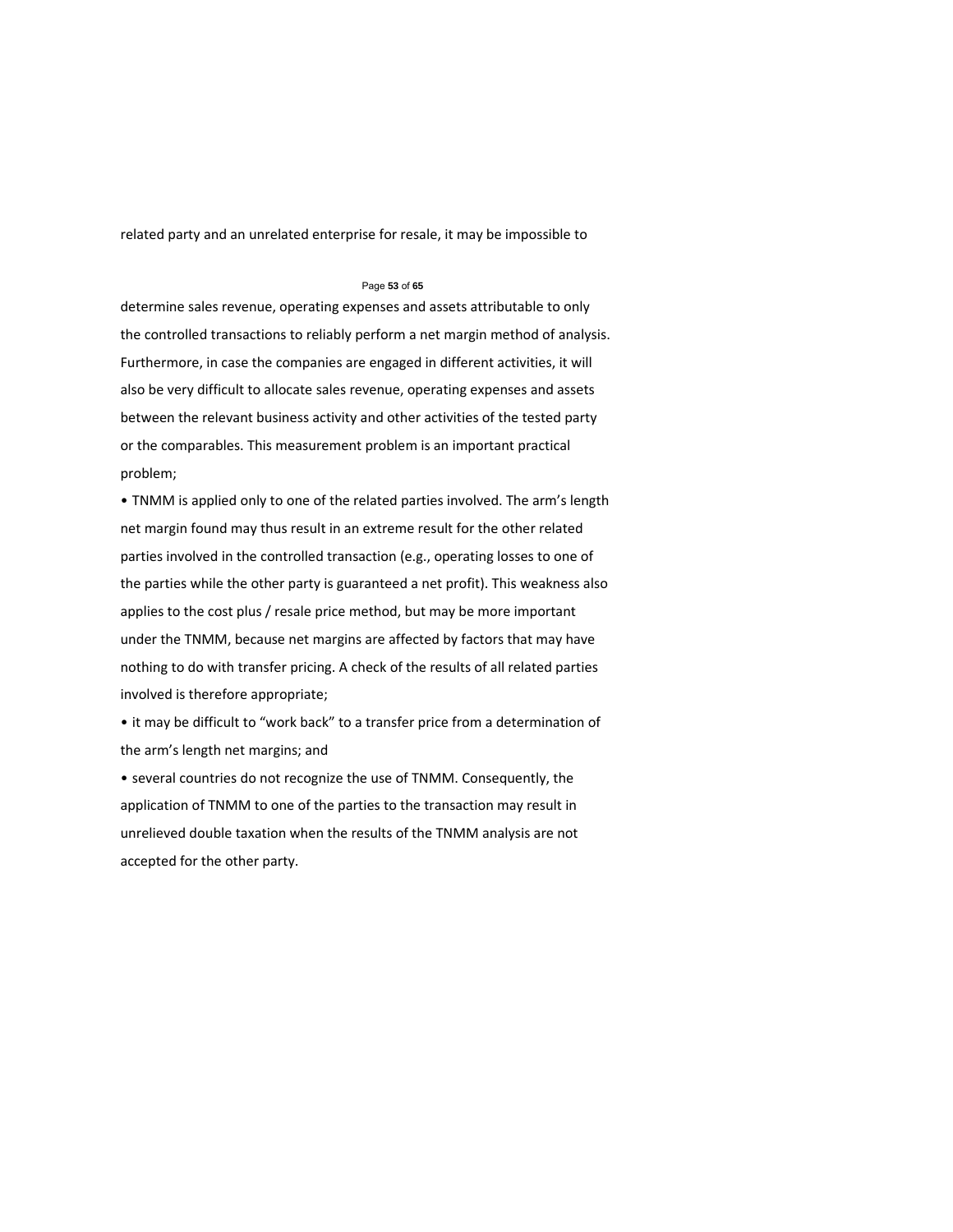related party and an unrelated enterprise for resale, it may be impossible to determine sales revenue, operating expenses and assets attributable to only the controlled transactions to reliably perform a net margin method of analysis. Furthermore, in case the companies are engaged in different activities, it will also be very difficult to allocate sales revenue, operating expenses and assets between the relevant business activity and other activities of the tested party or the comparables. This measurement problem is an important practical problem;

- TNMM is applied only to one of the related parties involved. The arm's length net margin found may thus result in an extreme result for the other related parties involved in the controlled transaction (e.g., operating losses to one of the parties while the other party is guaranteed a net profit). This weakness also applies to the cost plus / resale price method, but may be more important under the TNMM, because net margins are affected by factors that may have nothing to do with transfer pricing. A check of the results of all related parties involved is therefore appropriate;
- it may be difficult to "work back" to a transfer price from a determination of the arm's length net margins; and
- several countries do not recognize the use of TNMM. Consequently, the application of TNMM to one of the parties to the transaction may result in unrelieved double taxation when the results of the TNMM analysis are not accepted for the other party.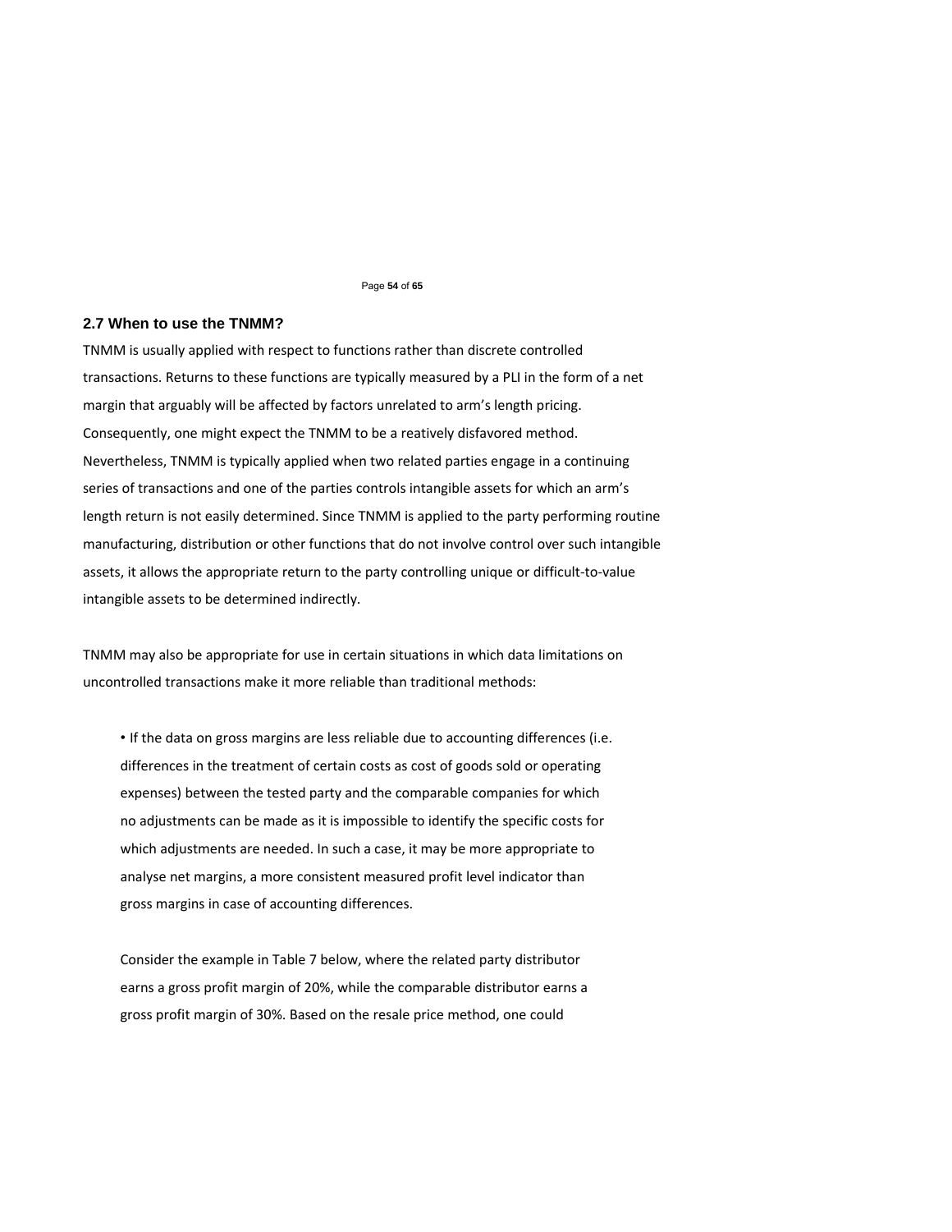## 2.7 When to use the TNMM?

TNMM is usually applied with respect to functions rather than discrete controlled transactions. Returns to these functions are typically measured by a PLI in the form of a net margin that arguably will be affected by factors unrelated to arm's length pricing. Consequently, one might expect the TNMM to be a reatively disfavored method. Nevertheless, TNMM is typically applied when two related parties engage in a continuing series of transactions and one of the parties controls intangible assets for which an arm's length return is not easily determined. Since TNMM is applied to the party performing routine manufacturing, distribution or other functions that do not involve control over such intangible assets, it allows the appropriate return to the party controlling unique or difficult-to-value intangible assets to be determined indirectly.

TNMM may also be appropriate for use in certain situations in which data limitations on uncontrolled transactions make it more reliable than traditional methods:

- If the data on gross margins are less reliable due to accounting differences (i.e. differences in the treatment of certain costs as cost of goods sold or operating expenses) between the tested party and the comparable companies for which no adjustments can be made as it is impossible to identify the specific costs for which adjustments are needed. In such a case, it may be more appropriate to analyse net margins, a more consistent measured profit level indicator than gross margins in case of accounting differences.

  Consider the example in Table 7 below, where the related party distributor earns a gross profit margin of 20%, while the comparable distributor earns a gross profit margin of 30%. Based on the resale price method, one could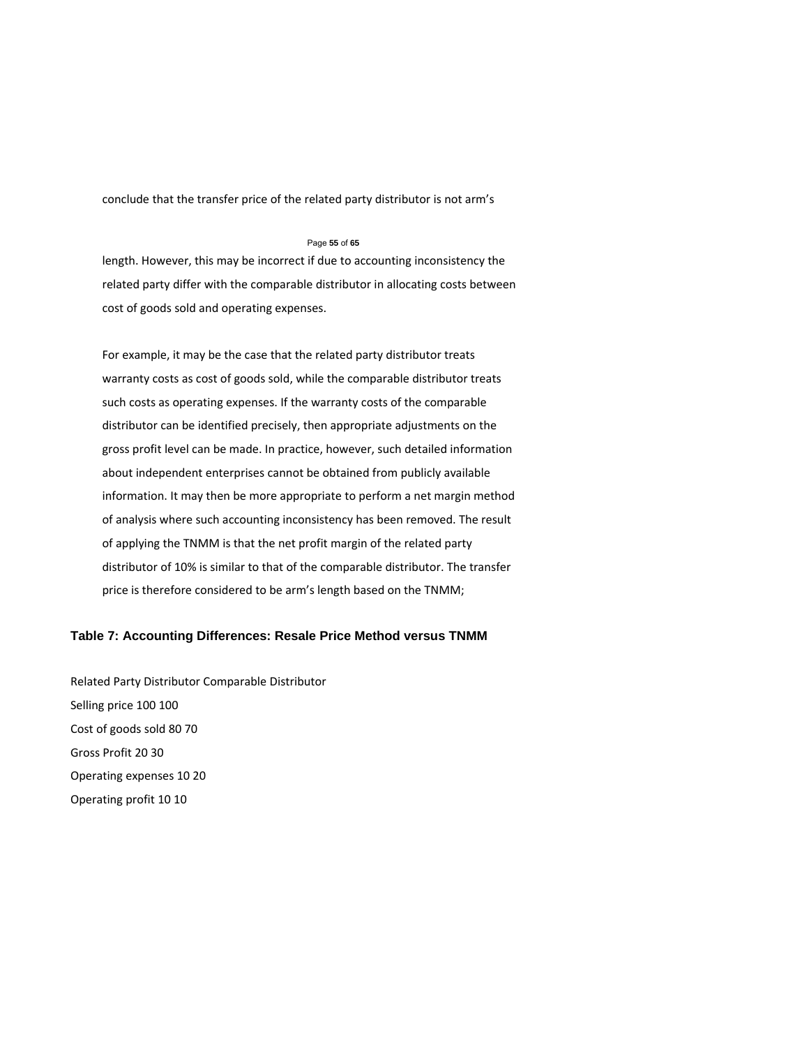conclude that the transfer price of the related party distributor is not arm's length. However, this may be incorrect if due to accounting inconsistency the related party differ with the comparable distributor in allocating costs between cost of goods sold and operating expenses.

For example, it may be the case that the related party distributor treats warranty costs as cost of goods sold, while the comparable distributor treats such costs as operating expenses. If the warranty costs of the comparable distributor can be identified precisely, then appropriate adjustments on the gross profit level can be made. In practice, however, such detailed information about independent enterprises cannot be obtained from publicly available information. It may then be more appropriate to perform a net margin method of analysis where such accounting inconsistency has been removed. The result of applying the TNMM is that the net profit margin of the related party distributor of 10% is similar to that of the comparable distributor. The transfer price is therefore considered to be arm's length based on the TNMM;

### Table 7: Accounting Differences: Resale Price Method versus TNMM

| | Related Party Distributor | Comparable Distributor |
|---|---|---|
| Selling price | 100 | 100 |
| Cost of goods sold | 80 | 70 |
| Gross Profit | 20 | 30 |
| Operating expenses | 10 | 20 |
| Operating profit | 10 | 10 |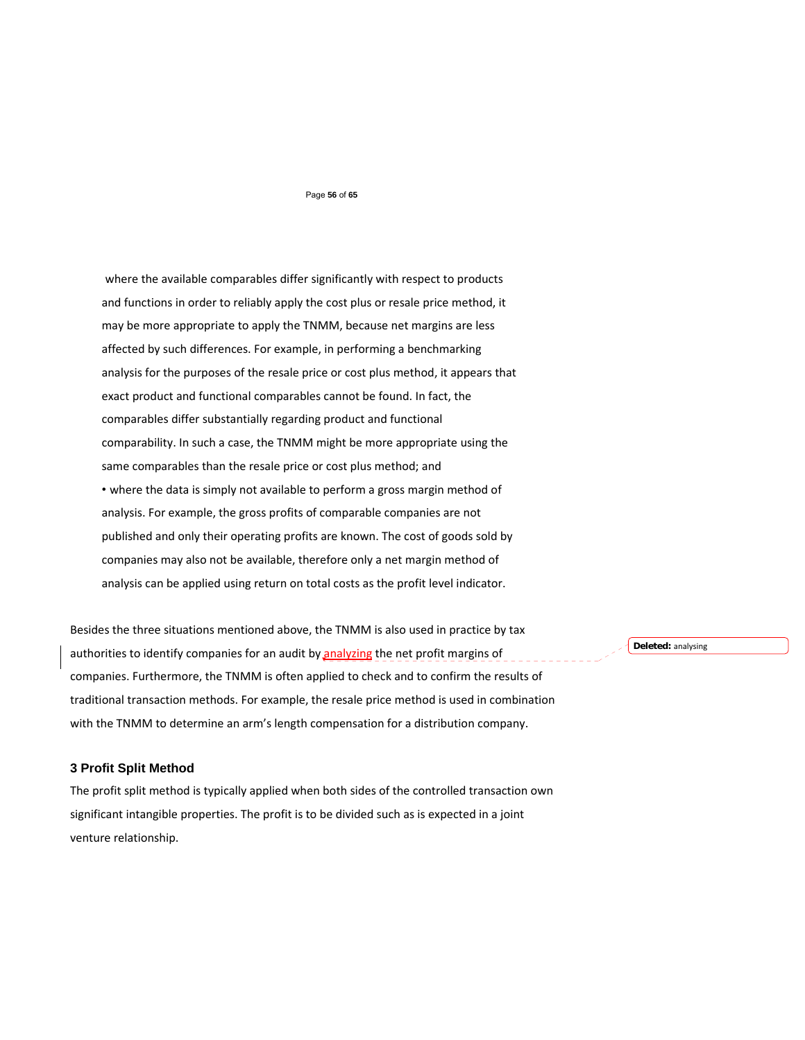where the available comparables differ significantly with respect to products and functions in order to reliably apply the cost plus or resale price method, it may be more appropriate to apply the TNMM, because net margins are less affected by such differences. For example, in performing a benchmarking analysis for the purposes of the resale price or cost plus method, it appears that exact product and functional comparables cannot be found. In fact, the comparables differ substantially regarding product and functional comparability. In such a case, the TNMM might be more appropriate using the same comparables than the resale price or cost plus method; and

- where the data is simply not available to perform a gross margin method of analysis. For example, the gross profits of comparable companies are not published and only their operating profits are known. The cost of goods sold by companies may also not be available, therefore only a net margin method of analysis can be applied using return on total costs as the profit level indicator.

Besides the three situations mentioned above, the TNMM is also used in practice by tax authorities to identify companies for an audit by analyzing the net profit margins of companies. Furthermore, the TNMM is often applied to check and to confirm the results of traditional transaction methods. For example, the resale price method is used in combination with the TNMM to determine an arm's length compensation for a distribution company.

### 3 Profit Split Method

The profit split method is typically applied when both sides of the controlled transaction own significant intangible properties. The profit is to be divided such as is expected in a joint venture relationship.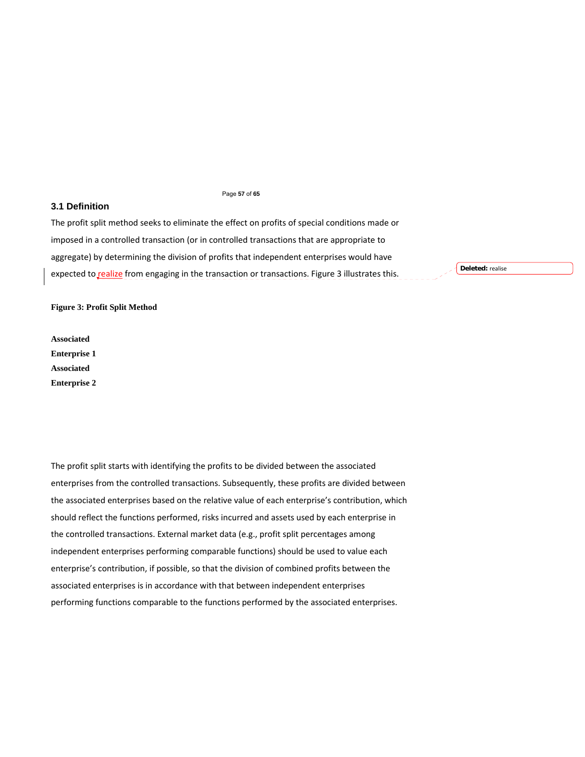## 3.1 Definition

The profit split method seeks to eliminate the effect on profits of special conditions made or imposed in a controlled transaction (or in controlled transactions that are appropriate to aggregate) by determining the division of profits that independent enterprises would have expected to realize from engaging in the transaction or transactions. Figure 3 illustrates this.

**Figure 3: Profit Split Method**

**Associated Enterprise 1**

**Associated Enterprise 2**

The profit split starts with identifying the profits to be divided between the associated enterprises from the controlled transactions. Subsequently, these profits are divided between the associated enterprises based on the relative value of each enterprise's contribution, which should reflect the functions performed, risks incurred and assets used by each enterprise in the controlled transactions. External market data (e.g., profit split percentages among independent enterprises performing comparable functions) should be used to value each enterprise's contribution, if possible, so that the division of combined profits between the associated enterprises is in accordance with that between independent enterprises performing functions comparable to the functions performed by the associated enterprises.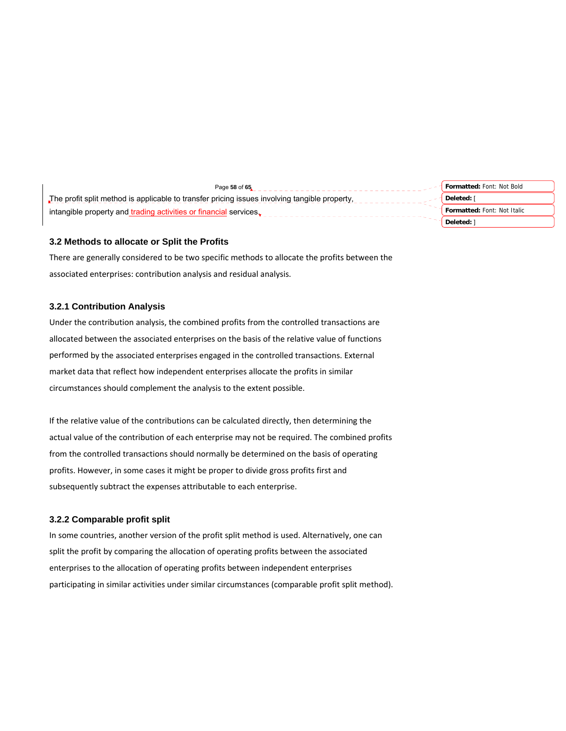The profit split method is applicable to transfer pricing issues involving tangible property, intangible property and trading activities or financial services.

### 3.2 Methods to allocate or Split the Profits

There are generally considered to be two specific methods to allocate the profits between the associated enterprises: contribution analysis and residual analysis.

#### 3.2.1 Contribution Analysis

Under the contribution analysis, the combined profits from the controlled transactions are allocated between the associated enterprises on the basis of the relative value of functions performed by the associated enterprises engaged in the controlled transactions. External market data that reflect how independent enterprises allocate the profits in similar circumstances should complement the analysis to the extent possible.

If the relative value of the contributions can be calculated directly, then determining the actual value of the contribution of each enterprise may not be required. The combined profits from the controlled transactions should normally be determined on the basis of operating profits. However, in some cases it might be proper to divide gross profits first and subsequently subtract the expenses attributable to each enterprise.

#### 3.2.2 Comparable profit split

In some countries, another version of the profit split method is used. Alternatively, one can split the profit by comparing the allocation of operating profits between the associated enterprises to the allocation of operating profits between independent enterprises participating in similar activities under similar circumstances (comparable profit split method).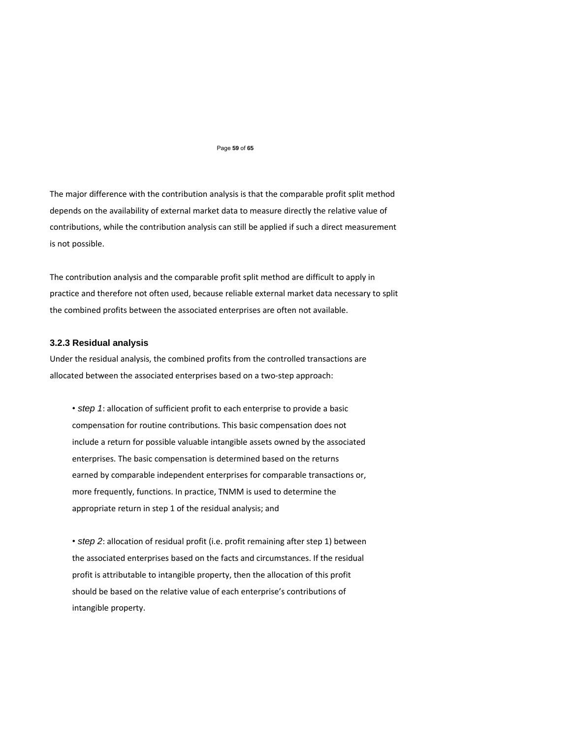The major difference with the contribution analysis is that the comparable profit split method depends on the availability of external market data to measure directly the relative value of contributions, while the contribution analysis can still be applied if such a direct measurement is not possible.

The contribution analysis and the comparable profit split method are difficult to apply in practice and therefore not often used, because reliable external market data necessary to split the combined profits between the associated enterprises are often not available.

### 3.2.3 Residual analysis

Under the residual analysis, the combined profits from the controlled transactions are allocated between the associated enterprises based on a two-step approach:

- *step 1*: allocation of sufficient profit to each enterprise to provide a basic compensation for routine contributions. This basic compensation does not include a return for possible valuable intangible assets owned by the associated enterprises. The basic compensation is determined based on the returns earned by comparable independent enterprises for comparable transactions or, more frequently, functions. In practice, TNMM is used to determine the appropriate return in step 1 of the residual analysis; and

- *step 2*: allocation of residual profit (i.e. profit remaining after step 1) between the associated enterprises based on the facts and circumstances. If the residual profit is attributable to intangible property, then the allocation of this profit should be based on the relative value of each enterprise's contributions of intangible property.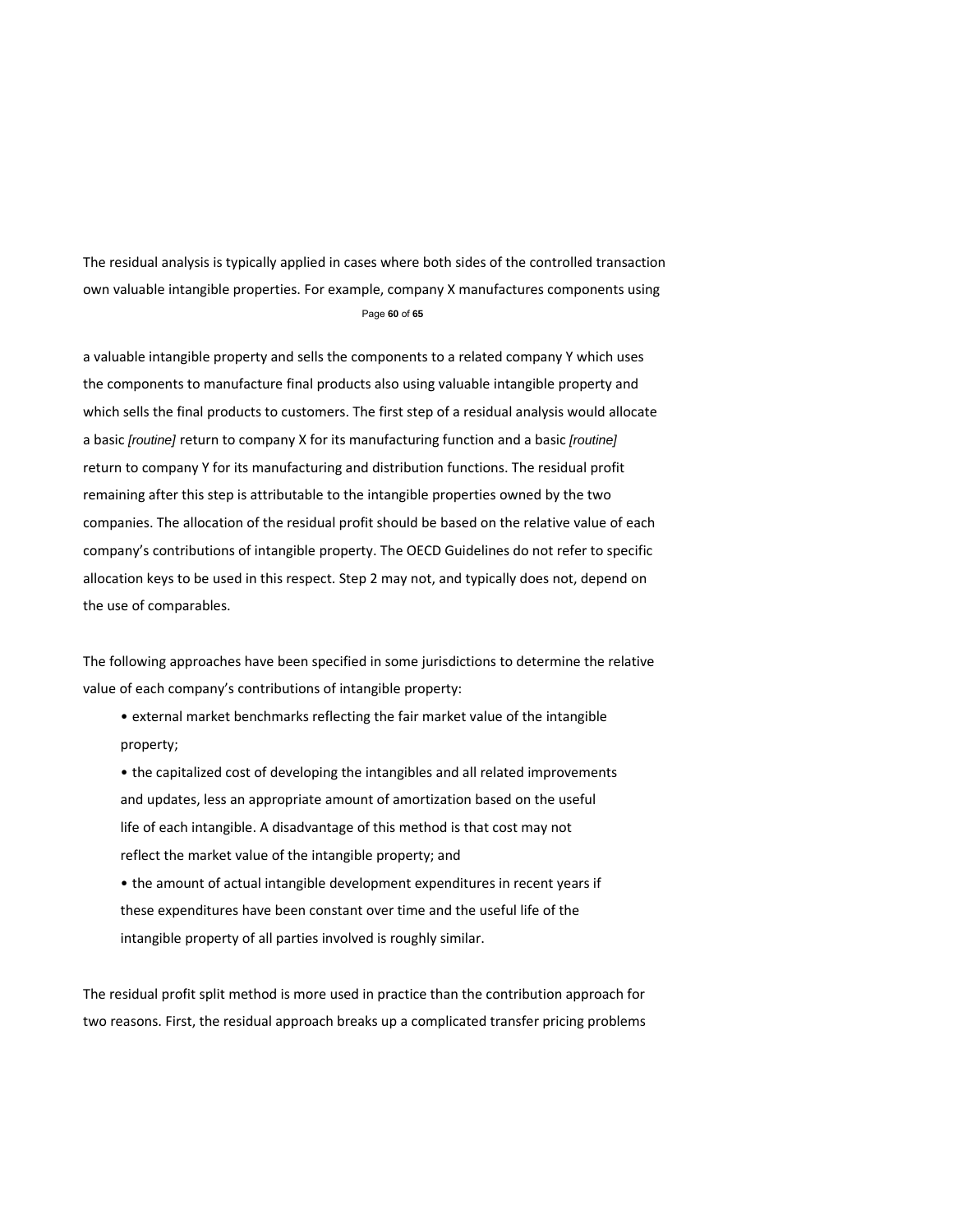The residual analysis is typically applied in cases where both sides of the controlled transaction own valuable intangible properties. For example, company X manufactures components using a valuable intangible property and sells the components to a related company Y which uses the components to manufacture final products also using valuable intangible property and which sells the final products to customers. The first step of a residual analysis would allocate a basic *[routine]* return to company X for its manufacturing function and a basic *[routine]* return to company Y for its manufacturing and distribution functions. The residual profit remaining after this step is attributable to the intangible properties owned by the two companies. The allocation of the residual profit should be based on the relative value of each company's contributions of intangible property. The OECD Guidelines do not refer to specific allocation keys to be used in this respect. Step 2 may not, and typically does not, depend on the use of comparables.

The following approaches have been specified in some jurisdictions to determine the relative value of each company's contributions of intangible property:

- external market benchmarks reflecting the fair market value of the intangible property;
- the capitalized cost of developing the intangibles and all related improvements and updates, less an appropriate amount of amortization based on the useful life of each intangible. A disadvantage of this method is that cost may not reflect the market value of the intangible property; and
- the amount of actual intangible development expenditures in recent years if these expenditures have been constant over time and the useful life of the intangible property of all parties involved is roughly similar.

The residual profit split method is more used in practice than the contribution approach for two reasons. First, the residual approach breaks up a complicated transfer pricing problems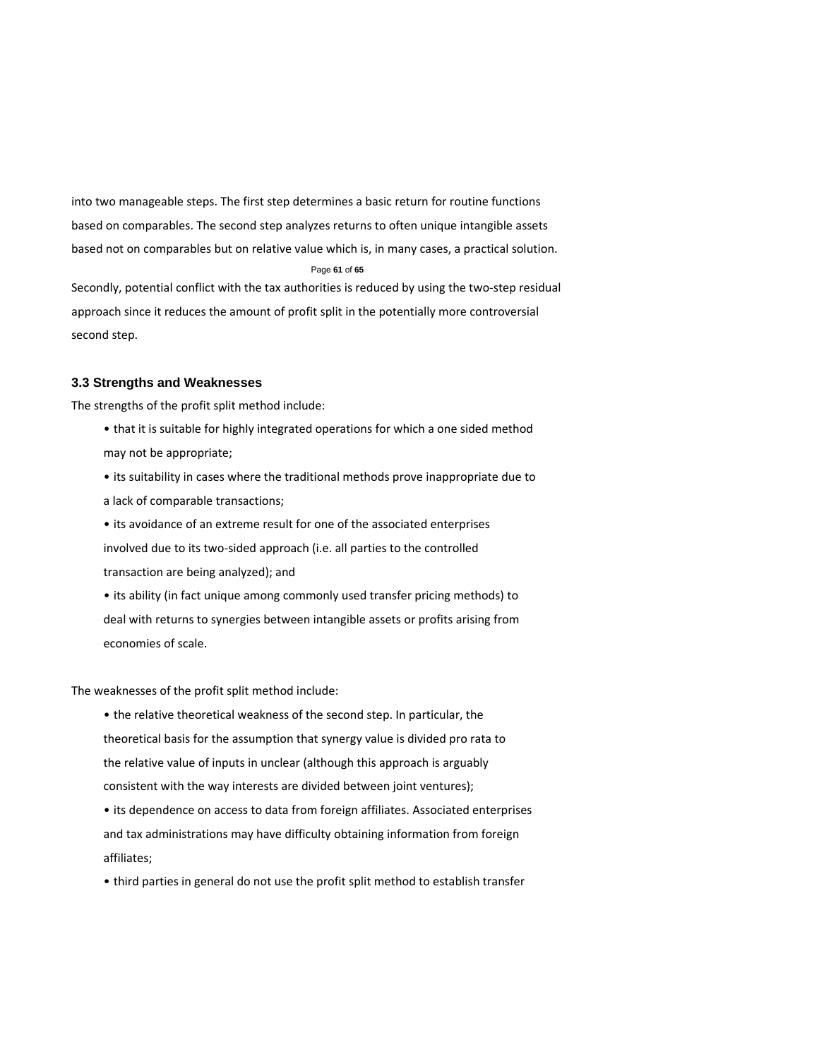into two manageable steps. The first step determines a basic return for routine functions based on comparables. The second step analyzes returns to often unique intangible assets based not on comparables but on relative value which is, in many cases, a practical solution.

Secondly, potential conflict with the tax authorities is reduced by using the two-step residual approach since it reduces the amount of profit split in the potentially more controversial second step.

### 3.3 Strengths and Weaknesses

The strengths of the profit split method include:

- that it is suitable for highly integrated operations for which a one sided method may not be appropriate;
- its suitability in cases where the traditional methods prove inappropriate due to a lack of comparable transactions;
- its avoidance of an extreme result for one of the associated enterprises involved due to its two-sided approach (i.e. all parties to the controlled transaction are being analyzed); and
- its ability (in fact unique among commonly used transfer pricing methods) to deal with returns to synergies between intangible assets or profits arising from economies of scale.

The weaknesses of the profit split method include:

- the relative theoretical weakness of the second step. In particular, the theoretical basis for the assumption that synergy value is divided pro rata to the relative value of inputs in unclear (although this approach is arguably consistent with the way interests are divided between joint ventures);
- its dependence on access to data from foreign affiliates. Associated enterprises and tax administrations may have difficulty obtaining information from foreign affiliates;
- third parties in general do not use the profit split method to establish transfer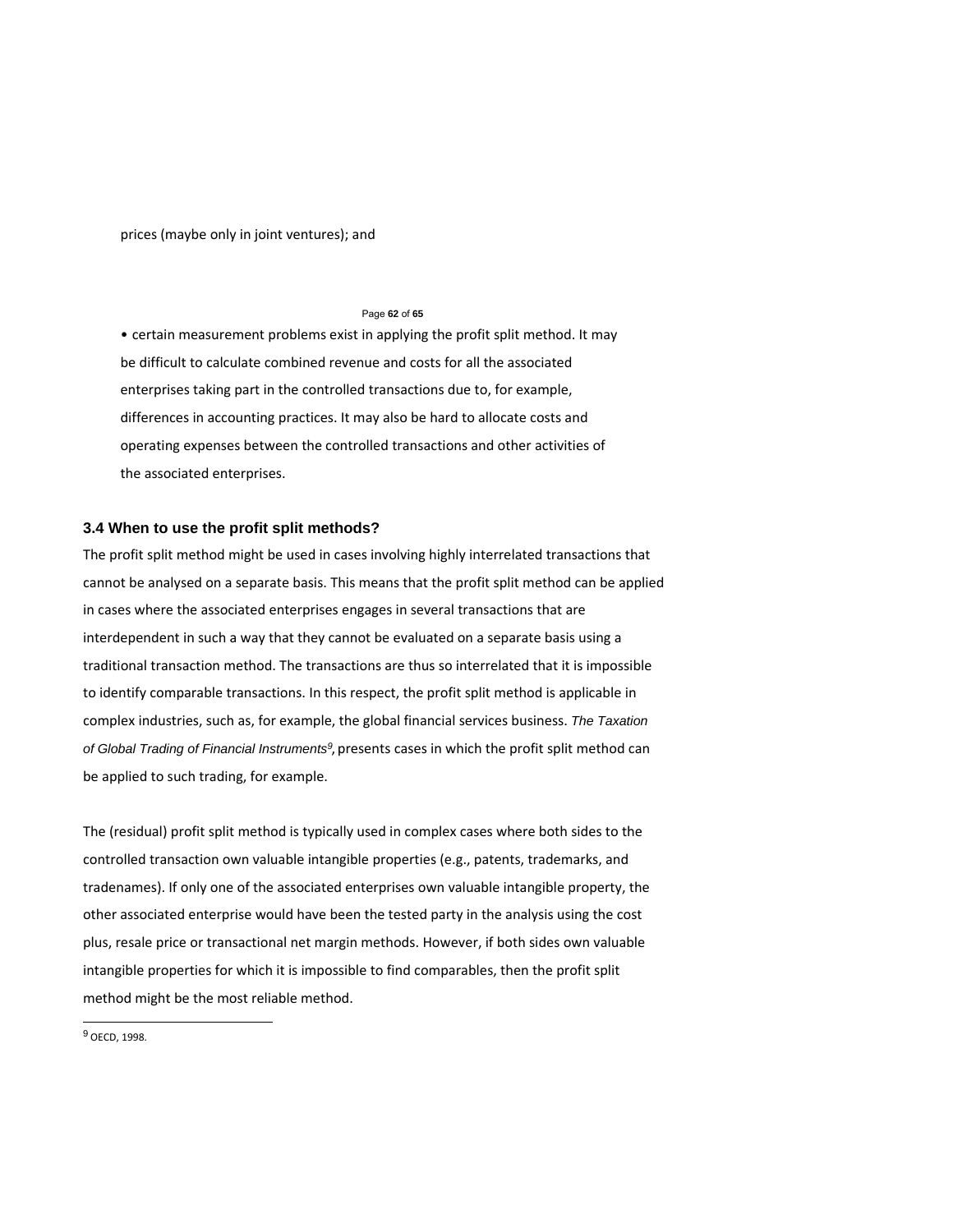prices (maybe only in joint ventures); and

• certain measurement problems exist in applying the profit split method. It may be difficult to calculate combined revenue and costs for all the associated enterprises taking part in the controlled transactions due to, for example, differences in accounting practices. It may also be hard to allocate costs and operating expenses between the controlled transactions and other activities of the associated enterprises.

### 3.4 When to use the profit split methods?

The profit split method might be used in cases involving highly interrelated transactions that cannot be analysed on a separate basis. This means that the profit split method can be applied in cases where the associated enterprises engages in several transactions that are interdependent in such a way that they cannot be evaluated on a separate basis using a traditional transaction method. The transactions are thus so interrelated that it is impossible to identify comparable transactions. In this respect, the profit split method is applicable in complex industries, such as, for example, the global financial services business. *The Taxation of Global Trading of Financial Instruments*[9], presents cases in which the profit split method can be applied to such trading, for example.

The (residual) profit split method is typically used in complex cases where both sides to the controlled transaction own valuable intangible properties (e.g., patents, trademarks, and tradenames). If only one of the associated enterprises own valuable intangible property, the other associated enterprise would have been the tested party in the analysis using the cost plus, resale price or transactional net margin methods. However, if both sides own valuable intangible properties for which it is impossible to find comparables, then the profit split method might be the most reliable method.

---

[9] OECD, 1998.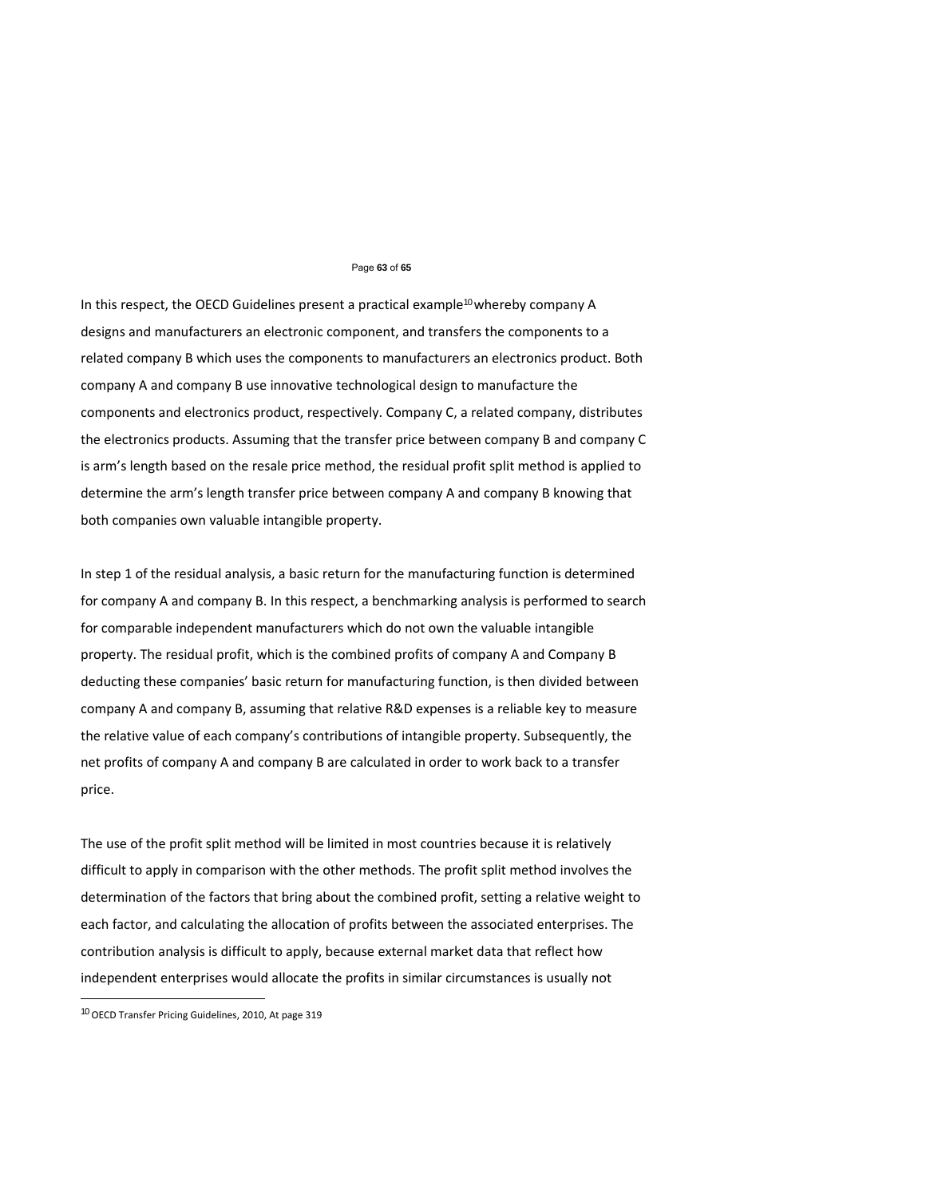In this respect, the OECD Guidelines present a practical example[10] whereby company A designs and manufacturers an electronic component, and transfers the components to a related company B which uses the components to manufacturers an electronics product. Both company A and company B use innovative technological design to manufacture the components and electronics product, respectively. Company C, a related company, distributes the electronics products. Assuming that the transfer price between company B and company C is arm's length based on the resale price method, the residual profit split method is applied to determine the arm's length transfer price between company A and company B knowing that both companies own valuable intangible property.

In step 1 of the residual analysis, a basic return for the manufacturing function is determined for company A and company B. In this respect, a benchmarking analysis is performed to search for comparable independent manufacturers which do not own the valuable intangible property. The residual profit, which is the combined profits of company A and Company B deducting these companies' basic return for manufacturing function, is then divided between company A and company B, assuming that relative R&D expenses is a reliable key to measure the relative value of each company's contributions of intangible property. Subsequently, the net profits of company A and company B are calculated in order to work back to a transfer price.

The use of the profit split method will be limited in most countries because it is relatively difficult to apply in comparison with the other methods. The profit split method involves the determination of the factors that bring about the combined profit, setting a relative weight to each factor, and calculating the allocation of profits between the associated enterprises. The contribution analysis is difficult to apply, because external market data that reflect how independent enterprises would allocate the profits in similar circumstances is usually not

[10] OECD Transfer Pricing Guidelines, 2010, At page 319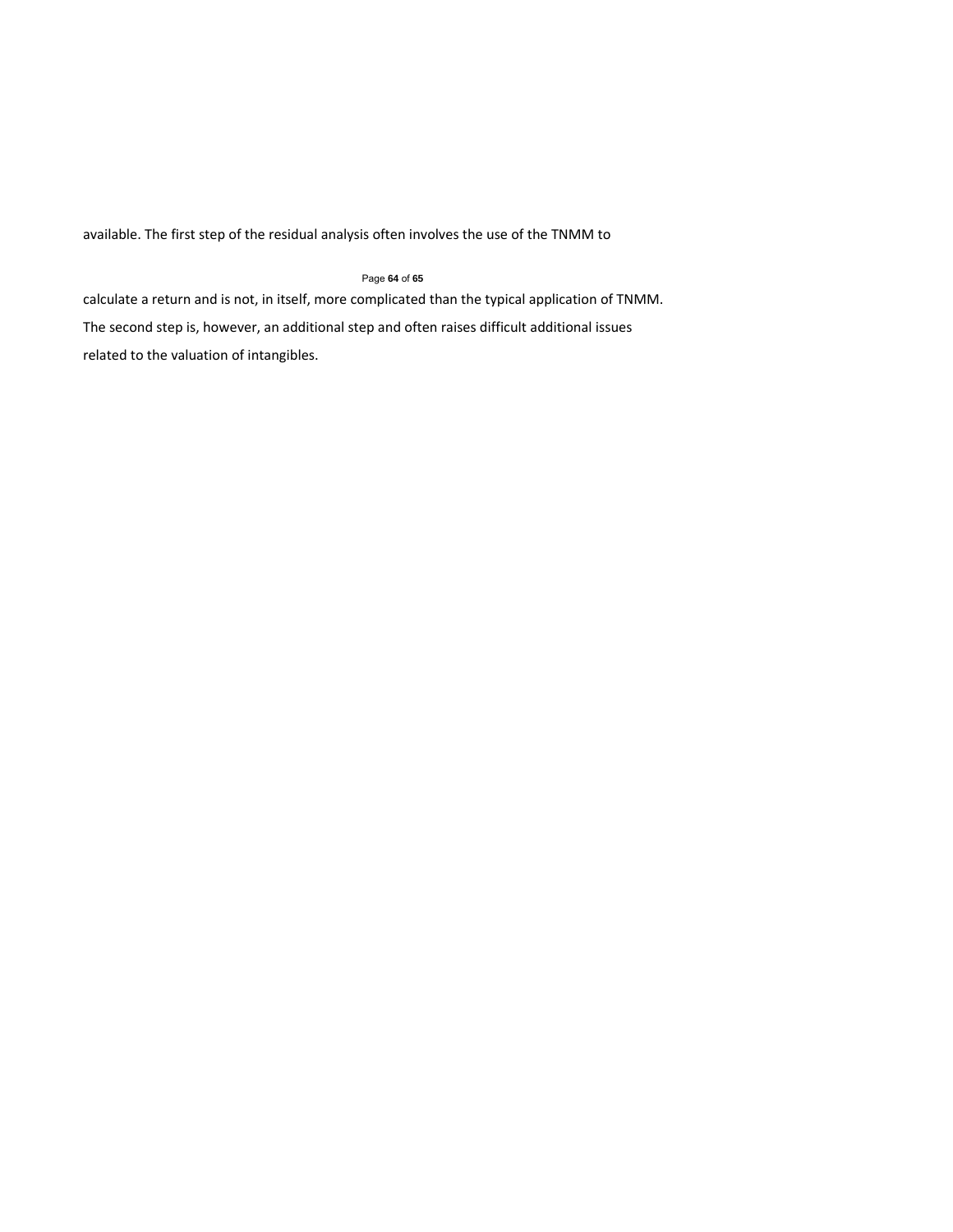available. The first step of the residual analysis often involves the use of the TNMM to

calculate a return and is not, in itself, more complicated than the typical application of TNMM. The second step is, however, an additional step and often raises difficult additional issues related to the valuation of intangibles.